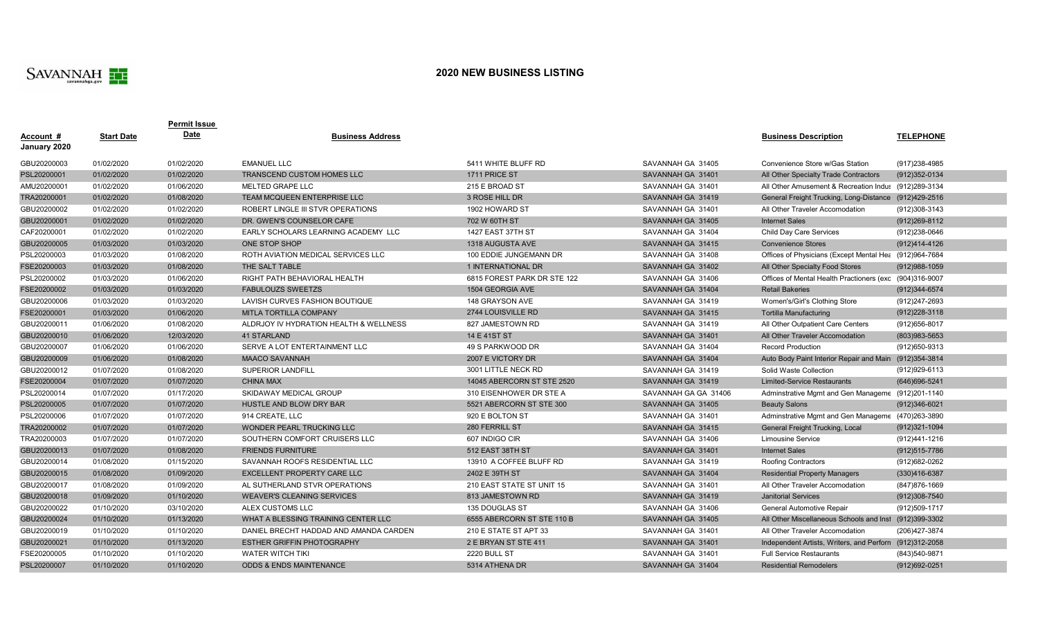SAVANNAH savannahga.gov

# 2020 NEW BUSINESS LISTING

| Account # | Start Date | Permit Issue Date | Business Address | | | Business Description | TELEPHONE |
|---|---|---|---|---|---|---|---|
| January 2020 | | | | | | | |
| GBU20200003 | 01/02/2020 | 01/02/2020 | EMANUEL LLC | 5411 WHITE BLUFF RD | SAVANNAH GA 31405 | Convenience Store w/Gas Station | (917)238-4985 |
| PSL20200001 | 01/02/2020 | 01/02/2020 | TRANSCEND CUSTOM HOMES LLC | 1711 PRICE ST | SAVANNAH GA 31401 | All Other Specialty Trade Contractors | (912)352-0134 |
| AMU20200001 | 01/02/2020 | 01/06/2020 | MELTED GRAPE LLC | 215 E BROAD ST | SAVANNAH GA 31401 | All Other Amusement & Recreation Indus | (912)289-3134 |
| TRA20200001 | 01/02/2020 | 01/08/2020 | TEAM MCQUEEN ENTERPRISE LLC | 3 ROSE HILL DR | SAVANNAH GA 31419 | General Freight Trucking, Long-Distance | (912)429-2516 |
| GBU20200002 | 01/02/2020 | 01/02/2020 | ROBERT LINGLE III STVR OPERATIONS | 1902 HOWARD ST | SAVANNAH GA 31401 | All Other Traveler Accomodation | (912)308-3143 |
| GBU20200001 | 01/02/2020 | 01/02/2020 | DR. GWEN'S COUNSELOR CAFE | 702 W 60TH ST | SAVANNAH GA 31405 | Internet Sales | (912)269-8112 |
| CAF20200001 | 01/02/2020 | 01/02/2020 | EARLY SCHOLARS LEARNING ACADEMY LLC | 1427 EAST 37TH ST | SAVANNAH GA 31404 | Child Day Care Services | (912)238-0646 |
| GBU20200005 | 01/03/2020 | 01/03/2020 | ONE STOP SHOP | 1318 AUGUSTA AVE | SAVANNAH GA 31415 | Convenience Stores | (912)414-4126 |
| PSL20200003 | 01/03/2020 | 01/08/2020 | ROTH AVIATION MEDICAL SERVICES LLC | 100 EDDIE JUNGEMANN DR | SAVANNAH GA 31408 | Offices of Physicians (Except Mental Hea | (912)964-7684 |
| FSE20200003 | 01/03/2020 | 01/08/2020 | THE SALT TABLE | 1 INTERNATIONAL DR | SAVANNAH GA 31402 | All Other Specialty Food Stores | (912)988-1059 |
| PSL20200002 | 01/03/2020 | 01/06/2020 | RIGHT PATH BEHAVIORAL HEALTH | 6815 FOREST PARK DR STE 122 | SAVANNAH GA 31406 | Offices of Mental Health Practioners (exc | (904)316-9007 |
| FSE20200002 | 01/03/2020 | 01/03/2020 | FABULOUZS SWEETZS | 1504 GEORGIA AVE | SAVANNAH GA 31404 | Retail Bakeries | (912)344-6574 |
| GBU20200006 | 01/03/2020 | 01/03/2020 | LAVISH CURVES FASHION BOUTIQUE | 148 GRAYSON AVE | SAVANNAH GA 31419 | Women's/Girl's Clothing Store | (912)247-2693 |
| FSE20200001 | 01/03/2020 | 01/06/2020 | MITLA TORTILLA COMPANY | 2744 LOUISVILLE RD | SAVANNAH GA 31415 | Tortilla Manufacturing | (912)228-3118 |
| GBU20200011 | 01/06/2020 | 01/08/2020 | ALDRJOY IV HYDRATION HEALTH & WELLNESS | 827 JAMESTOWN RD | SAVANNAH GA 31419 | All Other Outpatient Care Centers | (912)656-8017 |
| GBU20200010 | 01/06/2020 | 12/03/2020 | 41 STARLAND | 14 E 41ST ST | SAVANNAH GA 31401 | All Other Traveler Accomodation | (803)983-5653 |
| GBU20200007 | 01/06/2020 | 01/06/2020 | SERVE A LOT ENTERTAINMENT LLC | 49 S PARKWOOD DR | SAVANNAH GA 31404 | Record Production | (912)650-9313 |
| GBU20200009 | 01/06/2020 | 01/08/2020 | MAACO SAVANNAH | 2007 E VICTORY DR | SAVANNAH GA 31404 | Auto Body Paint Interior Repair and Main | (912)354-3814 |
| GBU20200012 | 01/07/2020 | 01/08/2020 | SUPERIOR LANDFILL | 3001 LITTLE NECK RD | SAVANNAH GA 31419 | Solid Waste Collection | (912)929-6113 |
| FSE20200004 | 01/07/2020 | 01/07/2020 | CHINA MAX | 14045 ABERCORN ST STE 2520 | SAVANNAH GA 31419 | Limited-Service Restaurants | (646)696-5241 |
| PSL20200014 | 01/07/2020 | 01/17/2020 | SKIDAWAY MEDICAL GROUP | 310 EISENHOWER DR STE A | SAVANNAH GA GA 31406 | Adminstrative Mgmt and Gen Manageme | (912)201-1140 |
| PSL20200005 | 01/07/2020 | 01/07/2020 | HUSTLE AND BLOW DRY BAR | 5521 ABERCORN ST STE 300 | SAVANNAH GA 31405 | Beauty Salons | (912)346-6021 |
| PSL20200006 | 01/07/2020 | 01/07/2020 | 914 CREATE, LLC | 920 E BOLTON ST | SAVANNAH GA 31401 | Adminstrative Mgmt and Gen Manageme | (470)263-3890 |
| TRA20200002 | 01/07/2020 | 01/07/2020 | WONDER PEARL TRUCKING LLC | 280 FERRILL ST | SAVANNAH GA 31415 | General Freight Trucking, Local | (912)321-1094 |
| TRA20200003 | 01/07/2020 | 01/07/2020 | SOUTHERN COMFORT CRUISERS LLC | 607 INDIGO CIR | SAVANNAH GA 31406 | Limousine Service | (912)441-1216 |
| GBU20200013 | 01/07/2020 | 01/08/2020 | FRIENDS FURNITURE | 512 EAST 38TH ST | SAVANNAH GA 31401 | Internet Sales | (912)515-7786 |
| GBU20200014 | 01/08/2020 | 01/15/2020 | SAVANNAH ROOFS RESIDENTIAL LLC | 13910 A COFFEE BLUFF RD | SAVANNAH GA 31419 | Roofing Contractors | (912)682-0262 |
| GBU20200015 | 01/08/2020 | 01/09/2020 | EXCELLENT PROPERTY CARE LLC | 2402 E 39TH ST | SAVANNAH GA 31404 | Residential Property Managers | (330)416-6387 |
| GBU20200017 | 01/08/2020 | 01/09/2020 | AL SUTHERLAND STVR OPERATIONS | 210 EAST STATE ST UNIT 15 | SAVANNAH GA 31401 | All Other Traveler Accomodation | (847)876-1669 |
| GBU20200018 | 01/09/2020 | 01/10/2020 | WEAVER'S CLEANING SERVICES | 813 JAMESTOWN RD | SAVANNAH GA 31419 | Janitorial Services | (912)308-7540 |
| GBU20200022 | 01/10/2020 | 03/10/2020 | ALEX CUSTOMS LLC | 135 DOUGLAS ST | SAVANNAH GA 31406 | General Automotive Repair | (912)509-1717 |
| GBU20200024 | 01/10/2020 | 01/13/2020 | WHAT A BLESSING TRAINING CENTER LLC | 6555 ABERCORN ST STE 110 B | SAVANNAH GA 31405 | All Other Miscellaneous Schools and Inst | (912)399-3302 |
| GBU20200019 | 01/10/2020 | 01/10/2020 | DANIEL BRECHT HADDAD AND AMANDA CARDEN | 210 E STATE ST APT 33 | SAVANNAH GA 31401 | All Other Traveler Accomodation | (206)427-3874 |
| GBU20200021 | 01/10/2020 | 01/13/2020 | ESTHER GRIFFIN PHOTOGRAPHY | 2 E BRYAN ST STE 411 | SAVANNAH GA 31401 | Independent Artists, Writers, and Perforn | (912)312-2058 |
| FSE20200005 | 01/10/2020 | 01/10/2020 | WATER WITCH TIKI | 2220 BULL ST | SAVANNAH GA 31401 | Full Service Restaurants | (843)540-9871 |
| PSL20200007 | 01/10/2020 | 01/10/2020 | ODDS & ENDS MAINTENANCE | 5314 ATHENA DR | SAVANNAH GA 31404 | Residential Remodelers | (912)692-0251 |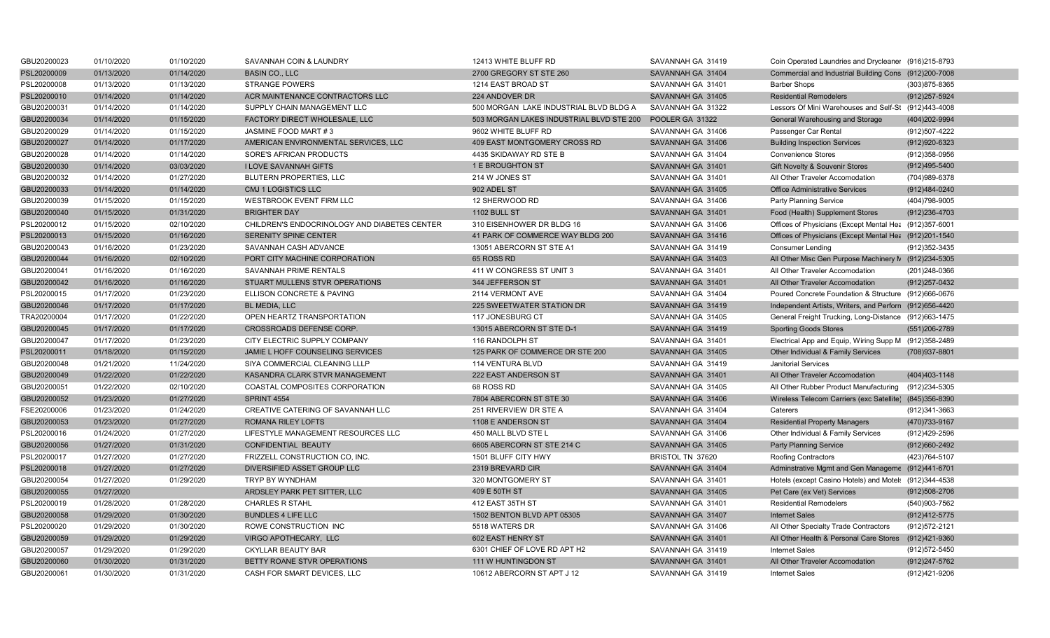| | | | | | | | |
|---|---|---|---|---|---|---|---|
| GBU20200023 | 01/10/2020 | 01/10/2020 | SAVANNAH COIN & LAUNDRY | 12413 WHITE BLUFF RD | SAVANNAH GA 31419 | Coin Operated Laundries and Drycleaner | (916)215-8793 |
| PSL20200009 | 01/13/2020 | 01/14/2020 | BASIN CO., LLC | 2700 GREGORY ST STE 260 | SAVANNAH GA 31404 | Commercial and Industrial Building Cons | (912)200-7008 |
| PSL20200008 | 01/13/2020 | 01/13/2020 | STRANGE POWERS | 1214 EAST BROAD ST | SAVANNAH GA 31401 | Barber Shops | (303)875-8365 |
| PSL20200010 | 01/14/2020 | 01/14/2020 | ACR MAINTENANCE CONTRACTORS LLC | 224 ANDOVER DR | SAVANNAH GA 31405 | Residential Remodelers | (912)257-5924 |
| GBU20200031 | 01/14/2020 | 01/14/2020 | SUPPLY CHAIN MANAGEMENT LLC | 500 MORGAN LAKE INDUSTRIAL BLVD BLDG A | SAVANNAH GA 31322 | Lessors Of Mini Warehouses and Self-St | (912)443-4008 |
| GBU20200034 | 01/14/2020 | 01/15/2020 | FACTORY DIRECT WHOLESALE, LLC | 503 MORGAN LAKES INDUSTRIAL BLVD STE 200 | POOLER GA 31322 | General Warehousing and Storage | (404)202-9994 |
| GBU20200029 | 01/14/2020 | 01/15/2020 | JASMINE FOOD MART # 3 | 9602 WHITE BLUFF RD | SAVANNAH GA 31406 | Passenger Car Rental | (912)507-4222 |
| GBU20200027 | 01/14/2020 | 01/17/2020 | AMERICAN ENVIRONMENTAL SERVICES, LLC | 409 EAST MONTGOMERY CROSS RD | SAVANNAH GA 31406 | Building Inspection Services | (912)920-6323 |
| GBU20200028 | 01/14/2020 | 01/14/2020 | SORE'S AFRICAN PRODUCTS | 4435 SKIDAWAY RD STE B | SAVANNAH GA 31404 | Convenience Stores | (912)358-0956 |
| GBU20200030 | 01/14/2020 | 03/03/2020 | I LOVE SAVANNAH GIFTS | 1 E BROUGHTON ST | SAVANNAH GA 31401 | Gift Novelty & Souvenir Stores | (912)495-5400 |
| GBU20200032 | 01/14/2020 | 01/27/2020 | BLUTERN PROPERTIES, LLC | 214 W JONES ST | SAVANNAH GA 31401 | All Other Traveler Accomodation | (704)989-6378 |
| GBU20200033 | 01/14/2020 | 01/14/2020 | CMJ 1 LOGISTICS LLC | 902 ADEL ST | SAVANNAH GA 31405 | Office Administrative Services | (912)484-0240 |
| GBU20200039 | 01/15/2020 | 01/15/2020 | WESTBROOK EVENT FIRM LLC | 12 SHERWOOD RD | SAVANNAH GA 31406 | Party Planning Service | (404)798-9005 |
| GBU20200040 | 01/15/2020 | 01/31/2020 | BRIGHTER DAY | 1102 BULL ST | SAVANNAH GA 31401 | Food (Health) Supplement Stores | (912)236-4703 |
| PSL20200012 | 01/15/2020 | 02/10/2020 | CHILDREN'S ENDOCRINOLOGY AND DIABETES CENTER | 310 EISENHOWER DR BLDG 16 | SAVANNAH GA 31406 | Offices of Physicians (Except Mental Hea | (912)357-6001 |
| PSL20200013 | 01/15/2020 | 01/16/2020 | SERENITY SPINE CENTER | 41 PARK OF COMMERCE WAY BLDG 200 | SAVANNAH GA 31416 | Offices of Physicians (Except Mental Hea | (912)201-1540 |
| GBU20200043 | 01/16/2020 | 01/23/2020 | SAVANNAH CASH ADVANCE | 13051 ABERCORN ST STE A1 | SAVANNAH GA 31419 | Consumer Lending | (912)352-3435 |
| GBU20200044 | 01/16/2020 | 02/10/2020 | PORT CITY MACHINE CORPORATION | 65 ROSS RD | SAVANNAH GA 31403 | All Other Misc Gen Purpose Machinery M | (912)234-5305 |
| GBU20200041 | 01/16/2020 | 01/16/2020 | SAVANNAH PRIME RENTALS | 411 W CONGRESS ST UNIT 3 | SAVANNAH GA 31401 | All Other Traveler Accomodation | (201)248-0366 |
| GBU20200042 | 01/16/2020 | 01/16/2020 | STUART MULLENS STVR OPERATIONS | 344 JEFFERSON ST | SAVANNAH GA 31401 | All Other Traveler Accomodation | (912)257-0432 |
| PSL20200015 | 01/17/2020 | 01/23/2020 | ELLISON CONCRETE & PAVING | 2114 VERMONT AVE | SAVANNAH GA 31404 | Poured Concrete Foundation & Structure | (912)666-0676 |
| GBU20200046 | 01/17/2020 | 01/17/2020 | BL MEDIA, LLC | 225 SWEETWATER STATION DR | SAVANNAH GA 31419 | Independent Artists, Writers, and Perforn | (912)656-4420 |
| TRA20200004 | 01/17/2020 | 01/22/2020 | OPEN HEARTZ TRANSPORTATION | 117 JONESBURG CT | SAVANNAH GA 31405 | General Freight Trucking, Long-Distance | (912)663-1475 |
| GBU20200045 | 01/17/2020 | 01/17/2020 | CROSSROADS DEFENSE CORP. | 13015 ABERCORN ST STE D-1 | SAVANNAH GA 31419 | Sporting Goods Stores | (551)206-2789 |
| GBU20200047 | 01/17/2020 | 01/23/2020 | CITY ELECTRIC SUPPLY COMPANY | 116 RANDOLPH ST | SAVANNAH GA 31401 | Electrical App and Equip, Wiring Supp M | (912)358-2489 |
| PSL20200011 | 01/18/2020 | 01/15/2020 | JAMIE L HOFF COUNSELING SERVICES | 125 PARK OF COMMERCE DR STE 200 | SAVANNAH GA 31405 | Other Individual & Family Services | (708)937-8801 |
| GBU20200048 | 01/21/2020 | 11/24/2020 | SIYA COMMERCIAL CLEANING LLLP | 114 VENTURA BLVD | SAVANNAH GA 31419 | Janitorial Services | |
| GBU20200049 | 01/22/2020 | 01/22/2020 | KASANDRA CLARK STVR MANAGEMENT | 222 EAST ANDERSON ST | SAVANNAH GA 31401 | All Other Traveler Accomodation | (404)403-1148 |
| GBU20200051 | 01/22/2020 | 02/10/2020 | COASTAL COMPOSITES CORPORATION | 68 ROSS RD | SAVANNAH GA 31405 | All Other Rubber Product Manufacturing | (912)234-5305 |
| GBU20200052 | 01/23/2020 | 01/27/2020 | SPRINT 4554 | 7804 ABERCORN ST STE 30 | SAVANNAH GA 31406 | Wireless Telecom Carriers (exc Satellite) | (845)356-8390 |
| FSE20200006 | 01/23/2020 | 01/24/2020 | CREATIVE CATERING OF SAVANNAH LLC | 251 RIVERVIEW DR STE A | SAVANNAH GA 31404 | Caterers | (912)341-3663 |
| GBU20200053 | 01/23/2020 | 01/27/2020 | ROMANA RILEY LOFTS | 1108 E ANDERSON ST | SAVANNAH GA 31404 | Residential Property Managers | (470)733-9167 |
| PSL20200016 | 01/24/2020 | 01/27/2020 | LIFESTYLE MANAGEMENT RESOURCES LLC | 450 MALL BLVD STE L | SAVANNAH GA 31406 | Other Individual & Family Services | (912)429-2596 |
| GBU20200056 | 01/27/2020 | 01/31/2020 | CONFIDENTIAL BEAUTY | 6605 ABERCORN ST STE 214 C | SAVANNAH GA 31405 | Party Planning Service | (912)660-2492 |
| PSL20200017 | 01/27/2020 | 01/27/2020 | FRIZZELL CONSTRUCTION CO, INC. | 1501 BLUFF CITY HWY | BRISTOL TN 37620 | Roofing Contractors | (423)764-5107 |
| PSL20200018 | 01/27/2020 | 01/27/2020 | DIVERSIFIED ASSET GROUP LLC | 2319 BREVARD CIR | SAVANNAH GA 31404 | Adminstrative Mgmt and Gen Manageme | (912)441-6701 |
| GBU20200054 | 01/27/2020 | 01/29/2020 | TRYP BY WYNDHAM | 320 MONTGOMERY ST | SAVANNAH GA 31401 | Hotels (except Casino Hotels) and Motels | (912)344-4538 |
| GBU20200055 | 01/27/2020 | | ARDSLEY PARK PET SITTER, LLC | 409 E 50TH ST | SAVANNAH GA 31405 | Pet Care (ex Vet) Services | (912)508-2706 |
| PSL20200019 | 01/28/2020 | 01/28/2020 | CHARLES R STAHL | 412 EAST 35TH ST | SAVANNAH GA 31401 | Residential Remodelers | (540)903-7562 |
| GBU20200058 | 01/29/2020 | 01/30/2020 | BUNDLES 4 LIFE LLC | 1502 BENTON BLVD APT 05305 | SAVANNAH GA 31407 | Internet Sales | (912)412-5775 |
| PSL20200020 | 01/29/2020 | 01/30/2020 | ROWE CONSTRUCTION INC | 5518 WATERS DR | SAVANNAH GA 31406 | All Other Specialty Trade Contractors | (912)572-2121 |
| GBU20200059 | 01/29/2020 | 01/29/2020 | VIRGO APOTHECARY, LLC | 602 EAST HENRY ST | SAVANNAH GA 31401 | All Other Health & Personal Care Stores | (912)421-9360 |
| GBU20200057 | 01/29/2020 | 01/29/2020 | CKYLLAR BEAUTY BAR | 6301 CHIEF OF LOVE RD APT H2 | SAVANNAH GA 31419 | Internet Sales | (912)572-5450 |
| GBU20200060 | 01/30/2020 | 01/31/2020 | BETTY ROANE STVR OPERATIONS | 111 W HUNTINGDON ST | SAVANNAH GA 31401 | All Other Traveler Accomodation | (912)247-5762 |
| GBU20200061 | 01/30/2020 | 01/31/2020 | CASH FOR SMART DEVICES, LLC | 10612 ABERCORN ST APT J 12 | SAVANNAH GA 31419 | Internet Sales | (912)421-9206 |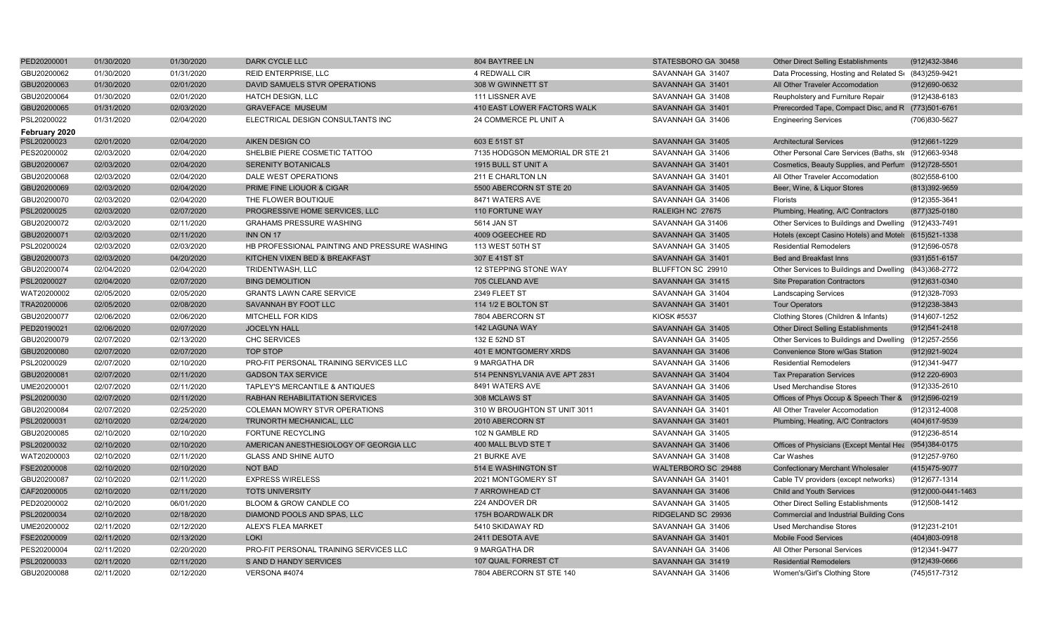| | | | | | | | |
|---|---|---|---|---|---|---|---|
| PED20200001 | 01/30/2020 | 01/30/2020 | DARK CYCLE LLC | 804 BAYTREE LN | STATESBORO GA 30458 | Other Direct Selling Establishments | (912)432-3846 |
| GBU20200062 | 01/30/2020 | 01/31/2020 | REID ENTERPRISE, LLC | 4 REDWALL CIR | SAVANNAH GA 31407 | Data Processing, Hosting and Related S | (843)259-9421 |
| GBU20200063 | 01/30/2020 | 02/01/2020 | DAVID SAMUELS STVR OPERATIONS | 308 W GWINNETT ST | SAVANNAH GA 31401 | All Other Traveler Accomodation | (912)690-0632 |
| GBU20200064 | 01/30/2020 | 02/01/2020 | HATCH DESIGN, LLC | 111 LISSNER AVE | SAVANNAH GA 31408 | Reupholstery and Furniture Repair | (912)438-6183 |
| GBU20200065 | 01/31/2020 | 02/03/2020 | GRAVEFACE MUSEUM | 410 EAST LOWER FACTORS WALK | SAVANNAH GA 31401 | Prerecorded Tape, Compact Disc, and R | (773)501-6761 |
| PSL20200022 | 01/31/2020 | 02/04/2020 | ELECTRICAL DESIGN CONSULTANTS INC | 24 COMMERCE PL UNIT A | SAVANNAH GA 31406 | Engineering Services | (706)830-5627 |
| **February 2020** | | | | | | | |
| PSL20200023 | 02/01/2020 | 02/04/2020 | AIKEN DESIGN CO | 603 E 51ST ST | SAVANNAH GA 31405 | Architectural Services | (912)661-1229 |
| PES20200002 | 02/03/2020 | 02/04/2020 | SHELBIE PIERE COSMETIC TATTOO | 7135 HODGSON MEMORIAL DR STE 21 | SAVANNAH GA 31406 | Other Personal Care Services (Baths, ste | (912)663-9348 |
| GBU20200067 | 02/03/2020 | 02/04/2020 | SERENITY BOTANICALS | 1915 BULL ST UNIT A | SAVANNAH GA 31401 | Cosmetics, Beauty Supplies, and Perfum | (912)728-5501 |
| GBU20200068 | 02/03/2020 | 02/04/2020 | DALE WEST OPERATIONS | 211 E CHARLTON LN | SAVANNAH GA 31401 | All Other Traveler Accomodation | (802)558-6100 |
| GBU20200069 | 02/03/2020 | 02/04/2020 | PRIME FINE LIOUOR & CIGAR | 5500 ABERCORN ST STE 20 | SAVANNAH GA 31405 | Beer, Wine, & Liquor Stores | (813)392-9659 |
| GBU20200070 | 02/03/2020 | 02/04/2020 | THE FLOWER BOUTIQUE | 8471 WATERS AVE | SAVANNAH GA 31406 | Florists | (912)355-3641 |
| PSL20200025 | 02/03/2020 | 02/07/2020 | PROGRESSIVE HOME SERVICES, LLC | 110 FORTUNE WAY | RALEIGH NC 27675 | Plumbing, Heating, A/C Contractors | (877)325-0180 |
| GBU20200072 | 02/03/2020 | 02/11/2020 | GRAHAMS PRESSURE WASHING | 5614 JAN ST | SAVANNAH GA 31406 | Other Services to Buildings and Dwelling | (912)433-7491 |
| GBU20200071 | 02/03/2020 | 02/11/2020 | INN ON 17 | 4009 OGEECHEE RD | SAVANNAH GA 31405 | Hotels (except Casino Hotels) and Motels | (615)521-1338 |
| PSL20200024 | 02/03/2020 | 02/03/2020 | HB PROFESSIONAL PAINTING AND PRESSURE WASHING | 113 WEST 50TH ST | SAVANNAH GA 31405 | Residential Remodelers | (912)596-0578 |
| GBU20200073 | 02/03/2020 | 04/20/2020 | KITCHEN VIXEN BED & BREAKFAST | 307 E 41ST ST | SAVANNAH GA 31401 | Bed and Breakfast Inns | (931)551-6157 |
| GBU20200074 | 02/04/2020 | 02/04/2020 | TRIDENTWASH, LLC | 12 STEPPING STONE WAY | BLUFFTON SC 29910 | Other Services to Buildings and Dwelling | (843)368-2772 |
| PSL20200027 | 02/04/2020 | 02/07/2020 | BING DEMOLITION | 705 CLELAND AVE | SAVANNAH GA 31415 | Site Preparation Contractors | (912)631-0340 |
| WAT20200002 | 02/05/2020 | 02/05/2020 | GRANTS LAWN CARE SERVICE | 2349 FLEET ST | SAVANNAH GA 31404 | Landscaping Services | (912)328-7093 |
| TRA20200006 | 02/05/2020 | 02/08/2020 | SAVANNAH BY FOOT LLC | 114 1/2 E BOLTON ST | SAVANNAH GA 31401 | Tour Operators | (912)238-3843 |
| GBU20200077 | 02/06/2020 | 02/06/2020 | MITCHELL FOR KIDS | 7804 ABERCORN ST | KIOSK #5537 | Clothing Stores (Children & Infants) | (914)607-1252 |
| PED20190021 | 02/06/2020 | 02/07/2020 | JOCELYN HALL | 142 LAGUNA WAY | SAVANNAH GA 31405 | Other Direct Selling Establishments | (912)541-2418 |
| GBU20200079 | 02/07/2020 | 02/13/2020 | CHC SERVICES | 132 E 52ND ST | SAVANNAH GA 31405 | Other Services to Buildings and Dwelling | (912)257-2556 |
| GBU20200080 | 02/07/2020 | 02/07/2020 | TOP STOP | 401 E MONTGOMERY XRDS | SAVANNAH GA 31406 | Convenience Store w/Gas Station | (912)921-9024 |
| PSL20200029 | 02/07/2020 | 02/10/2020 | PRO-FIT PERSONAL TRAINING SERVICES LLC | 9 MARGATHA DR | SAVANNAH GA 31406 | Residential Remodelers | (912)341-9477 |
| GBU20200081 | 02/07/2020 | 02/11/2020 | GADSON TAX SERVICE | 514 PENNSYLVANIA AVE APT 2831 | SAVANNAH GA 31404 | Tax Preparation Services | (912 220-6903 |
| UME20200001 | 02/07/2020 | 02/11/2020 | TAPLEY'S MERCANTILE & ANTIQUES | 8491 WATERS AVE | SAVANNAH GA 31406 | Used Merchandise Stores | (912)335-2610 |
| PSL20200030 | 02/07/2020 | 02/11/2020 | RABHAN REHABILITATION SERVICES | 308 MCLAWS ST | SAVANNAH GA 31405 | Offices of Phys Occup & Speech Ther & | (912)596-0219 |
| GBU20200084 | 02/07/2020 | 02/25/2020 | COLEMAN MOWRY STVR OPERATIONS | 310 W BROUGHTON ST UNIT 3011 | SAVANNAH GA 31401 | All Other Traveler Accomodation | (912)312-4008 |
| PSL20200031 | 02/10/2020 | 02/24/2020 | TRUNORTH MECHANICAL, LLC | 2010 ABERCORN ST | SAVANNAH GA 31401 | Plumbing, Heating, A/C Contractors | (404)617-9539 |
| GBU20200085 | 02/10/2020 | 02/10/2020 | FORTUNE RECYCLING | 102 N GAMBLE RD | SAVANNAH GA 31405 | | (912)236-8514 |
| PSL20200032 | 02/10/2020 | 02/10/2020 | AMERICAN ANESTHESIOLOGY OF GEORGIA LLC | 400 MALL BLVD STE T | SAVANNAH GA 31406 | Offices of Physicians (Except Mental Hea | (954)384-0175 |
| WAT20200003 | 02/10/2020 | 02/11/2020 | GLASS AND SHINE AUTO | 21 BURKE AVE | SAVANNAH GA 31408 | Car Washes | (912)257-9760 |
| FSE20200008 | 02/10/2020 | 02/10/2020 | NOT BAD | 514 E WASHINGTON ST | WALTERBORO SC 29488 | Confectionary Merchant Wholesaler | (415)475-9077 |
| GBU20200087 | 02/10/2020 | 02/11/2020 | EXPRESS WIRELESS | 2021 MONTGOMERY ST | SAVANNAH GA 31401 | Cable TV providers (except networks) | (912)677-1314 |
| CAF20200005 | 02/10/2020 | 02/11/2020 | TOTS UNIVERSITY | 7 ARROWHEAD CT | SAVANNAH GA 31406 | Child and Youth Services | (912)000-0441-1463 |
| PED20200002 | 02/10/2020 | 06/01/2020 | BLOOM & GROW CANDLE CO | 224 ANDOVER DR | SAVANNAH GA 31405 | Other Direct Selling Establishments | (912)508-1412 |
| PSL20200034 | 02/10/2020 | 02/18/2020 | DIAMOND POOLS AND SPAS, LLC | 175H BOARDWALK DR | RIDGELAND SC 29936 | Commercial and Industrial Building Cons | |
| UME20200002 | 02/11/2020 | 02/12/2020 | ALEX'S FLEA MARKET | 5410 SKIDAWAY RD | SAVANNAH GA 31406 | Used Merchandise Stores | (912)231-2101 |
| FSE20200009 | 02/11/2020 | 02/13/2020 | LOKI | 2411 DESOTA AVE | SAVANNAH GA 31401 | Mobile Food Services | (404)803-0918 |
| PES20200004 | 02/11/2020 | 02/20/2020 | PRO-FIT PERSONAL TRAINING SERVICES LLC | 9 MARGATHA DR | SAVANNAH GA 31406 | All Other Personal Services | (912)341-9477 |
| PSL20200033 | 02/11/2020 | 02/11/2020 | S AND D HANDY SERVICES | 107 QUAIL FORREST CT | SAVANNAH GA 31419 | Residential Remodelers | (912)439-0666 |
| GBU20200088 | 02/11/2020 | 02/12/2020 | VERSONA #4074 | 7804 ABERCORN ST STE 140 | SAVANNAH GA 31406 | Women's/Girl's Clothing Store | (745)517-7312 |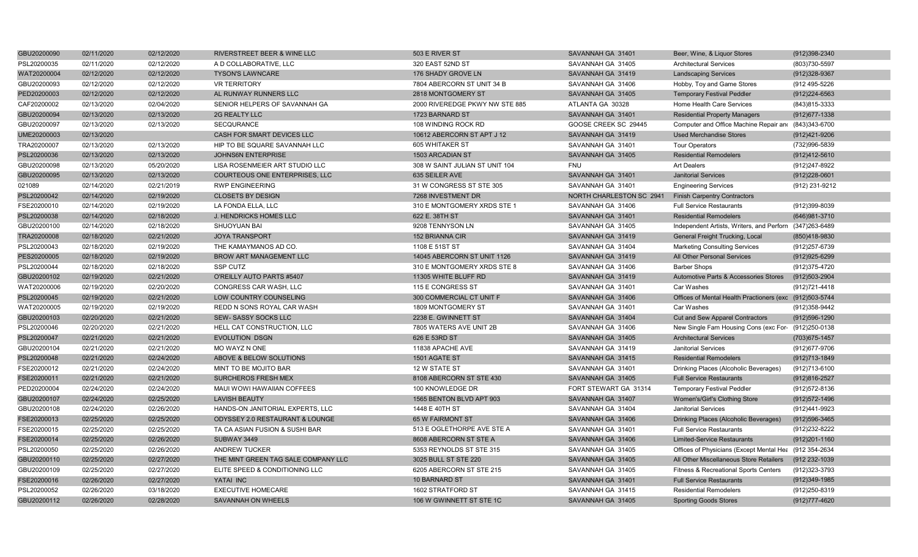| | | | | | | | |
|---|---|---|---|---|---|---|---|
| GBU20200090 | 02/11/2020 | 02/12/2020 | RIVERSTREET BEER & WINE LLC | 503 E RIVER ST | SAVANNAH GA 31401 | Beer, Wine, & Liquor Stores | (912)398-2340 |
| PSL20200035 | 02/11/2020 | 02/12/2020 | A D COLLABORATIVE, LLC | 320 EAST 52ND ST | SAVANNAH GA 31405 | Architectural Services | (803)730-5597 |
| WAT20200004 | 02/12/2020 | 02/12/2020 | TYSON'S LAWNCARE | 176 SHADY GROVE LN | SAVANNAH GA 31419 | Landscaping Services | (912)328-9367 |
| GBU20200093 | 02/12/2020 | 02/12/2020 | VR TERRITORY | 7804 ABERCORN ST UNIT 34 B | SAVANNAH GA 31406 | Hobby, Toy and Game Stores | (912 495-5226 |
| PED20200003 | 02/12/2020 | 02/12/2020 | AL RUNWAY RUNNERS LLC | 2818 MONTGOMERY ST | SAVANNAH GA 31405 | Temporary Festival Peddler | (912)224-6563 |
| CAF20200002 | 02/13/2020 | 02/04/2020 | SENIOR HELPERS OF SAVANNAH GA | 2000 RIVEREDGE PKWY NW STE 885 | ATLANTA GA 30328 | Home Health Care Services | (843)815-3333 |
| GBU20200094 | 02/13/2020 | 02/13/2020 | 2G REALTY LLC | 1723 BARNARD ST | SAVANNAH GA 31401 | Residential Property Managers | (912)677-1338 |
| GBU20200097 | 02/13/2020 | 02/13/2020 | SECQURANCE | 108 WINDING ROCK RD | GOOSE CREEK SC 29445 | Computer and Office Machine Repair and | (843)343-6700 |
| UME20200003 | 02/13/2020 | | CASH FOR SMART DEVICES LLC | 10612 ABERCORN ST APT J 12 | SAVANNAH GA 31419 | Used Merchandise Stores | (912)421-9206 |
| TRA20200007 | 02/13/2020 | 02/13/2020 | HIP TO BE SQUARE SAVANNAH LLC | 605 WHITAKER ST | SAVANNAH GA 31401 | Tour Operators | (732)996-5839 |
| PSL20200036 | 02/13/2020 | 02/13/2020 | JOHNS6N ENTERPRISE | 1503 ARCADIAN ST | SAVANNAH GA 31405 | Residential Remodelers | (912)412-5610 |
| GBU20200098 | 02/13/2020 | 05/20/2020 | LISA ROSENMEIER ART STUDIO LLC | 308 W SAINT JULIAN ST UNIT 104 | FNU | Art Dealers | (912)247-8922 |
| GBU20200095 | 02/13/2020 | 02/13/2020 | COURTEOUS ONE ENTERPRISES, LLC | 635 SEILER AVE | SAVANNAH GA 31401 | Janitorial Services | (912)228-0601 |
| 021089 | 02/14/2020 | 02/21/2019 | RWP ENGINEERING | 31 W CONGRESS ST STE 305 | SAVANNAH GA 31401 | Engineering Services | (912) 231-9212 |
| PSL20200042 | 02/14/2020 | 02/19/2020 | CLOSETS BY DESIGN | 7268 INVESTMENT DR | NORTH CHARLESTON SC 2941 | Finish Carpentry Contractors | |
| FSE20200010 | 02/14/2020 | 02/19/2020 | LA FONDA ELLA, LLC | 310 E MONTGOMERY XRDS STE 1 | SAVANNAH GA 31406 | Full Service Restaurants | (912)399-8039 |
| PSL20200038 | 02/14/2020 | 02/18/2020 | J. HENDRICKS HOMES LLC | 622 E. 38TH ST | SAVANNAH GA 31401 | Residential Remodelers | (646)981-3710 |
| GBU20200100 | 02/14/2020 | 02/18/2020 | SHUOYUAN BAI | 9208 TENNYSON LN | SAVANNAH GA 31405 | Independent Artists, Writers, and Perforn | (347)263-6489 |
| TRA20200008 | 02/18/2020 | 02/21/2020 | JOYA TRANSPORT | 152 BRIANNA CIR | SAVANNAH GA 31419 | General Freight Trucking, Local | (850)418-9830 |
| PSL20200043 | 02/18/2020 | 02/19/2020 | THE KAMAYMANOS AD CO. | 1108 E 51ST ST | SAVANNAH GA 31404 | Marketing Consulting Services | (912)257-6739 |
| PES20200005 | 02/18/2020 | 02/19/2020 | BROW ART MANAGEMENT LLC | 14045 ABERCORN ST UNIT 1126 | SAVANNAH GA 31419 | All Other Personal Services | (912)925-6299 |
| PSL20200044 | 02/18/2020 | 02/18/2020 | SSP CUTZ | 310 E MONTGOMERY XRDS STE 8 | SAVANNAH GA 31406 | Barber Shops | (912)375-4720 |
| GBU20200102 | 02/19/2020 | 02/21/2020 | O'REILLY AUTO PARTS #5407 | 11305 WHITE BLUFF RD | SAVANNAH GA 31419 | Automotive Parts & Accessories Stores | (912)503-2904 |
| WAT20200006 | 02/19/2020 | 02/20/2020 | CONGRESS CAR WASH, LLC | 115 E CONGRESS ST | SAVANNAH GA 31401 | Car Washes | (912)721-4418 |
| PSL20200045 | 02/19/2020 | 02/21/2020 | LOW COUNTRY COUNSELING | 300 COMMERCIAL CT UNIT F | SAVANNAH GA 31406 | Offices of Mental Health Practioners (exc | (912)503-5744 |
| WAT20200005 | 02/19/2020 | 02/19/2020 | REDD N SONS ROYAL CAR WASH | 1809 MONTGOMERY ST | SAVANNAH GA 31401 | Car Washes | (912)358-9442 |
| GBU20200103 | 02/20/2020 | 02/21/2020 | SEW- SASSY SOCKS LLC | 2238 E. GWINNETT ST | SAVANNAH GA 31404 | Cut and Sew Apparel Contractors | (912)596-1290 |
| PSL20200046 | 02/20/2020 | 02/21/2020 | HELL CAT CONSTRUCTION, LLC | 7805 WATERS AVE UNIT 2B | SAVANNAH GA 31406 | New Single Fam Housing Cons (exc For- | (912)250-0138 |
| PSL20200047 | 02/21/2020 | 02/21/2020 | EVOLUTION DSGN | 626 E 53RD ST | SAVANNAH GA 31405 | Architectural Services | (703)675-1457 |
| GBU20200104 | 02/21/2020 | 02/21/2020 | MO WAYZ N ONE | 11838 APACHE AVE | SAVANNAH GA 31419 | Janitorial Services | (912)677-9706 |
| PSL20200048 | 02/21/2020 | 02/24/2020 | ABOVE & BELOW SOLUTIONS | 1501 AGATE ST | SAVANNAH GA 31415 | Residential Remodelers | (912)713-1849 |
| FSE20200012 | 02/21/2020 | 02/24/2020 | MINT TO BE MOJITO BAR | 12 W STATE ST | SAVANNAH GA 31401 | Drinking Places (Alcoholic Beverages) | (912)713-6100 |
| FSE20200011 | 02/21/2020 | 02/21/2020 | SURCHEROS FRESH MEX | 8108 ABERCORN ST STE 430 | SAVANNAH GA 31405 | Full Service Restaurants | (912)816-2527 |
| PED20200004 | 02/24/2020 | 02/24/2020 | MAUI WOWI HAWAIIAN COFFEES | 100 KNOWLEDGE DR | FORT STEWART GA 31314 | Temporary Festival Peddler | (912)572-8136 |
| GBU20200107 | 02/24/2020 | 02/25/2020 | LAVISH BEAUTY | 1565 BENTON BLVD APT 903 | SAVANNAH GA 31407 | Women's/Girl's Clothing Store | (912)572-1496 |
| GBU20200108 | 02/24/2020 | 02/26/2020 | HANDS-ON JANITORIAL EXPERTS, LLC | 1448 E 40TH ST | SAVANNAH GA 31404 | Janitorial Services | (912)441-9923 |
| FSE20200013 | 02/25/2020 | 02/25/2020 | ODYSSEY 2.0 RESTAURANT & LOUNGE | 65 W FAIRMONT ST | SAVANNAH GA 31406 | Drinking Places (Alcoholic Beverages) | (912)596-3465 |
| FSE20200015 | 02/25/2020 | 02/25/2020 | TA CA ASIAN FUSION & SUSHI BAR | 513 E OGLETHORPE AVE STE A | SAVANNAH GA 31401 | Full Service Restaurants | (912)232-8222 |
| FSE20200014 | 02/25/2020 | 02/26/2020 | SUBWAY 3449 | 8608 ABERCORN ST STE A | SAVANNAH GA 31406 | Limited-Service Restaurants | (912)201-1160 |
| PSL20200050 | 02/25/2020 | 02/26/2020 | ANDREW TUCKER | 5353 REYNOLDS ST STE 315 | SAVANNAH GA 31405 | Offices of Physicians (Except Mental Hea | (912 354-2634 |
| GBU20200110 | 02/25/2020 | 02/27/2020 | THE MINT GREEN TAG SALE COMPANY LLC | 3025 BULL ST STE 220 | SAVANNAH GA 31405 | All Other Miscellaneous Store Retailers | (912 232-1039 |
| GBU20200109 | 02/25/2020 | 02/27/2020 | ELITE SPEED & CONDITIONING LLC | 6205 ABERCORN ST STE 215 | SAVANNAH GA 31405 | Fitness & Recreational Sports Centers | (912)323-3793 |
| FSE20200016 | 02/26/2020 | 02/27/2020 | YATAI INC | 10 BARNARD ST | SAVANNAH GA 31401 | Full Service Restaurants | (912)349-1985 |
| PSL20200052 | 02/26/2020 | 03/18/2020 | EXECUTIVE HOMECARE | 1602 STRATFORD ST | SAVANNAH GA 31415 | Residential Remodelers | (912)250-8319 |
| GBU20200112 | 02/26/2020 | 02/28/2020 | SAVANNAH ON WHEELS | 106 W GWINNETT ST STE 1C | SAVANNAH GA 31405 | Sporting Goods Stores | (912)777-4620 |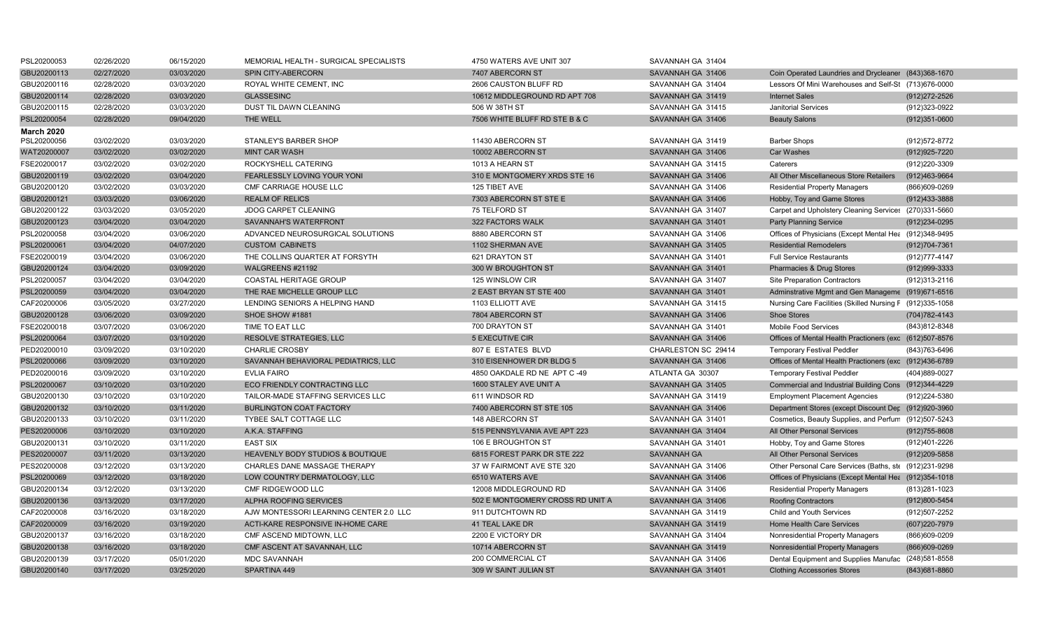| | | | | | | | |
|---|---|---|---|---|---|---|---|
| PSL20200053 | 02/26/2020 | 06/15/2020 | MEMORIAL HEALTH - SURGICAL SPECIALISTS | 4750 WATERS AVE UNIT 307 | SAVANNAH GA 31404 | | |
| GBU20200113 | 02/27/2020 | 03/03/2020 | SPIN CITY-ABERCORN | 7407 ABERCORN ST | SAVANNAH GA 31406 | Coin Operated Laundries and Drycleaner | (843)368-1670 |
| GBU20200116 | 02/28/2020 | 03/03/2020 | ROYAL WHITE CEMENT, INC | 2606 CAUSTON BLUFF RD | SAVANNAH GA 31404 | Lessors Of Mini Warehouses and Self-St | (713)676-0000 |
| GBU20200114 | 02/28/2020 | 03/03/2020 | GLASSESINC | 10612 MIDDLEGROUND RD APT 708 | SAVANNAH GA 31419 | Internet Sales | (912)272-2526 |
| GBU20200115 | 02/28/2020 | 03/03/2020 | DUST TIL DAWN CLEANING | 506 W 38TH ST | SAVANNAH GA 31415 | Janitorial Services | (912)323-0922 |
| PSL20200054 | 02/28/2020 | 09/04/2020 | THE WELL | 7506 WHITE BLUFF RD STE B & C | SAVANNAH GA 31406 | Beauty Salons | (912)351-0600 |
| **March 2020** | | | | | | | |
| PSL20200056 | 03/02/2020 | 03/03/2020 | STANLEY'S BARBER SHOP | 11430 ABERCORN ST | SAVANNAH GA 31419 | Barber Shops | (912)572-8772 |
| WAT20200007 | 03/02/2020 | 03/02/2020 | MINT CAR WASH | 10002 ABERCORN ST | SAVANNAH GA 31406 | Car Washes | (912)925-7220 |
| FSE20200017 | 03/02/2020 | 03/02/2020 | ROCKYSHELL CATERING | 1013 A HEARN ST | SAVANNAH GA 31415 | Caterers | (912)220-3309 |
| GBU20200119 | 03/02/2020 | 03/04/2020 | FEARLESSLY LOVING YOUR YONI | 310 E MONTGOMERY XRDS STE 16 | SAVANNAH GA 31406 | All Other Miscellaneous Store Retailers | (912)463-9664 |
| GBU20200120 | 03/02/2020 | 03/03/2020 | CMF CARRIAGE HOUSE LLC | 125 TIBET AVE | SAVANNAH GA 31406 | Residential Property Managers | (866)609-0269 |
| GBU20200121 | 03/03/2020 | 03/06/2020 | REALM OF RELICS | 7303 ABERCORN ST STE E | SAVANNAH GA 31406 | Hobby, Toy and Game Stores | (912)433-3888 |
| GBU20200122 | 03/03/2020 | 03/05/2020 | JDOG CARPET CLEANING | 75 TELFORD ST | SAVANNAH GA 31407 | Carpet and Upholstery Cleaning Services | (270)331-5660 |
| GBU20200123 | 03/04/2020 | 03/04/2020 | SAVANNAH'S WATERFRONT | 322 FACTORS WALK | SAVANNAH GA 31401 | Party Planning Service | (912)234-0295 |
| PSL20200058 | 03/04/2020 | 03/06/2020 | ADVANCED NEUROSURGICAL SOLUTIONS | 8880 ABERCORN ST | SAVANNAH GA 31406 | Offices of Physicians (Except Mental Hea | (912)348-9495 |
| PSL20200061 | 03/04/2020 | 04/07/2020 | CUSTOM CABINETS | 1102 SHERMAN AVE | SAVANNAH GA 31405 | Residential Remodelers | (912)704-7361 |
| FSE20200019 | 03/04/2020 | 03/06/2020 | THE COLLINS QUARTER AT FORSYTH | 621 DRAYTON ST | SAVANNAH GA 31401 | Full Service Restaurants | (912)777-4147 |
| GBU20200124 | 03/04/2020 | 03/09/2020 | WALGREENS #21192 | 300 W BROUGHTON ST | SAVANNAH GA 31401 | Pharmacies & Drug Stores | (912)999-3333 |
| PSL20200057 | 03/04/2020 | 03/04/2020 | COASTAL HERITAGE GROUP | 125 WINSLOW CIR | SAVANNAH GA 31407 | Site Preparation Contractors | (912)313-2116 |
| PSL20200059 | 03/04/2020 | 03/04/2020 | THE RAE MICHELLE GROUP LLC | 2 EAST BRYAN ST STE 400 | SAVANNAH GA 31401 | Adminstrative Mgmt and Gen Manageme | (919)671-6516 |
| CAF20200006 | 03/05/2020 | 03/27/2020 | LENDING SENIORS A HELPING HAND | 1103 ELLIOTT AVE | SAVANNAH GA 31415 | Nursing Care Facilities (Skilled Nursing F | (912)335-1058 |
| GBU20200128 | 03/06/2020 | 03/09/2020 | SHOE SHOW #1881 | 7804 ABERCORN ST | SAVANNAH GA 31406 | Shoe Stores | (704)782-4143 |
| FSE20200018 | 03/07/2020 | 03/06/2020 | TIME TO EAT LLC | 700 DRAYTON ST | SAVANNAH GA 31401 | Mobile Food Services | (843)812-8348 |
| PSL20200064 | 03/07/2020 | 03/10/2020 | RESOLVE STRATEGIES, LLC | 5 EXECUTIVE CIR | SAVANNAH GA 31406 | Offices of Mental Health Practioners (exc | (612)507-8576 |
| PED20200010 | 03/09/2020 | 03/10/2020 | CHARLIE CROSBY | 807 E ESTATES BLVD | CHARLESTON SC 29414 | Temporary Festival Peddler | (843)763-6496 |
| PSL20200066 | 03/09/2020 | 03/10/2020 | SAVANNAH BEHAVIORAL PEDIATRICS, LLC | 310 EISENHOWER DR BLDG 5 | SAVANNAH GA 31406 | Offices of Mental Health Practioners (exc | (912)436-6789 |
| PED20200016 | 03/09/2020 | 03/10/2020 | EVLIA FAIRO | 4850 OAKDALE RD NE APT C -49 | ATLANTA GA 30307 | Temporary Festival Peddler | (404)889-0027 |
| PSL20200067 | 03/10/2020 | 03/10/2020 | ECO FRIENDLY CONTRACTING LLC | 1600 STALEY AVE UNIT A | SAVANNAH GA 31405 | Commercial and Industrial Building Cons | (912)344-4229 |
| GBU20200130 | 03/10/2020 | 03/10/2020 | TAILOR-MADE STAFFING SERVICES LLC | 611 WINDSOR RD | SAVANNAH GA 31419 | Employment Placement Agencies | (912)224-5380 |
| GBU20200132 | 03/10/2020 | 03/11/2020 | BURLINGTON COAT FACTORY | 7400 ABERCORN ST STE 105 | SAVANNAH GA 31406 | Department Stores (except Discount Dep | (912)920-3960 |
| GBU20200133 | 03/10/2020 | 03/11/2020 | TYBEE SALT COTTAGE LLC | 148 ABERCORN ST | SAVANNAH GA 31401 | Cosmetics, Beauty Supplies, and Perfum | (912)507-5243 |
| PES20200006 | 03/10/2020 | 03/10/2020 | A.K.A. STAFFING | 515 PENNSYLVANIA AVE APT 223 | SAVANNAH GA 31404 | All Other Personal Services | (912)755-8608 |
| GBU20200131 | 03/10/2020 | 03/11/2020 | EAST SIX | 106 E BROUGHTON ST | SAVANNAH GA 31401 | Hobby, Toy and Game Stores | (912)401-2226 |
| PES20200007 | 03/11/2020 | 03/13/2020 | HEAVENLY BODY STUDIOS & BOUTIQUE | 6815 FOREST PARK DR STE 222 | SAVANNAH GA | All Other Personal Services | (912)209-5858 |
| PES20200008 | 03/12/2020 | 03/13/2020 | CHARLES DANE MASSAGE THERAPY | 37 W FAIRMONT AVE STE 320 | SAVANNAH GA 31406 | Other Personal Care Services (Baths, ste | (912)231-9298 |
| PSL20200069 | 03/12/2020 | 03/18/2020 | LOW COUNTRY DERMATOLOGY, LLC | 6510 WATERS AVE | SAVANNAH GA 31406 | Offices of Physicians (Except Mental Hea | (912)354-1018 |
| GBU20200134 | 03/12/2020 | 03/13/2020 | CMF RIDGEWOOD LLC | 12008 MIDDLEGROUND RD | SAVANNAH GA 31406 | Residential Property Managers | (813)281-1023 |
| GBU20200136 | 03/13/2020 | 03/17/2020 | ALPHA ROOFING SERVICES | 502 E MONTGOMERY CROSS RD UNIT A | SAVANNAH GA 31406 | Roofing Contractors | (912)800-5454 |
| CAF20200008 | 03/16/2020 | 03/18/2020 | AJW MONTESSORI LEARNING CENTER 2.0 LLC | 911 DUTCHTOWN RD | SAVANNAH GA 31419 | Child and Youth Services | (912)507-2252 |
| CAF20200009 | 03/16/2020 | 03/19/2020 | ACTI-KARE RESPONSIVE IN-HOME CARE | 41 TEAL LAKE DR | SAVANNAH GA 31419 | Home Health Care Services | (607)220-7979 |
| GBU20200137 | 03/16/2020 | 03/18/2020 | CMF ASCEND MIDTOWN, LLC | 2200 E VICTORY DR | SAVANNAH GA 31404 | Nonresidential Property Managers | (866)609-0209 |
| GBU20200138 | 03/16/2020 | 03/18/2020 | CMF ASCENT AT SAVANNAH, LLC | 10714 ABERCORN ST | SAVANNAH GA 31419 | Nonresidential Property Managers | (866)609-0269 |
| GBU20200139 | 03/17/2020 | 05/01/2020 | MDC SAVANNAH | 200 COMMERCIAL CT | SAVANNAH GA 31406 | Dental Equipment and Supplies Manufac | (248)581-8558 |
| GBU20200140 | 03/17/2020 | 03/25/2020 | SPARTINA 449 | 309 W SAINT JULIAN ST | SAVANNAH GA 31401 | Clothing Accessories Stores | (843)681-8860 |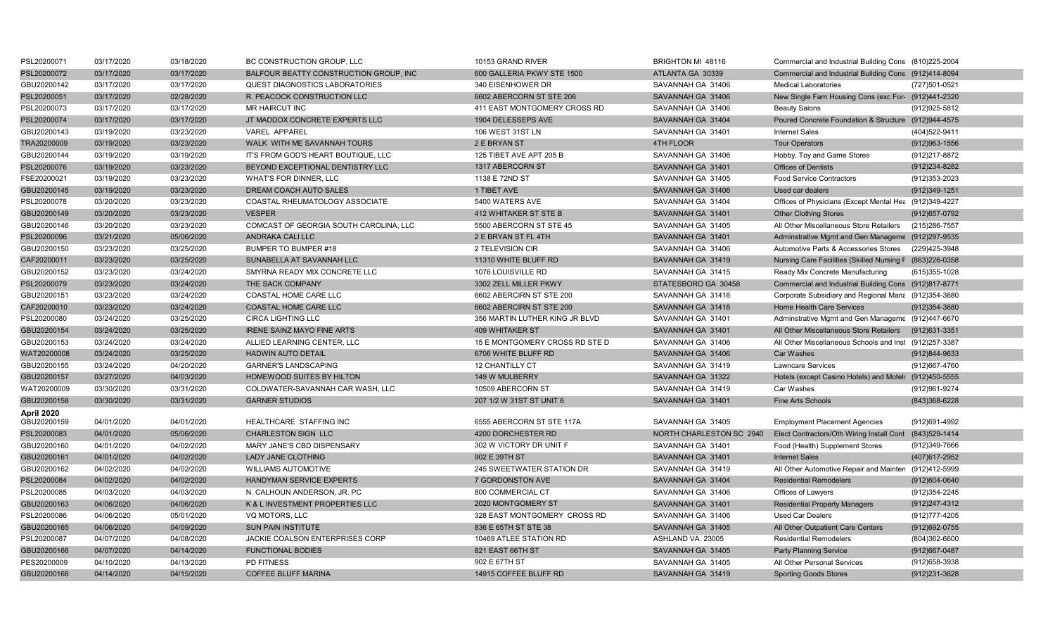| | | | | | | | |
|---|---|---|---|---|---|---|---|
| PSL20200071 | 03/17/2020 | 03/18/2020 | BC CONSTRUCTION GROUP, LLC | 10153 GRAND RIVER | BRIGHTON MI 48116 | Commercial and Industrial Building Cons | (810)225-2004 |
| PSL20200072 | 03/17/2020 | 03/17/2020 | BALFOUR BEATTY CONSTRUCTION GROUP, INC | 600 GALLERIA PKWY STE 1500 | ATLANTA GA 30339 | Commercial and Industrial Building Cons | (912)414-8094 |
| GBU20200142 | 03/17/2020 | 03/17/2020 | QUEST DIAGNOSTICS LABORATORIES | 340 EISENHOWER DR | SAVANNAH GA 31406 | Medical Laboratories | (727)501-0521 |
| PSL20200051 | 03/17/2020 | 02/28/2020 | R. PEACOCK CONSTRUCTION LLC | 6602 ABERCORN ST STE 206 | SAVANNAH GA 31406 | New Single Fam Housing Cons (exc For- | (912)441-2320 |
| PSL20200073 | 03/17/2020 | 03/17/2020 | MR HAIRCUT INC | 411 EAST MONTGOMERY CROSS RD | SAVANNAH GA 31406 | Beauty Salons | (912)925-5812 |
| PSL20200074 | 03/17/2020 | 03/17/2020 | JT MADDOX CONCRETE EXPERTS LLC | 1904 DELESSEPS AVE | SAVANNAH GA 31404 | Poured Concrete Foundation & Structure | (912)944-4575 |
| GBU20200143 | 03/19/2020 | 03/23/2020 | VAREL APPAREL | 106 WEST 31ST LN | SAVANNAH GA 31401 | Internet Sales | (404)522-9411 |
| TRA20200009 | 03/19/2020 | 03/23/2020 | WALK WITH ME SAVANNAH TOURS | 2 E BRYAN ST | 4TH FLOOR | Tour Operators | (912)963-1556 |
| GBU20200144 | 03/19/2020 | 03/19/2020 | IT'S FROM GOD'S HEART BOUTIQUE, LLC | 125 TIBET AVE APT 205 B | SAVANNAH GA 31406 | Hobby, Toy and Game Stores | (912)217-8872 |
| PSL20200076 | 03/19/2020 | 03/23/2020 | BEYOND EXCEPTIONAL DENTISTRY LLC | 1317 ABERCORN ST | SAVANNAH GA 31401 | Offices of Dentists | (912)234-8282 |
| FSE20200021 | 03/19/2020 | 03/23/2020 | WHAT'S FOR DINNER, LLC | 1138 E 72ND ST | SAVANNAH GA 31405 | Food Service Contractors | (912)353-2023 |
| GBU20200145 | 03/19/2020 | 03/23/2020 | DREAM COACH AUTO SALES | 1 TIBET AVE | SAVANNAH GA 31406 | Used car dealers | (912)349-1251 |
| PSL20200078 | 03/20/2020 | 03/23/2020 | COASTAL RHEUMATOLOGY ASSOCIATE | 5400 WATERS AVE | SAVANNAH GA 31404 | Offices of Physicians (Except Mental Hea | (912)349-4227 |
| GBU20200149 | 03/20/2020 | 03/23/2020 | VESPER | 412 WHITAKER ST STE B | SAVANNAH GA 31401 | Other Clothing Stores | (912)657-0792 |
| GBU20200146 | 03/20/2020 | 03/23/2020 | COMCAST OF GEORGIA SOUTH CAROLINA, LLC | 5500 ABERCORN ST STE 45 | SAVANNAH GA 31405 | All Other Miscellaneous Store Retailers | (215)286-7557 |
| PSL20200096 | 03/21/2020 | 05/06/2020 | ANDRAKA CALI LLC | 2 E BRYAN ST FL 4TH | SAVANNAH GA 31401 | Adminstrative Mgmt and Gen Manageme | (912)297-9535 |
| GBU20200150 | 03/23/2020 | 03/25/2020 | BUMPER TO BUMPER #18 | 2 TELEVISION CIR | SAVANNAH GA 31406 | Automotive Parts & Accessories Stores | (229)425-3948 |
| CAF20200011 | 03/23/2020 | 03/25/2020 | SUNABELLA AT SAVANNAH LLC | 11310 WHITE BLUFF RD | SAVANNAH GA 31419 | Nursing Care Facilities (Skilled Nursing F | (863)226-0358 |
| GBU20200152 | 03/23/2020 | 03/24/2020 | SMYRNA READY MIX CONCRETE LLC | 1076 LOUISVILLE RD | SAVANNAH GA 31415 | Ready Mix Concrete Manufacturing | (615)355-1028 |
| PSL20200079 | 03/23/2020 | 03/24/2020 | THE SACK COMPANY | 3302 ZELL MILLER PKWY | STATESBORO GA 30458 | Commercial and Industrial Building Cons | (912)817-8771 |
| GBU20200151 | 03/23/2020 | 03/24/2020 | COASTAL HOME CARE LLC | 6602 ABERCIRN ST STE 200 | SAVANNAH GA 31416 | Corporate Subsidiary and Regional Mana | (912)354-3680 |
| CAF20200010 | 03/23/2020 | 03/24/2020 | COASTAL HOME CARE LLC | 6602 ABERCIRN ST STE 200 | SAVANNAH GA 31416 | Home Health Care Services | (912)354-3680 |
| PSL20200080 | 03/24/2020 | 03/25/2020 | CIRCA LIGHTING LLC | 356 MARTIN LUTHER KING JR BLVD | SAVANNAH GA 31401 | Adminstrative Mgmt and Gen Manageme | (912)447-6670 |
| GBU20200154 | 03/24/2020 | 03/25/2020 | IRENE SAINZ MAYO FINE ARTS | 409 WHITAKER ST | SAVANNAH GA 31401 | All Other Miscellaneous Store Retailers | (912)631-3351 |
| GBU20200153 | 03/24/2020 | 03/24/2020 | ALLIED LEARNING CENTER, LLC | 15 E MONTGOMERY CROSS RD STE D | SAVANNAH GA 31406 | All Other Miscellaneous Schools and Inst | (912)257-3387 |
| WAT20200008 | 03/24/2020 | 03/25/2020 | HADWIN AUTO DETAIL | 6706 WHITE BLUFF RD | SAVANNAH GA 31406 | Car Washes | (912)844-9633 |
| GBU20200155 | 03/24/2020 | 04/20/2020 | GARNER'S LANDSCAPING | 12 CHANTILLY CT | SAVANNAH GA 31419 | Lawncare Services | (912)667-4760 |
| GBU20200157 | 03/27/2020 | 04/03/2020 | HOMEWOOD SUITES BY HILTON | 149 W MULBERRY | SAVANNAH GA 31322 | Hotels (except Casino Hotels) and Motels | (912)450-5555 |
| WAT20200009 | 03/30/2020 | 03/31/2020 | COLDWATER-SAVANNAH CAR WASH, LLC | 10509 ABERCORN ST | SAVANNAH GA 31419 | Car Washes | (912)961-9274 |
| GBU20200158 | 03/30/2020 | 03/31/2020 | GARNER STUDIOS | 207 1/2 W 31ST ST UNIT 6 | SAVANNAH GA 31401 | Fine Arts Schools | (843)368-6228 |
| **April 2020** | | | | | | | |
| GBU20200159 | 04/01/2020 | 04/01/2020 | HEALTHCARE STAFFING INC | 6555 ABERCORN ST STE 117A | SAVANNAH GA 31405 | Employment Placement Agencies | (912)691-4992 |
| PSL20200083 | 04/01/2020 | 05/06/2020 | CHARLESTON SIGN LLC | 4200 DORCHESTER RD | NORTH CHARLESTON SC 2940 | Elect Contractors/Oth Wiring Install Cont | (843)529-1414 |
| GBU20200160 | 04/01/2020 | 04/02/2020 | MARY JANE'S CBD DISPENSARY | 302 W VICTORY DR UNIT F | SAVANNAH GA 31401 | Food (Health) Supplement Stores | (912)349-7666 |
| GBU20200161 | 04/01/2020 | 04/02/2020 | LADY JANE CLOTHING | 902 E 39TH ST | SAVANNAH GA 31401 | Internet Sales | (407)617-2952 |
| GBU20200162 | 04/02/2020 | 04/02/2020 | WILLIAMS AUTOMOTIVE | 245 SWEETWATER STATION DR | SAVANNAH GA 31419 | All Other Automotive Repair and Mainten | (912)412-5999 |
| PSL20200084 | 04/02/2020 | 04/02/2020 | HANDYMAN SERVICE EXPERTS | 7 GORDONSTON AVE | SAVANNAH GA 31404 | Residential Remodelers | (912)604-0640 |
| PSL20200085 | 04/03/2020 | 04/03/2020 | N. CALHOUN ANDERSON, JR. PC | 800 COMMERCIAL CT | SAVANNAH GA 31406 | Offices of Lawyers | (912)354-2245 |
| GBU20200163 | 04/06/2020 | 04/06/2020 | K & L INVESTMENT PROPERTIES LLC | 2020 MONTGOMERY ST | SAVANNAH GA 31401 | Residential Property Managers | (912)247-4312 |
| PSL20200086 | 04/06/2020 | 05/01/2020 | VQ MOTORS, LLC | 328 EAST MONTGOMERY CROSS RD | SAVANNAH GA 31406 | Used Car Dealers | (912)777-4205 |
| GBU20200165 | 04/06/2020 | 04/09/2020 | SUN PAIN INSTITUTE | 836 E 65TH ST STE 38 | SAVANNAH GA 31405 | All Other Outpatient Care Centers | (912)692-0755 |
| PSL20200087 | 04/07/2020 | 04/08/2020 | JACKIE COALSON ENTERPRISES CORP | 10469 ATLEE STATION RD | ASHLAND VA 23005 | Residential Remodelers | (804)362-6600 |
| GBU20200166 | 04/07/2020 | 04/14/2020 | FUNCTIONAL BODIES | 821 EAST 66TH ST | SAVANNAH GA 31405 | Party Planning Service | (912)667-0487 |
| PES20200009 | 04/10/2020 | 04/13/2020 | PD FITNESS | 902 E 67TH ST | SAVANNAH GA 31405 | All Other Personal Services | (912)658-3938 |
| GBU20200168 | 04/14/2020 | 04/15/2020 | COFFEE BLUFF MARINA | 14915 COFFEE BLUFF RD | SAVANNAH GA 31419 | Sporting Goods Stores | (912)231-3628 |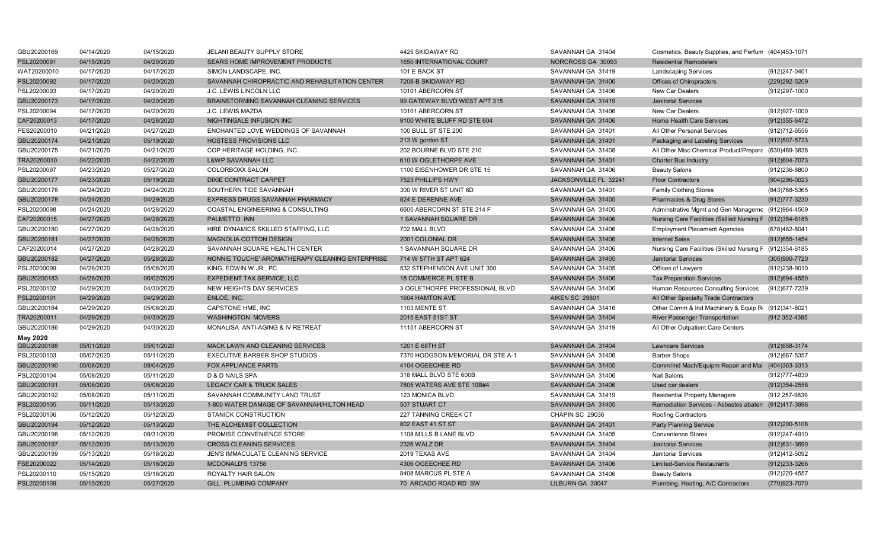| | | | | | | | |
|---|---|---|---|---|---|---|---|
| GBU20200169 | 04/14/2020 | 04/15/2020 | JELANI BEAUTY SUPPLY STORE | 4425 SKIDAWAY RD | SAVANNAH GA 31404 | Cosmetics, Beauty Supplies, and Perfum | (404)453-1071 |
| PSL20200091 | 04/15/2020 | 04/20/2020 | SEARS HOME IMPROVEMENT PRODUCTS | 1650 INTERNATIONAL COURT | NORCROSS GA 30093 | Residential Remodelers | |
| WAT20200010 | 04/17/2020 | 04/17/2020 | SIMON LANDSCAPE, INC. | 101 E BACK ST | SAVANNAH GA 31419 | Landscaping Services | (912)247-0401 |
| PSL20200092 | 04/17/2020 | 04/20/2020 | SAVANNAH CHIROPRACTIC AND REHABILITATION CENTER | 7208-B SKIDAWAY RD | SAVANNAH GA 31406 | Offices of Chiropractors | (229)292-5209 |
| PSL20200093 | 04/17/2020 | 04/20/2020 | J.C. LEWIS LINCOLN LLC | 10101 ABERCORN ST | SAVANNAH GA 31406 | New Car Dealers | (912)297-1000 |
| GBU20200173 | 04/17/2020 | 04/20/2020 | BRAINSTORMING SAVANNAH CLEANING SERVICES | 99 GATEWAY BLVD WEST APT 315 | SAVANNAH GA 31419 | Janitorial Services | |
| PSL20200094 | 04/17/2020 | 04/20/2020 | J.C. LEWIS MAZDA | 10101 ABERCORN ST | SAVANNAH GA 31406 | New Car Dealers | (912)927-1000 |
| CAF20200013 | 04/17/2020 | 04/28/2020 | NIGHTINGALE INFUSION INC | 9100 WHITE BLUFF RD STE 604 | SAVANNAH GA 31406 | Home Health Care Services | (912)355-6472 |
| PES20200010 | 04/21/2020 | 04/27/2020 | ENCHANTED LOVE WEDDINGS OF SAVANNAH | 100 BULL ST STE 200 | SAVANNAH GA 31401 | All Other Personal Services | (912)712-6556 |
| GBU20200174 | 04/21/2020 | 05/19/2020 | HOSTESS PROVISIONS LLC | 213 W gordon ST | SAVANNAH GA 31401 | Packaging and Labeling Services | (912)507-5723 |
| GBU20200175 | 04/21/2020 | 04/21/2020 | COP HERITAGE HOLDING, INC. | 202 BOURNE BLVD STE 210 | SAVANNAH GA 31408 | All Other Misc Chemical Product/Prepara | (630)469-3838 |
| TRA20200010 | 04/22/2020 | 04/22/2020 | L&WP SAVANNAH LLC | 610 W OGLETHORPE AVE | SAVANNAH GA 31401 | Charter Bus Industry | (912)604-7073 |
| PSL20200097 | 04/23/2020 | 05/27/2020 | COLORBOXX SALON | 1100 EISENHOWER DR STE 15 | SAVANNAH GA 31406 | Beauty Salons | (912)236-8800 |
| GBU20200177 | 04/23/2020 | 05/19/2020 | DIXIE CONTRACT CARPET | 7523 PHILLIPS HWY | JACKSONVILLE FL 32241 | Floor Contractors | (904)296-0023 |
| GBU20200176 | 04/24/2020 | 04/24/2020 | SOUTHERN TIDE SAVANNAH | 300 W RIVER ST UNIT 6D | SAVANNAH GA 31401 | Family Clothing Stores | (843)768-5365 |
| GBU20200178 | 04/24/2020 | 04/29/2020 | EXPRESS DRUGS SAVANNAH PHARMACY | 824 E DERENNE AVE | SAVANNAH GA 31405 | Pharmacies & Drug Stores | (912)777-3230 |
| PSL20200098 | 04/24/2020 | 04/28/2020 | COASTAL ENGINEERING & CONSULTING | 6605 ABERCORN ST STE 214 F | SAVANNAH GA 31405 | Adminstrative Mgmt and Gen Manageme | (912)964-4509 |
| CAF20200015 | 04/27/2020 | 04/28/2020 | PALMETTO INN | 1 SAVANNAH SQUARE DR | SAVANNAH GA 31406 | Nursing Care Facilities (Skilled Nursing F | (912)354-6185 |
| GBU20200180 | 04/27/2020 | 04/28/2020 | HIRE DYNAMICS SKILLED STAFFING, LLC | 702 MALL BLVD | SAVANNAH GA 31406 | Employment Placement Agencies | (678)482-8041 |
| GBU20200181 | 04/27/2020 | 04/28/2020 | MAGNOLIA COTTON DESIGN | 2001 COLONIAL DR | SAVANNAH GA 31406 | Internet Sales | (912)655-1454 |
| CAF20200014 | 04/27/2020 | 04/28/2020 | SAVANNAH SQUARE HEALTH CENTER | 1 SAVANNAH SQUARE DR | SAVANNAH GA 31406 | Nursing Care Facilities (Skilled Nursing F | (912)354-6185 |
| GBU20200182 | 04/27/2020 | 05/28/2020 | NONNIE TOUCHE' AROMATHERAPY CLEANING ENTERPRISE | 714 W 57TH ST APT 624 | SAVANNAH GA 31405 | Janitorial Services | (305)900-7720 |
| PSL20200099 | 04/28/2020 | 05/06/2020 | KING, EDWIN W JR , PC | 532 STEPHENSON AVE UNIT 300 | SAVANNAH GA 31405 | Offices of Lawyers | (912)238-9010 |
| GBU20200183 | 04/28/2020 | 06/02/2020 | EXPEDIENT TAX SERVICE, LLC | 18 COMMERCE PL STE B | SAVANNAH GA 31406 | Tax Preparation Services | (912)694-4550 |
| PSL20200102 | 04/29/2020 | 04/30/2020 | NEW HEIGHTS DAY SERVICES | 3 OGLETHORPE PROFESSIONAL BLVD | SAVANNAH GA 31406 | Human Resources Consulting Services | (912)677-7239 |
| PSL20200101 | 04/29/2020 | 04/29/2020 | ENLOE, INC. | 1604 HAMTON AVE | AIKEN SC 29801 | All Other Specialty Trade Contractors | |
| GBU20200184 | 04/29/2020 | 05/08/2020 | CAPSTONE HME, INC | 1103 MENTE ST | SAVANNAH GA 31416 | Other Comm & Ind Machinery & Equip R | (912)341-8021 |
| TRA20200011 | 04/29/2020 | 04/30/2020 | WASHINGTON MOVERS | 2015 EAST 51ST ST | SAVANNAH GA 31404 | River Passenger Transportation | (912 352-4385 |
| GBU20200186 | 04/29/2020 | 04/30/2020 | MONALISA ANTI-AGING & IV RETREAT | 11151 ABERCORN ST | SAVANNAH GA 31419 | All Other Outpatient Care Centers | |
| **May 2020** | | | | | | | |
| GBU20200188 | 05/01/2020 | 05/01/2020 | MACK LAWN AND CLEANING SERVICES | 1201 E 68TH ST | SAVANNAH GA 31404 | Lawncare Services | (912)658-3174 |
| PSL20200103 | 05/07/2020 | 05/11/2020 | EXECUTIVE BARBER SHOP STUDIOS | 7370 HODGSON MEMORIAL DR STE A-1 | SAVANNAH GA 31406 | Barber Shops | (912)667-5357 |
| GBU20200190 | 05/08/2020 | 08/04/2020 | FOX APPLIANCE PARTS | 4104 OGEECHEE RD | SAVANNAH GA 31405 | Comm/Ind Mach/Equipm Repair and Mai | (404)363-3313 |
| PSL20200104 | 05/08/2020 | 05/11/2020 | D & D NAILS SPA | 318 MALL BLVD STE 600B | SAVANNAH GA 31406 | Nail Salons | (912)777-4830 |
| GBU20200191 | 05/08/2020 | 05/08/2020 | LEGACY CAR & TRUCK SALES | 7805 WATERS AVE STE 10B#4 | SAVANNAH GA 31406 | Used car dealers | (912)354-2558 |
| GBU20200192 | 05/08/2020 | 05/11/2020 | SAVANNAH COMMUNITY LAND TRUST | 123 MONICA BLVD | SAVANNAH GA 31419 | Residential Property Managers | (912 257-9839 |
| PSL20200105 | 05/11/2020 | 05/13/2020 | 1-800 WATER DAMAGE OF SAVANNAH/HILTON HEAD | 507 STUART CT | SAVANNAH GA 31405 | Remediation Services - Asbestos abatem | (912)417-3996 |
| PSL20200106 | 05/12/2020 | 05/12/2020 | STANICK CONSTRUCTION | 227 TANNING CREEK CT | CHAPIN SC 29036 | Roofing Contractors | |
| GBU20200194 | 05/12/2020 | 05/13/2020 | THE ALCHEMIST COLLECTION | 802 EAST 41 ST ST | SAVANNAH GA 31401 | Party Planning Service | (912)200-5108 |
| GBU20200196 | 05/12/2020 | 08/31/2020 | PROMISE CONVENIENCE STORE | 1108 MILLS B LANE BLVD | SAVANNAH GA 31405 | Convenience Stores | (912)247-4910 |
| GBU20200197 | 05/12/2020 | 05/13/2020 | CROSS CLEANING SERVICES | 2326 WALZ DR | SAVANNAH GA 31404 | Janitorial Services | (912)631-3690 |
| GBU20200199 | 05/13/2020 | 05/18/2020 | JEN'S IMMACULATE CLEANING SERVICE | 2019 TEXAS AVE | SAVANNAH GA 31404 | Janitorial Services | (912)412-5092 |
| FSE20200022 | 05/14/2020 | 05/18/2020 | MCDONALD'S 13758 | 4306 OGEECHEE RD | SAVANNAH GA 31406 | Limited-Service Restaurants | (912)233-3266 |
| PSL20200110 | 05/15/2020 | 05/18/2020 | ROYALTY HAIR SALON | 8408 MARCUS PL STE A | SAVANNAH GA 31406 | Beauty Salons | (912)220-4557 |
| PSL20200109 | 05/15/2020 | 05/27/2020 | GILL PLUMBING COMPANY | 70 ARCADO ROAD RD SW | LILBURN GA 30047 | Plumbing, Heating, A/C Contractors | (770)923-7070 |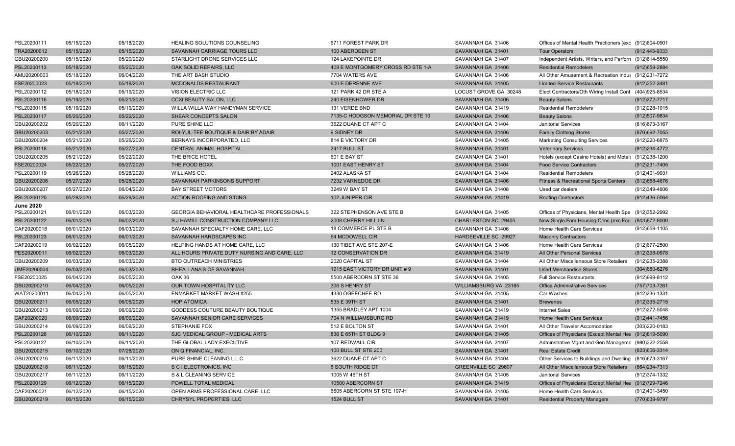| | | | | | | | |
|---|---|---|---|---|---|---|---|
| PSL20200111 | 05/15/2020 | 05/18/2020 | HEALING SOLUTIONS COUNSELING | 6711 FOREST PARK DR | SAVANNAH GA 31406 | Offices of Mental Health Practioners (exc | (912)604-0901 |
| TRA20200012 | 05/15/2020 | 05/15/2020 | SAVANNAH CARRIAGE TOURS LLC | 100 ABERDEEN ST | SAVANNAH GA 31401 | Tour Operators | (912 443-9333 |
| GBU20200200 | 05/15/2020 | 05/20/2020 | STARLIGHT DRONE SERVICES LLC | 124 LAKEPOINTE DR | SAVANNAH GA 31407 | Independent Artists, Writers, and Perforn | (912)614-5550 |
| PSL20200113 | 05/18/2020 | 05/20/2020 | OAK SOLID REPAIRS, LLC | 409 E MONTGOMERY CROSS RD STE 1-A | SAVANNAH GA 31406 | Residential Remodelers | (912)659-2884 |
| AMU20200003 | 05/18/2020 | 06/04/2020 | THE ART BASH STUDIO | 7704 WATERS AVE | SAVANNAH GA 31406 | All Other Amusement & Recreation Indus | (912)231-7272 |
| FSE20200023 | 05/18/2020 | 05/19/2020 | MCDONALDS RESTAURANT | 600 E DERENNE AVE | SAVANNAH GA 31405 | Limited-Service Restaurants | (912)352-3481 |
| PSL20200112 | 05/18/2020 | 05/19/2020 | VISION ELECTRIC LLC | 121 PARK 42 DR STE A | LOCUST GROVE GA 30248 | Elect Contractors/Oth Wiring Install Cont | (404)925-8534 |
| PSL20200116 | 05/19/2020 | 05/21/2020 | CCXI BEAUTY SALON, LLC | 240 EISENHOWER DR | SAVANNAH GA 31406 | Beauty Salons | (912)272-7717 |
| PSL20200115 | 05/19/2020 | 05/19/2020 | WILLA WILLA WAY HANDYMAN SERVICE | 131 VERDE BND | SAVANNAH GA 31419 | Residential Remodelers | (912)228-1015 |
| PSL20200117 | 05/20/2020 | 05/22/2020 | SHEAR CONCEPTS SALON | 7135-C HODGSON MEMORIAL DR STE 10 | SAVANNAH GA 31406 | Beauty Salons | (912)507-9834 |
| GBU20200202 | 05/20/2020 | 06/11/2020 | PURE SHINE LLC | 3622 DUANE CT APT C | SAVANNAH GA 31404 | Janitorial Services | (816)673-3167 |
| GBU20200203 | 05/21/2020 | 05/27/2020 | ROI-YUL-TEE BOUTIQUE & DAIR BY ADAIR | 9 SIDNEY DR | SAVANNAH GA 31406 | Family Clothing Stores | (870)692-7055 |
| GBU20200204 | 05/21/2020 | 05/26/2020 | BERNAYS INCORPORATED, LLC | 814 E VICTORY DR | SAVANNAH GA 31405 | Marketing Consulting Services | (912)220-6875 |
| PSL20200118 | 05/21/2020 | 05/27/2020 | CENTRAL ANIMAL HOSPITAL | 2417 BULL ST | SAVANNAH GA 31401 | Veterinary Services | (912)234-4772 |
| GBU20200205 | 05/21/2020 | 05/22/2020 | THE BRICE HOTEL | 601 E BAY ST | SAVANNAH GA 31401 | Hotels (except Casino Hotels) and Motels | (912)238-1200 |
| FSE20200024 | 05/22/2020 | 05/27/2020 | THE FOOD BOXX | 1001 EAST HENRY ST | SAVANNAH GA 31404 | Food Service Contractors | (912)231-7405 |
| PSL20200119 | 05/26/2020 | 05/28/2020 | WILLIAMS CO. | 2402 ALASKA ST | SAVANNAH GA 31404 | Residential Remodelers | (912)401-9931 |
| GBU20200206 | 05/27/2020 | 05/28/2020 | SAVANNAH PARKINSONS SUPPORT | 7232 VARNEDOE DR | SAVANNAH GA 31406 | Fitness & Recreational Sports Centers | (912)658-4676 |
| GBU20200207 | 05/27/2020 | 06/04/2020 | BAY STREET MOTORS | 3249 W BAY ST | SAVANNAH GA 31408 | Used car dealers | (912)349-4606 |
| PSL20200120 | 05/28/2020 | 05/29/2020 | ACTION ROOFING AND SIDING | 102 JUNIPER CIR | SAVANNAH GA 31419 | Roofing Contractors | (912)436-5064 |
| **June 2020** | | | | | | | |
| PSL20200121 | 06/01/2020 | 06/03/2020 | GEORGIA BEHAVIORAL HEALTHCARE PROFESSIONALS | 322 STEPHENSON AVE STE B | SAVANNAH GA 31405 | Offices of Physicians, Mental Health Spe | (912)352-2992 |
| PSL20200122 | 06/01/2020 | 06/02/2020 | S.J HAMILL CONSTRUCTION COMPANY LLC | 2008 CHERRY HILL LN | CHARLESTON SC 29405 | New Single Fam Housing Cons (exc For- | (843)872-8000 |
| CAF20200018 | 06/01/2020 | 06/03/2020 | SAVANNAH SPECIALTY HOME CARE, LLC | 18 COMMERCE PL STE B | SAVANNAH GA 31406 | Home Health Care Services | (912)659-1105 |
| PSL20200123 | 06/01/2020 | 06/01/2020 | SAVANNAH HARDSCAPES INC | 64 MCDOWELL CIR | HARDEEVILLE SC 29927 | Masonry Contractors | |
| CAF20200019 | 06/02/2020 | 06/05/2020 | HELPING HANDS AT HOME CARE, LLC | 130 TIBET AVE STE 207-E | SAVANNAH GA 31406 | Home Health Care Services | (912)677-2500 |
| PES20200011 | 06/02/2020 | 06/03/2020 | ALL HOURS PRIVATE DUTY NURSING AND CARE, LLC | 12 CONSERVATION DR | SAVANNAH GA 31419 | All Other Personal Services | (912)398-0978 |
| GBU20200209 | 06/03/2020 | 06/03/2020 | BTO OUTREACH MINISTRIES | 2020 CAPITAL ST | SAVANNAH GA 31404 | All Other Miscellaneous Store Retailers | (912)235-2388 |
| UME20200004 | 06/03/2020 | 06/03/2020 | RHEA LANA'S OF SAVANNAH | 1915 EAST VICTORY DR UNIT # 9 | SAVANNAH GA 31401 | Used Merchandise Stores | (304)650-6276 |
| FSE20200025 | 06/04/2020 | 06/05/2020 | OAK 36 | 5500 ABERCORN ST STE 36 | SAVANNAH GA 31405 | Full Service Restaurants | (912)999-8112 |
| GBU20200210 | 06/04/2020 | 06/05/2020 | OUR TOWN HOSPITALITY LLC | 306 S HENRY ST | WILLIAMSBURG VA 23185 | Office Administrative Services | (757)703-7261 |
| WAT20200011 | 06/04/2020 | 06/05/2020 | ENMARKET MARKET WASH #255 | 4330 OGEECHEE RD | SAVANNAH GA 31405 | Car Washes | (912)236-1331 |
| GBU20200211 | 06/05/2020 | 06/05/2020 | HOP ATOMICA | 535 E 39TH ST | SAVANNAH GA 31401 | Breweries | (912)335-2715 |
| GBU20200213 | 06/09/2020 | 06/09/2020 | GODDESS COUTURE BEAUTY BOUTIQUE | 1355 BRADLEY APT 1004 | SAVANNAH GA 31419 | Internet Sales | (912)272-5048 |
| CAF20200020 | 06/09/2020 | 06/09/2020 | SAVANNAH SENIOR CARE SERVICES | 704 N WILLIAMSBURG RD | SAVANNAH GA 31419 | Home Health Care Services | (912)441-7456 |
| GBU20200214 | 06/09/2020 | 06/09/2020 | STEPHANIE FOX | 512 E BOLTON ST | SAVANNAH GA 31401 | All Other Traveler Accomodation | (303)220-0183 |
| PSL20200126 | 06/10/2020 | 06/11/2020 | SJC MEDICAL GROUP - MEDICAL ARTS | 836 E 65TH ST BLDG 9 | SAVANNAH GA 31405 | Offices of Physicians (Except Mental Hea | (912)819-5090 |
| PSL20200127 | 06/10/2020 | 06/11/2020 | THE GLOBAL LADY EXECUTIVE | 107 REDWALL CIR | SAVANNAH GA 31407 | Adminstrative Mgmt and Gen Manageme | (980)322-2558 |
| GBU20200215 | 06/10/2020 | 07/28/2020 | ON Q FINANCIAL, INC. | 100 BULL ST STE 200 | SAVANNAH GA 31401 | Real Estate Credit | (623)606-3314 |
| GBU20200216 | 06/11/2020 | 06/11/2020 | PURE SHINE CLEANING L.L.C. | 3622 DUANE CT APT C | SAVANNAH GA 31404 | Other Services to Buildings and Dwelling | (816)673-3167 |
| GBU20200218 | 06/11/2020 | 06/15/2020 | S C I ELECTRONICS, INC | 6 SOUTH RIDGE CT | GREENVILLE SC 29607 | All Other Miscellaneous Store Retailers | (864)234-7313 |
| GBU20200217 | 06/11/2020 | 06/11/2020 | S & L CLEANING SERVICE | 1005 W 46TH ST | SAVANNAH GA 31405 | Janitorial Services | (912)374-1332 |
| PSL20200129 | 06/12/2020 | 06/15/2020 | POWELL TOTAL MEDICAL | 10500 ABERCORN ST | SAVANNAH GA 31419 | Offices of Physicians (Except Mental Hea | (912)729-7246 |
| CAF20200021 | 06/12/2020 | 06/15/2020 | OPEN ARMS PROFESSIONAL CARE, LLC | 6605 ABERCORN ST STE 107-H | SAVANNAH GA 31405 | Home Health Care Services | (912)401-3450 |
| GBU20200219 | 06/15/2020 | 06/15/2020 | CHRYSYL PROPERTIES, LLC | 1524 BULL ST | SAVANNAH GA 31401 | Residential Property Managers | (770)639-9797 |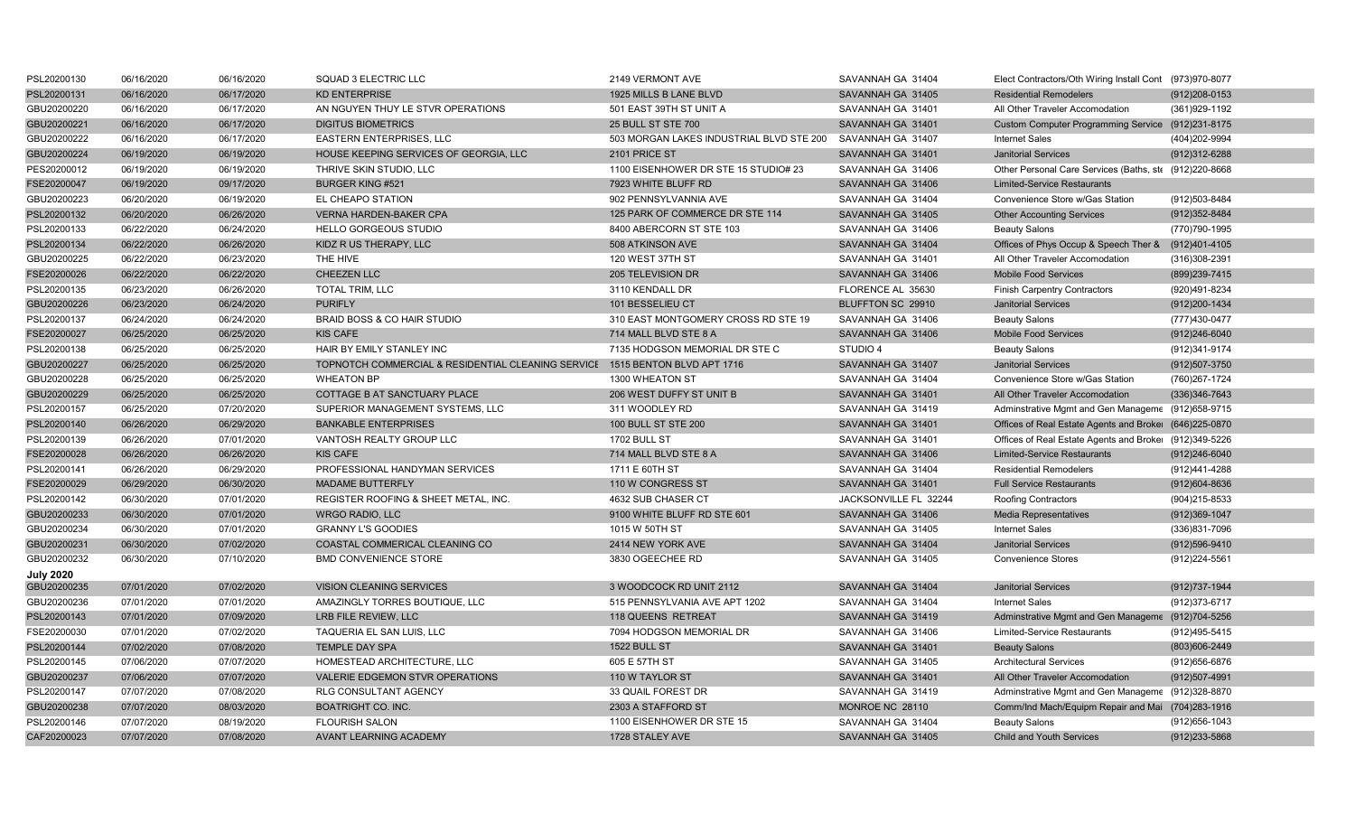| | | | | | | | |
|---|---|---|---|---|---|---|---|
| PSL20200130 | 06/16/2020 | 06/16/2020 | SQUAD 3 ELECTRIC LLC | 2149 VERMONT AVE | SAVANNAH GA 31404 | Elect Contractors/Oth Wiring Install Cont | (973)970-8077 |
| PSL20200131 | 06/16/2020 | 06/17/2020 | KD ENTERPRISE | 1925 MILLS B LANE BLVD | SAVANNAH GA 31405 | Residential Remodelers | (912)208-0153 |
| GBU20200220 | 06/16/2020 | 06/17/2020 | AN NGUYEN THUY LE STVR OPERATIONS | 501 EAST 39TH ST UNIT A | SAVANNAH GA 31401 | All Other Traveler Accomodation | (361)929-1192 |
| GBU20200221 | 06/16/2020 | 06/17/2020 | DIGITUS BIOMETRICS | 25 BULL ST STE 700 | SAVANNAH GA 31401 | Custom Computer Programming Service | (912)231-8175 |
| GBU20200222 | 06/16/2020 | 06/17/2020 | EASTERN ENTERPRISES, LLC | 503 MORGAN LAKES INDUSTRIAL BLVD STE 200 | SAVANNAH GA 31407 | Internet Sales | (404)202-9994 |
| GBU20200224 | 06/19/2020 | 06/19/2020 | HOUSE KEEPING SERVICES OF GEORGIA, LLC | 2101 PRICE ST | SAVANNAH GA 31401 | Janitorial Services | (912)312-6288 |
| PES20200012 | 06/19/2020 | 06/19/2020 | THRIVE SKIN STUDIO, LLC | 1100 EISENHOWER DR STE 15 STUDIO# 23 | SAVANNAH GA 31406 | Other Personal Care Services (Baths, ste | (912)220-8668 |
| FSE20200047 | 06/19/2020 | 09/17/2020 | BURGER KING #521 | 7923 WHITE BLUFF RD | SAVANNAH GA 31406 | Limited-Service Restaurants | |
| GBU20200223 | 06/20/2020 | 06/19/2020 | EL CHEAPO STATION | 902 PENNSYLVANNIA AVE | SAVANNAH GA 31404 | Convenience Store w/Gas Station | (912)503-8484 |
| PSL20200132 | 06/20/2020 | 06/26/2020 | VERNA HARDEN-BAKER CPA | 125 PARK OF COMMERCE DR STE 114 | SAVANNAH GA 31405 | Other Accounting Services | (912)352-8484 |
| PSL20200133 | 06/22/2020 | 06/24/2020 | HELLO GORGEOUS STUDIO | 8400 ABERCORN ST STE 103 | SAVANNAH GA 31406 | Beauty Salons | (770)790-1995 |
| PSL20200134 | 06/22/2020 | 06/26/2020 | KIDZ R US THERAPY, LLC | 508 ATKINSON AVE | SAVANNAH GA 31404 | Offices of Phys Occup & Speech Ther & | (912)401-4105 |
| GBU20200225 | 06/22/2020 | 06/23/2020 | THE HIVE | 120 WEST 37TH ST | SAVANNAH GA 31401 | All Other Traveler Accomodation | (316)308-2391 |
| FSE20200026 | 06/22/2020 | 06/22/2020 | CHEEZEN LLC | 205 TELEVISION DR | SAVANNAH GA 31406 | Mobile Food Services | (899)239-7415 |
| PSL20200135 | 06/23/2020 | 06/26/2020 | TOTAL TRIM, LLC | 3110 KENDALL DR | FLORENCE AL 35630 | Finish Carpentry Contractors | (920)491-8234 |
| GBU20200226 | 06/23/2020 | 06/24/2020 | PURIFLY | 101 BESSELIEU CT | BLUFFTON SC 29910 | Janitorial Services | (912)200-1434 |
| PSL20200137 | 06/24/2020 | 06/24/2020 | BRAID BOSS & CO HAIR STUDIO | 310 EAST MONTGOMERY CROSS RD STE 19 | SAVANNAH GA 31406 | Beauty Salons | (777)430-0477 |
| FSE20200027 | 06/25/2020 | 06/25/2020 | KIS CAFE | 714 MALL BLVD STE 8 A | SAVANNAH GA 31406 | Mobile Food Services | (912)246-6040 |
| PSL20200138 | 06/25/2020 | 06/25/2020 | HAIR BY EMILY STANLEY INC | 7135 HODGSON MEMORIAL DR STE C | STUDIO 4 | Beauty Salons | (912)341-9174 |
| GBU20200227 | 06/25/2020 | 06/25/2020 | TOPNOTCH COMMERCIAL & RESIDENTIAL CLEANING SERVICE | 1515 BENTON BLVD APT 1716 | SAVANNAH GA 31407 | Janitorial Services | (912)507-3750 |
| GBU20200228 | 06/25/2020 | 06/25/2020 | WHEATON BP | 1300 WHEATON ST | SAVANNAH GA 31404 | Convenience Store w/Gas Station | (760)267-1724 |
| GBU20200229 | 06/25/2020 | 06/25/2020 | COTTAGE B AT SANCTUARY PLACE | 206 WEST DUFFY ST UNIT B | SAVANNAH GA 31401 | All Other Traveler Accomodation | (336)346-7643 |
| PSL20200157 | 06/25/2020 | 07/20/2020 | SUPERIOR MANAGEMENT SYSTEMS, LLC | 311 WOODLEY RD | SAVANNAH GA 31419 | Adminstrative Mgmt and Gen Manageme | (912)658-9715 |
| PSL20200140 | 06/26/2020 | 06/29/2020 | BANKABLE ENTERPRISES | 100 BULL ST STE 200 | SAVANNAH GA 31401 | Offices of Real Estate Agents and Broke | (646)225-0870 |
| PSL20200139 | 06/26/2020 | 07/01/2020 | VANTOSH REALTY GROUP LLC | 1702 BULL ST | SAVANNAH GA 31401 | Offices of Real Estate Agents and Broke | (912)349-5226 |
| FSE20200028 | 06/26/2020 | 06/26/2020 | KIS CAFE | 714 MALL BLVD STE 8 A | SAVANNAH GA 31406 | Limited-Service Restaurants | (912)246-6040 |
| PSL20200141 | 06/26/2020 | 06/29/2020 | PROFESSIONAL HANDYMAN SERVICES | 1711 E 60TH ST | SAVANNAH GA 31404 | Residential Remodelers | (912)441-4288 |
| FSE20200029 | 06/29/2020 | 06/30/2020 | MADAME BUTTERFLY | 110 W CONGRESS ST | SAVANNAH GA 31401 | Full Service Restaurants | (912)604-8636 |
| PSL20200142 | 06/30/2020 | 07/01/2020 | REGISTER ROOFING & SHEET METAL, INC. | 4632 SUB CHASER CT | JACKSONVILLE FL 32244 | Roofing Contractors | (904)215-8533 |
| GBU20200233 | 06/30/2020 | 07/01/2020 | WRGO RADIO, LLC | 9100 WHITE BLUFF RD STE 601 | SAVANNAH GA 31406 | Media Representatives | (912)369-1047 |
| GBU20200234 | 06/30/2020 | 07/01/2020 | GRANNY L'S GOODIES | 1015 W 50TH ST | SAVANNAH GA 31405 | Internet Sales | (336)831-7096 |
| GBU20200231 | 06/30/2020 | 07/02/2020 | COASTAL COMMERICAL CLEANING CO | 2414 NEW YORK AVE | SAVANNAH GA 31404 | Janitorial Services | (912)596-9410 |
| GBU20200232 | 06/30/2020 | 07/10/2020 | BMD CONVENIENCE STORE | 3830 OGEECHEE RD | SAVANNAH GA 31405 | Convenience Stores | (912)224-5561 |
| **July 2020** | | | | | | | |
| GBU20200235 | 07/01/2020 | 07/02/2020 | VISION CLEANING SERVICES | 3 WOODCOCK RD UNIT 2112 | SAVANNAH GA 31404 | Janitorial Services | (912)737-1944 |
| GBU20200236 | 07/01/2020 | 07/01/2020 | AMAZINGLY TORRES BOUTIQUE, LLC | 515 PENNSYLVANIA AVE APT 1202 | SAVANNAH GA 31404 | Internet Sales | (912)373-6717 |
| PSL20200143 | 07/01/2020 | 07/09/2020 | LRB FILE REVIEW, LLC | 118 QUEENS RETREAT | SAVANNAH GA 31419 | Adminstrative Mgmt and Gen Manageme | (912)704-5256 |
| FSE20200030 | 07/01/2020 | 07/02/2020 | TAQUERIA EL SAN LUIS, LLC | 7094 HODGSON MEMORIAL DR | SAVANNAH GA 31406 | Limited-Service Restaurants | (912)495-5415 |
| PSL20200144 | 07/02/2020 | 07/08/2020 | TEMPLE DAY SPA | 1522 BULL ST | SAVANNAH GA 31401 | Beauty Salons | (803)606-2449 |
| PSL20200145 | 07/06/2020 | 07/07/2020 | HOMESTEAD ARCHITECTURE, LLC | 605 E 57TH ST | SAVANNAH GA 31405 | Architectural Services | (912)656-6876 |
| GBU20200237 | 07/06/2020 | 07/07/2020 | VALERIE EDGEMON STVR OPERATIONS | 110 W TAYLOR ST | SAVANNAH GA 31401 | All Other Traveler Accomodation | (912)507-4991 |
| PSL20200147 | 07/07/2020 | 07/08/2020 | RLG CONSULTANT AGENCY | 33 QUAIL FOREST DR | SAVANNAH GA 31419 | Adminstrative Mgmt and Gen Manageme | (912)328-8870 |
| GBU20200238 | 07/07/2020 | 08/03/2020 | BOATRIGHT CO. INC. | 2303 A STAFFORD ST | MONROE NC 28110 | Comm/Ind Mach/Equipm Repair and Mai | (704)283-1916 |
| PSL20200146 | 07/07/2020 | 08/19/2020 | FLOURISH SALON | 1100 EISENHOWER DR STE 15 | SAVANNAH GA 31404 | Beauty Salons | (912)656-1043 |
| CAF20200023 | 07/07/2020 | 07/08/2020 | AVANT LEARNING ACADEMY | 1728 STALEY AVE | SAVANNAH GA 31405 | Child and Youth Services | (912)233-5868 |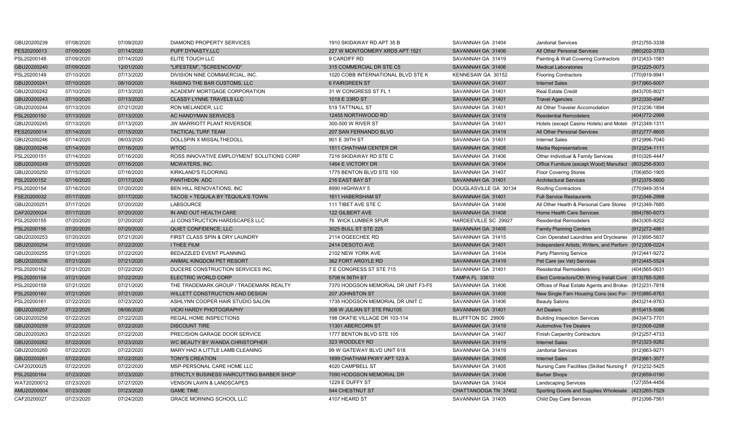| | | | | | | | |
|---|---|---|---|---|---|---|---|
| GBU20200239 | 07/08/2020 | 07/09/2020 | DIAMOND PROPERTY SERVICES | 1910 SKIDAWAY RD APT 35 B | SAVANNAH GA 31404 | Janitorial Services | (912)755-3338 |
| PES20200013 | 07/09/2020 | 07/14/2020 | PUFF DYNASTY,LLC | 227 W MONTGOMERY XRDS APT 1521 | SAVANNAH GA 31406 | All Other Personal Services | (980)202-3703 |
| PSL20200148 | 07/09/2020 | 07/14/2020 | ELITE TOUCH LLC | 9 CARDIFF RD | SAVANNAH GA 31419 | Painting & Wall Covering Contractors | (912)433-1581 |
| GBU20200240 | 07/09/2020 | 12/01/2020 | "LIFESTEM", "SCREENCOVID" | 315 COMMERCIAL DR STE C5 | SAVANNAH GA 31406 | Medical Laboratories | (912)225-0073 |
| PSL20200149 | 07/10/2020 | 07/13/2020 | DIVISION NINE COMMAERCIAL, INC. | 1020 COBB INTERNATIONAL BLVD STE K | KENNESAW GA 30152 | Flooring Contractors | (770)919-9941 |
| GBU20200241 | 07/10/2020 | 08/10/2020 | RAISING THE BAR CUSTOMS, LLC | 6 FAIRGREEN ST | SAVANNAH GA 31407 | Internet Sales | (917)960-6007 |
| GBU20200242 | 07/10/2020 | 07/13/2020 | ACADEMY MORTGAGE CORPORATION | 31 W CONGRESS ST FL 1 | SAVANNAH GA 31401 | Real Estate Credit | (843)705-8021 |
| GBU20200243 | 07/10/2020 | 07/13/2020 | CLASSY LYNNE TRAVELS LLC | 1018 E 33RD ST | SAVANNAH GA 31401 | Travel Agencies | (912)330-4947 |
| GBU20200244 | 07/13/2020 | 07/21/2020 | RON MELANDER, LLC | 519 TATTNALL ST | SAVANNAH GA 31401 | All Other Traveler Accomodation | (912)236-1894 |
| PSL20200150 | 07/13/2020 | 07/13/2020 | AC HANDYMAN SERVICES | 12455 NORTHWOOD RD | SAVANNAH GA 31419 | Residential Remodelers | (404)772-2998 |
| GBU20200245 | 07/13/2020 | 07/13/2020 | JW MARRIOTT PLANT RIVERSIDE | 300-500 W RIVER ST | SAVANNAH GA 31401 | Hotels (except Casino Hotels) and Motels | (912)349-1311 |
| PES20200014 | 07/14/2020 | 07/15/2020 | TACTICAL TURF TEAM | 207 SAN FERNANDO BLVD | SAVANNAH GA 31419 | All Other Personal Services | (912)777-8605 |
| GBU20200246 | 07/14/2020 | 08/03/2020 | DOLLSPIN X MISSALTHEDOLL | 901 E 39TH ST | SAVANNAH GA 31401 | Internet Sales | (912)996-7040 |
| GBU20200248 | 07/14/2020 | 07/16/2020 | WTOC | 1511 CHATHAM CENTER DR | SAVANNAH GA 31405 | Media Representatives | (912)234-1111 |
| PSL20200151 | 07/14/2020 | 07/16/2020 | ROSS INNOVATIVE EMPLOYMENT SOLUTIONS CORP | 7216 SKIDAWAY RD STE C | SAVANNAH GA 31406 | Other Individual & Family Services | (810)326-4447 |
| GBU20200249 | 07/15/2020 | 07/16/2020 | MCWATERS, INC. | 1464 E VICTORY DR | SAVANNAH GA 31404 | Office Furniture (except Wood) Manufact | (803)256-8303 |
| GBU20200250 | 07/15/2020 | 07/16/2020 | KIRKLAND'S FLOORING | 1775 BENTON BLVD STE 100 | SAVANNAH GA 31407 | Floor Covering Stores | (706)650-1905 |
| PSL20200152 | 07/16/2020 | 07/17/2020 | PANTHEON ADC | 216 EAST BAY ST | SAVANNAH GA 31401 | Architectural Services | (912)376-5600 |
| PSL20200154 | 07/16/2020 | 07/20/2020 | BEN HILL RENOVATIONS, INC | 8990 HIGHWAY 5 | DOUGLASVILLE GA 30134 | Roofing Contractors | (770)949-3514 |
| FSE20200032 | 07/17/2020 | 07/17/2020 | TACOS + TEQUILA BY TEQUILA'S TOWN | 1611 HABERSHAM ST | SAVANNAH GA 31401 | Full Service Restaurants | (912)346-2998 |
| GBU20200251 | 07/17/2020 | 07/20/2020 | LABSOURCE | 111 TIBET AVE STE C | SAVANNAH GA 31406 | All Other Health & Personal Care Stores | (912)349-7685 |
| CAF20200024 | 07/17/2020 | 07/20/2020 | IN AND OUT HEALTH CARE | 122 GILBERT AVE | SAVANNAH GA 31408 | Home Health Care Services | (954)780-6073 |
| PSL20200155 | 07/20/2020 | 07/20/2020 | JJ CONSTRUCTION HARDSCAPES LLC | 76 WICK LUMBER SPUR | HARDEEVILLE SC 29927 | Residential Remodelers | (843)305-9202 |
| PSL20200156 | 07/20/2020 | 07/20/2020 | QUIET CONFIDENCE, LLC | 3025 BULL ST STE 225 | SAVANNAH GA 31405 | Family Planning Centers | (912)272-4861 |
| GBU20200253 | 07/20/2020 | 07/21/2020 | FIRST CLASS SPIN & DRY LAUNDRY | 2114 OGEECHEE RD | SAVANNAH GA 31415 | Coin Operated Laundries and Drycleaner | (912)695-5837 |
| GBU20200254 | 07/21/2020 | 07/22/2020 | I THEE FILM | 2414 DESOTO AVE | SAVANNAH GA 31401 | Independent Artists, Writers, and Perforn | (912)308-0224 |
| GBU20200255 | 07/21/2020 | 07/22/2020 | BEDAZZLED EVENT PLANNING | 2102 NEW YORK AVE | SAVANNAH GA 31404 | Party Planning Service | (912)441-9272 |
| GBU20200256 | 07/21/2020 | 07/21/2020 | ANIMAL KINGDOM PET RESORT | 362 FORT ARGYLE RD | SAVANNAH GA 31419 | Pet Care (ex Vet) Services | (912)445-5524 |
| PSL20200162 | 07/21/2020 | 07/22/2020 | DUCERE CONSTRUCTION SERVICES INC, | 7 E CONGRESS ST STE 715 | SAVANNAH GA 31401 | Residential Remodelers | (404)565-0631 |
| PSL20200158 | 07/21/2020 | 07/22/2020 | ELECTRIC WORLD CORP | 5708 N 56TH ST | TAMPA FL 33610 | Elect Contractors/Oth Wiring Install Cont | (813)785-5265 |
| PSL20200159 | 07/21/2020 | 07/21/2020 | THE TRADEMARK GROUP / TRADEMARK REALTY | 7370 HODGSON MEMORIAL DR UNIT F3-F5 | SAVANNAH GA 31406 | Offices of Real Estate Agents and Broker | (912)231-7818 |
| PSL20200160 | 07/21/2020 | 07/21/2020 | WILLETT CONSTRUCTION AND DESIGN | 207 JOHNSTON ST | SAVANNAH GA 31405 | New Single Fam Housing Cons (exc For- | (910)880-8763 |
| PSL20200161 | 07/22/2020 | 07/23/2020 | ASHLYNN COOPER HAIR STUDIO SALON | 1735 HODGSON MEMORIAL DR UNIT C | SAVANNAH GA 31406 | Beauty Salons | (843)214-9763 |
| GBU20200257 | 07/22/2020 | 08/06/2020 | VICKI HARDY PHOTOGRAPHY | 308 W JULIAN ST STE FNU105 | SAVANNAH GA 31401 | Art Dealers | (615)415-5086 |
| GBU20200258 | 07/22/2020 | 07/22/2020 | REGAL HOME INSPECTIONS | 198 OKATIE VILLAGE DR 103-114 | BLUFFTON SC 29909 | Building Inspection Services | (843)473-7701 |
| GBU20200259 | 07/22/2020 | 07/22/2020 | DISCOUNT TIRE | 11301 ABERCORN ST | SAVANNAH GA 31419 | Automotive Tire Dealers | (912)508-0298 |
| GBU20200263 | 07/22/2020 | 07/22/2020 | PRECISION GARAGE DOOR SERVICE | 1777 BENTON BLVD STE 105 | SAVANNAH GA 31407 | Finish Carpentry Contractors | (912)257-4733 |
| GBU20200262 | 07/22/2020 | 07/23/2020 | WC BEAUTY BY WANDA CHRISTOPHER | 323 WOODLEY RD | SAVANNAH GA 31419 | Internet Sales | (912)323-9282 |
| GBU20200260 | 07/22/2020 | 07/22/2020 | MARY HAD A LITTLE LAMB CLEANING | 99 W GATEWAY BLVD UNIT 618 | SAVANNAH GA 31419 | Janitorial Services | (912)663-9271 |
| GBU20200261 | 07/22/2020 | 07/22/2020 | TONY'S CREATION | 1699 CHATHAM PKWY APT 123 A | SAVANNAH GA 31405 | Internet Sales | (912)661-3577 |
| CAF20200025 | 07/22/2020 | 07/22/2020 | MSP-PERSONAL CARE HOME LLC | 4020 CAMPBELL ST | SAVANNAH GA 31405 | Nursing Care Facilities (Skilled Nursing F | (912)232-5425 |
| PSL20200164 | 07/23/2020 | 07/23/2020 | STRICTLY BUSINESS HAIRCUTTING BARBER SHOP | 7090 HODGSON MEMORIAL DR | SAVANNAH GA 31406 | Barber Shops | (912)659-0190 |
| WAT20200012 | 07/23/2020 | 07/27/2020 | VENSON LAWN & LANDSCAPES | 1229 E DUFFY ST | SAVANNAH GA 31404 | Landscaping Services | (127)554-4456 |
| AMU20200004 | 07/23/2020 | 07/23/2020 | GAME TIME | 544 CHESTNUT ST | CHATTANOOGA TN 37402 | Sporting Goods and Supplies Wholesale | (423)265-7529 |
| CAF20200027 | 07/23/2020 | 07/24/2020 | GRACE MORNING SCHOOL LLC | 4107 HEARD ST | SAVANNAH GA 31405 | Child Day Care Services | (912)398-7561 |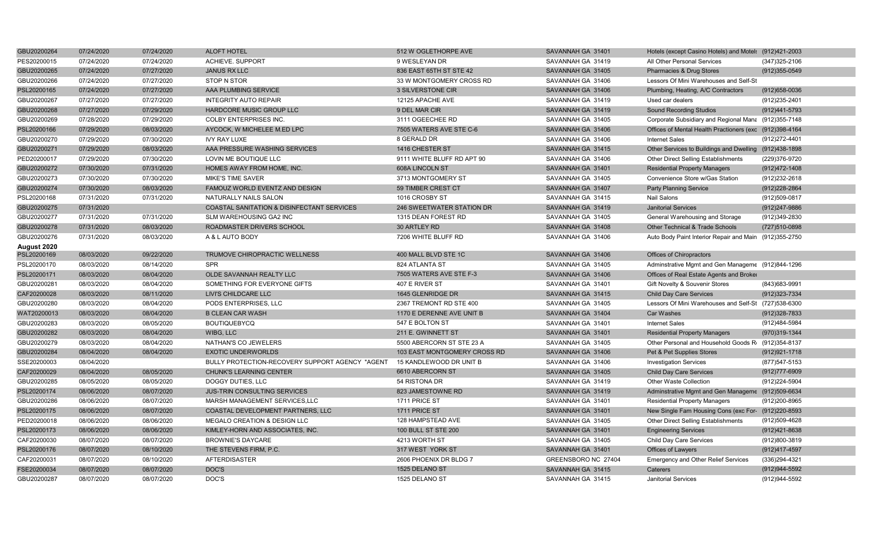| | | | | | | | |
|---|---|---|---|---|---|---|---|
| GBU20200264 | 07/24/2020 | 07/24/2020 | ALOFT HOTEL | 512 W OGLETHORPE AVE | SAVANNAH GA 31401 | Hotels (except Casino Hotels) and Motels | (912)421-2003 |
| PES20200015 | 07/24/2020 | 07/24/2020 | ACHIEVE. SUPPORT | 9 WESLEYAN DR | SAVANNAH GA 31419 | All Other Personal Services | (347)325-2106 |
| GBU20200265 | 07/24/2020 | 07/27/2020 | JANUS RX LLC | 836 EAST 65TH ST STE 42 | SAVANNAH GA 31405 | Pharmacies & Drug Stores | (912)355-0549 |
| GBU20200266 | 07/24/2020 | 07/27/2020 | STOP N STOR | 33 W MONTGOMERY CROSS RD | SAVANNAH GA 31406 | Lessors Of Mini Warehouses and Self-St | |
| PSL20200165 | 07/24/2020 | 07/27/2020 | AAA PLUMBING SERVICE | 3 SILVERSTONE CIR | SAVANNAH GA 31406 | Plumbing, Heating, A/C Contractors | (912)658-0036 |
| GBU20200267 | 07/27/2020 | 07/27/2020 | INTEGRITY AUTO REPAIR | 12125 APACHE AVE | SAVANNAH GA 31419 | Used car dealers | (912)235-2401 |
| GBU20200268 | 07/27/2020 | 07/29/2020 | HARDCORE MUSIC GROUP LLC | 9 DEL MAR CIR | SAVANNAH GA 31419 | Sound Recording Studios | (912)441-5793 |
| GBU20200269 | 07/28/2020 | 07/29/2020 | COLBY ENTERPRISES INC. | 3111 OGEECHEE RD | SAVANNAH GA 31405 | Corporate Subsidiary and Regional Mana | (912)355-7148 |
| PSL20200166 | 07/29/2020 | 08/03/2020 | AYCOCK, W MICHELEE M.ED LPC | 7505 WATERS AVE STE C-6 | SAVANNAH GA 31406 | Offices of Mental Health Practioners (exc | (912)398-4164 |
| GBU20200270 | 07/29/2020 | 07/30/2020 | IVY RAY LUXE | 8 GERALD DR | SAVANNAH GA 31406 | Internet Sales | (912)272-4401 |
| GBU20200271 | 07/29/2020 | 08/03/2020 | AAA PRESSURE WASHING SERVICES | 1416 CHESTER ST | SAVANNAH GA 31415 | Other Services to Buildings and Dwelling | (912)438-1898 |
| PED20200017 | 07/29/2020 | 07/30/2020 | LOVIN ME BOUTIQUE LLC | 9111 WHITE BLUFF RD APT 90 | SAVANNAH GA 31406 | Other Direct Selling Establishments | (229)376-9720 |
| GBU20200272 | 07/30/2020 | 07/31/2020 | HOMES AWAY FROM HOME, INC. | 608A LINCOLN ST | SAVANNAH GA 31401 | Residential Property Managers | (912)472-1408 |
| GBU20200273 | 07/30/2020 | 07/30/2020 | MIKE'S TIME SAVER | 3713 MONTGOMERY ST | SAVANNAH GA 31405 | Convenience Store w/Gas Station | (912)232-2618 |
| GBU20200274 | 07/30/2020 | 08/03/2020 | FAMOUZ WORLD EVENTZ AND DESIGN | 59 TIMBER CREST CT | SAVANNAH GA 31407 | Party Planning Service | (912)228-2864 |
| PSL20200168 | 07/31/2020 | 07/31/2020 | NATURALLY NAILS SALON | 1016 CROSBY ST | SAVANNAH GA 31415 | Nail Salons | (912)509-0817 |
| GBU20200275 | 07/31/2020 | | COASTAL SANITATION & DISINFECTANT SERVICES | 246 SWEETWATER STATION DR | SAVANNAH GA 31419 | Janitorial Services | (912)247-9886 |
| GBU20200277 | 07/31/2020 | 07/31/2020 | SLM WAREHOUSING GA2 INC | 1315 DEAN FOREST RD | SAVANNAH GA 31405 | General Warehousing and Storage | (912)349-2830 |
| GBU20200278 | 07/31/2020 | 08/03/2020 | ROADMASTER DRIVERS SCHOOL | 30 ARTLEY RD | SAVANNAH GA 31408 | Other Technical & Trade Schools | (727)510-0898 |
| GBU20200276 | 07/31/2020 | 08/03/2020 | A & L AUTO BODY | 7206 WHITE BLUFF RD | SAVANNAH GA 31406 | Auto Body Paint Interior Repair and Main | (912)355-2750 |
| **August 2020** | | | | | | | |
| PSL20200169 | 08/03/2020 | 09/22/2020 | TRUMOVE CHIROPRACTIC WELLNESS | 400 MALL BLVD STE 1C | SAVANNAH GA 31406 | Offices of Chiropractors | |
| PSL20200170 | 08/03/2020 | 08/14/2020 | SPR | 824 ATLANTA ST | SAVANNAH GA 31405 | Adminstrative Mgmt and Gen Manageme | (912)844-1296 |
| PSL20200171 | 08/03/2020 | 08/04/2020 | OLDE SAVANNAH REALTY LLC | 7505 WATERS AVE STE F-3 | SAVANNAH GA 31406 | Offices of Real Estate Agents and Broker | |
| GBU20200281 | 08/03/2020 | 08/04/2020 | SOMETHING FOR EVERYONE GIFTS | 407 E RIVER ST | SAVANNAH GA 31401 | Gift Novelty & Souvenir Stores | (843)683-9991 |
| CAF20200028 | 08/03/2020 | 08/11/2020 | LIVI'S CHILDCARE LLC | 1645 GLENRIDGE DR | SAVANNAH GA 31415 | Child Day Care Services | (912)323-7334 |
| GBU20200280 | 08/03/2020 | 08/04/2020 | PODS ENTERPRISES, LLC | 2367 TREMONT RD STE 400 | SAVANNAH GA 31405 | Lessors Of Mini Warehouses and Self-St | (727)538-6300 |
| WAT20200013 | 08/03/2020 | 08/04/2020 | B CLEAN CAR WASH | 1170 E DERENNE AVE UNIT B | SAVANNAH GA 31404 | Car Washes | (912)328-7833 |
| GBU20200283 | 08/03/2020 | 08/05/2020 | BOUTIQUEBYCQ | 547 E BOLTON ST | SAVANNAH GA 31401 | Internet Sales | (912)484-5984 |
| GBU20200282 | 08/03/2020 | 08/04/2020 | WIBG, LLC | 211 E. GWINNETT ST | SAVANNAH GA 31401 | Residential Property Managers | (970)319-1344 |
| GBU20200279 | 08/03/2020 | 08/04/2020 | NATHAN'S CO JEWELERS | 5500 ABERCORN ST STE 23 A | SAVANNAH GA 31405 | Other Personal and Household Goods R | (912)354-8137 |
| GBU20200284 | 08/04/2020 | 08/04/2020 | EXOTIC UNDERWORLDS | 103 EAST MONTGOMERY CROSS RD | SAVANNAH GA 31406 | Pet & Pet Supplies Stores | (912)921-1718 |
| SSE20200003 | 08/04/2020 | | BULLY PROTECTION-RECOVERY SUPPORT AGENCY "AGENT | 15 KANDLEWOOD DR UNIT B | SAVANNAH GA 31406 | Investigation Services | (877)547-5153 |
| CAF20200029 | 08/04/2020 | 08/05/2020 | CHUNK'S LEARNING CENTER | 6610 ABERCORN ST | SAVANNAH GA 31405 | Child Day Care Services | (912)777-6909 |
| GBU20200285 | 08/05/2020 | 08/05/2020 | DOGGY DUTIES, LLC | 54 RISTONA DR | SAVANNAH GA 31419 | Other Waste Collection | (912)224-5904 |
| PSL20200174 | 08/06/2020 | 08/07/2020 | JUS-TRIN CONSULTING SERVICES | 823 JAMESTOWNE RD | SAVANNAH GA 31419 | Adminstrative Mgmt and Gen Manageme | (912)509-6634 |
| GBU20200286 | 08/06/2020 | 08/07/2020 | MARSH MANAGEMENT SERVICES,LLC | 1711 PRICE ST | SAVANNAH GA 31401 | Residential Property Managers | (912)200-8965 |
| PSL20200175 | 08/06/2020 | 08/07/2020 | COASTAL DEVELOPMENT PARTNERS, LLC | 1711 PRICE ST | SAVANNAH GA 31401 | New Single Fam Housing Cons (exc For- | (912)220-8593 |
| PED20200018 | 08/06/2020 | 08/06/2020 | MEGALO CREATION & DESIGN LLC | 128 HAMPSTEAD AVE | SAVANNAH GA 31405 | Other Direct Selling Establishments | (912)509-4628 |
| PSL20200173 | 08/06/2020 | 08/06/2020 | KIMLEY-HORN AND ASSOCIATES, INC. | 100 BULL ST STE 200 | SAVANNAH GA 31401 | Engineering Services | (912)421-8638 |
| CAF20200030 | 08/07/2020 | 08/07/2020 | BROWNIE'S DAYCARE | 4213 WORTH ST | SAVANNAH GA 31405 | Child Day Care Services | (912)800-3819 |
| PSL20200176 | 08/07/2020 | 08/10/2020 | THE STEVENS FIRM, P.C. | 317 WEST YORK ST | SAVANNAH GA 31401 | Offices of Lawyers | (912)417-4597 |
| CAF20200031 | 08/07/2020 | 08/10/2020 | AFTERDISASTER | 2606 PHOENIX DR BLDG 7 | GREENSBORO NC 27404 | Emergency and Other Relief Services | (336)294-4321 |
| FSE20200034 | 08/07/2020 | 08/07/2020 | DOC'S | 1525 DELANO ST | SAVANNAH GA 31415 | Caterers | (912)944-5592 |
| GBU20200287 | 08/07/2020 | 08/07/2020 | DOC'S | 1525 DELANO ST | SAVANNAH GA 31415 | Janitorial Services | (912)944-5592 |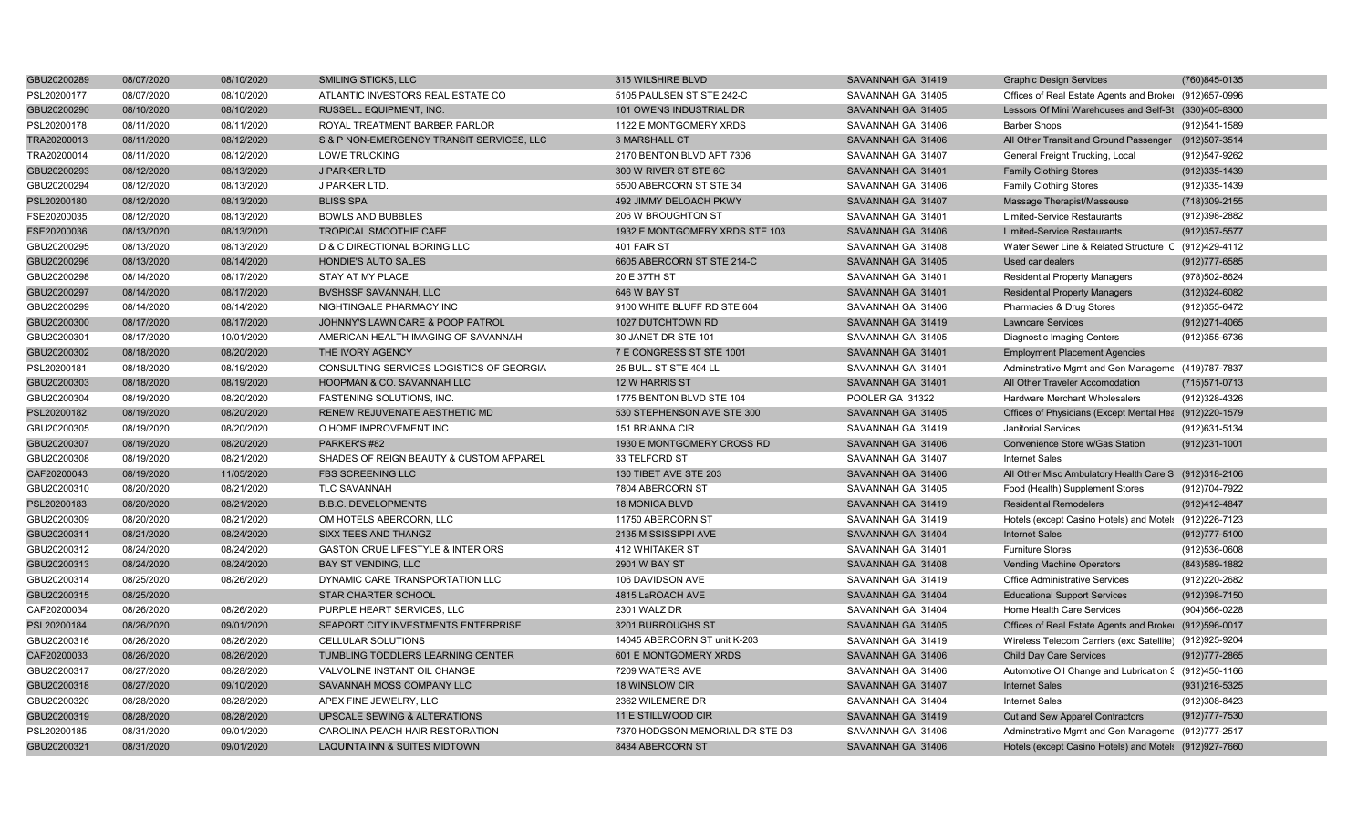| | | | | | | | |
|---|---|---|---|---|---|---|---|
| GBU20200289 | 08/07/2020 | 08/10/2020 | SMILING STICKS, LLC | 315 WILSHIRE BLVD | SAVANNAH GA 31419 | Graphic Design Services | (760)845-0135 |
| PSL20200177 | 08/07/2020 | 08/10/2020 | ATLANTIC INVESTORS REAL ESTATE CO | 5105 PAULSEN ST STE 242-C | SAVANNAH GA 31405 | Offices of Real Estate Agents and Broke | (912)657-0996 |
| GBU20200290 | 08/10/2020 | 08/10/2020 | RUSSELL EQUIPMENT, INC. | 101 OWENS INDUSTRIAL DR | SAVANNAH GA 31405 | Lessors Of Mini Warehouses and Self-St | (330)405-8300 |
| PSL20200178 | 08/11/2020 | 08/11/2020 | ROYAL TREATMENT BARBER PARLOR | 1122 E MONTGOMERY XRDS | SAVANNAH GA 31406 | Barber Shops | (912)541-1589 |
| TRA20200013 | 08/11/2020 | 08/12/2020 | S & P NON-EMERGENCY TRANSIT SERVICES, LLC | 3 MARSHALL CT | SAVANNAH GA 31406 | All Other Transit and Ground Passenger | (912)507-3514 |
| TRA20200014 | 08/11/2020 | 08/12/2020 | LOWE TRUCKING | 2170 BENTON BLVD APT 7306 | SAVANNAH GA 31407 | General Freight Trucking, Local | (912)547-9262 |
| GBU20200293 | 08/12/2020 | 08/13/2020 | J PARKER LTD | 300 W RIVER ST STE 6C | SAVANNAH GA 31401 | Family Clothing Stores | (912)335-1439 |
| GBU20200294 | 08/12/2020 | 08/13/2020 | J PARKER LTD. | 5500 ABERCORN ST STE 34 | SAVANNAH GA 31406 | Family Clothing Stores | (912)335-1439 |
| PSL20200180 | 08/12/2020 | 08/13/2020 | BLISS SPA | 492 JIMMY DELOACH PKWY | SAVANNAH GA 31407 | Massage Therapist/Masseuse | (718)309-2155 |
| FSE20200035 | 08/12/2020 | 08/13/2020 | BOWLS AND BUBBLES | 206 W BROUGHTON ST | SAVANNAH GA 31401 | Limited-Service Restaurants | (912)398-2882 |
| FSE20200036 | 08/13/2020 | 08/13/2020 | TROPICAL SMOOTHIE CAFE | 1932 E MONTGOMERY XRDS STE 103 | SAVANNAH GA 31406 | Limited-Service Restaurants | (912)357-5577 |
| GBU20200295 | 08/13/2020 | 08/13/2020 | D & C DIRECTIONAL BORING LLC | 401 FAIR ST | SAVANNAH GA 31408 | Water Sewer Line & Related Structure C | (912)429-4112 |
| GBU20200296 | 08/13/2020 | 08/14/2020 | HONDIE'S AUTO SALES | 6605 ABERCORN ST STE 214-C | SAVANNAH GA 31405 | Used car dealers | (912)777-6585 |
| GBU20200298 | 08/14/2020 | 08/17/2020 | STAY AT MY PLACE | 20 E 37TH ST | SAVANNAH GA 31401 | Residential Property Managers | (978)502-8624 |
| GBU20200297 | 08/14/2020 | 08/17/2020 | BVSHSSF SAVANNAH, LLC | 646 W BAY ST | SAVANNAH GA 31401 | Residential Property Managers | (312)324-6082 |
| GBU20200299 | 08/14/2020 | 08/14/2020 | NIGHTINGALE PHARMACY INC | 9100 WHITE BLUFF RD STE 604 | SAVANNAH GA 31406 | Pharmacies & Drug Stores | (912)355-6472 |
| GBU20200300 | 08/17/2020 | 08/17/2020 | JOHNNY'S LAWN CARE & POOP PATROL | 1027 DUTCHTOWN RD | SAVANNAH GA 31419 | Lawncare Services | (912)271-4065 |
| GBU20200301 | 08/17/2020 | 10/01/2020 | AMERICAN HEALTH IMAGING OF SAVANNAH | 30 JANET DR STE 101 | SAVANNAH GA 31405 | Diagnostic Imaging Centers | (912)355-6736 |
| GBU20200302 | 08/18/2020 | 08/20/2020 | THE IVORY AGENCY | 7 E CONGRESS ST STE 1001 | SAVANNAH GA 31401 | Employment Placement Agencies | |
| PSL20200181 | 08/18/2020 | 08/19/2020 | CONSULTING SERVICES LOGISTICS OF GEORGIA | 25 BULL ST STE 404 LL | SAVANNAH GA 31401 | Adminstrative Mgmt and Gen Manageme | (419)787-7837 |
| GBU20200303 | 08/18/2020 | 08/19/2020 | HOOPMAN & CO. SAVANNAH LLC | 12 W HARRIS ST | SAVANNAH GA 31401 | All Other Traveler Accomodation | (715)571-0713 |
| GBU20200304 | 08/19/2020 | 08/20/2020 | FASTENING SOLUTIONS, INC. | 1775 BENTON BLVD STE 104 | POOLER GA 31322 | Hardware Merchant Wholesalers | (912)328-4326 |
| PSL20200182 | 08/19/2020 | 08/20/2020 | RENEW REJUVENATE AESTHETIC MD | 530 STEPHENSON AVE STE 300 | SAVANNAH GA 31405 | Offices of Physicians (Except Mental Hea | (912)220-1579 |
| GBU20200305 | 08/19/2020 | 08/20/2020 | O HOME IMPROVEMENT INC | 151 BRIANNA CIR | SAVANNAH GA 31419 | Janitorial Services | (912)631-5134 |
| GBU20200307 | 08/19/2020 | 08/20/2020 | PARKER'S #82 | 1930 E MONTGOMERY CROSS RD | SAVANNAH GA 31406 | Convenience Store w/Gas Station | (912)231-1001 |
| GBU20200308 | 08/19/2020 | 08/21/2020 | SHADES OF REIGN BEAUTY & CUSTOM APPAREL | 33 TELFORD ST | SAVANNAH GA 31407 | Internet Sales | |
| CAF20200043 | 08/19/2020 | 11/05/2020 | FBS SCREENING LLC | 130 TIBET AVE STE 203 | SAVANNAH GA 31406 | All Other Misc Ambulatory Health Care S | (912)318-2106 |
| GBU20200310 | 08/20/2020 | 08/21/2020 | TLC SAVANNAH | 7804 ABERCORN ST | SAVANNAH GA 31405 | Food (Health) Supplement Stores | (912)704-7922 |
| PSL20200183 | 08/20/2020 | 08/21/2020 | B.B.C. DEVELOPMENTS | 18 MONICA BLVD | SAVANNAH GA 31419 | Residential Remodelers | (912)412-4847 |
| GBU20200309 | 08/20/2020 | 08/21/2020 | OM HOTELS ABERCORN, LLC | 11750 ABERCORN ST | SAVANNAH GA 31419 | Hotels (except Casino Hotels) and Motel | (912)226-7123 |
| GBU20200311 | 08/21/2020 | 08/24/2020 | SIXX TEES AND THANGZ | 2135 MISSISSIPPI AVE | SAVANNAH GA 31404 | Internet Sales | (912)777-5100 |
| GBU20200312 | 08/24/2020 | 08/24/2020 | GASTON CRUE LIFESTYLE & INTERIORS | 412 WHITAKER ST | SAVANNAH GA 31401 | Furniture Stores | (912)536-0608 |
| GBU20200313 | 08/24/2020 | 08/24/2020 | BAY ST VENDING, LLC | 2901 W BAY ST | SAVANNAH GA 31408 | Vending Machine Operators | (843)589-1882 |
| GBU20200314 | 08/25/2020 | 08/26/2020 | DYNAMIC CARE TRANSPORTATION LLC | 106 DAVIDSON AVE | SAVANNAH GA 31419 | Office Administrative Services | (912)220-2682 |
| GBU20200315 | 08/25/2020 | | STAR CHARTER SCHOOL | 4815 LaROACH AVE | SAVANNAH GA 31404 | Educational Support Services | (912)398-7150 |
| CAF20200034 | 08/26/2020 | 08/26/2020 | PURPLE HEART SERVICES, LLC | 2301 WALZ DR | SAVANNAH GA 31404 | Home Health Care Services | (904)566-0228 |
| PSL20200184 | 08/26/2020 | 09/01/2020 | SEAPORT CITY INVESTMENTS ENTERPRISE | 3201 BURROUGHS ST | SAVANNAH GA 31405 | Offices of Real Estate Agents and Broke | (912)596-0017 |
| GBU20200316 | 08/26/2020 | 08/26/2020 | CELLULAR SOLUTIONS | 14045 ABERCORN ST unit K-203 | SAVANNAH GA 31419 | Wireless Telecom Carriers (exc Satellite) | (912)925-9204 |
| CAF20200033 | 08/26/2020 | 08/26/2020 | TUMBLING TODDLERS LEARNING CENTER | 601 E MONTGOMERY XRDS | SAVANNAH GA 31406 | Child Day Care Services | (912)777-2865 |
| GBU20200317 | 08/27/2020 | 08/28/2020 | VALVOLINE INSTANT OIL CHANGE | 7209 WATERS AVE | SAVANNAH GA 31406 | Automotive Oil Change and Lubrication S | (912)450-1166 |
| GBU20200318 | 08/27/2020 | 09/10/2020 | SAVANNAH MOSS COMPANY LLC | 18 WINSLOW CIR | SAVANNAH GA 31407 | Internet Sales | (931)216-5325 |
| GBU20200320 | 08/28/2020 | 08/28/2020 | APEX FINE JEWELRY, LLC | 2362 WILEMERE DR | SAVANNAH GA 31404 | Internet Sales | (912)308-8423 |
| GBU20200319 | 08/28/2020 | 08/28/2020 | UPSCALE SEWING & ALTERATIONS | 11 E STILLWOOD CIR | SAVANNAH GA 31419 | Cut and Sew Apparel Contractors | (912)777-7530 |
| PSL20200185 | 08/31/2020 | 09/01/2020 | CAROLINA PEACH HAIR RESTORATION | 7370 HODGSON MEMORIAL DR STE D3 | SAVANNAH GA 31406 | Adminstrative Mgmt and Gen Manageme | (912)777-2517 |
| GBU20200321 | 08/31/2020 | 09/01/2020 | LAQUINTA INN & SUITES MIDTOWN | 8484 ABERCORN ST | SAVANNAH GA 31406 | Hotels (except Casino Hotels) and Motel | (912)927-7660 |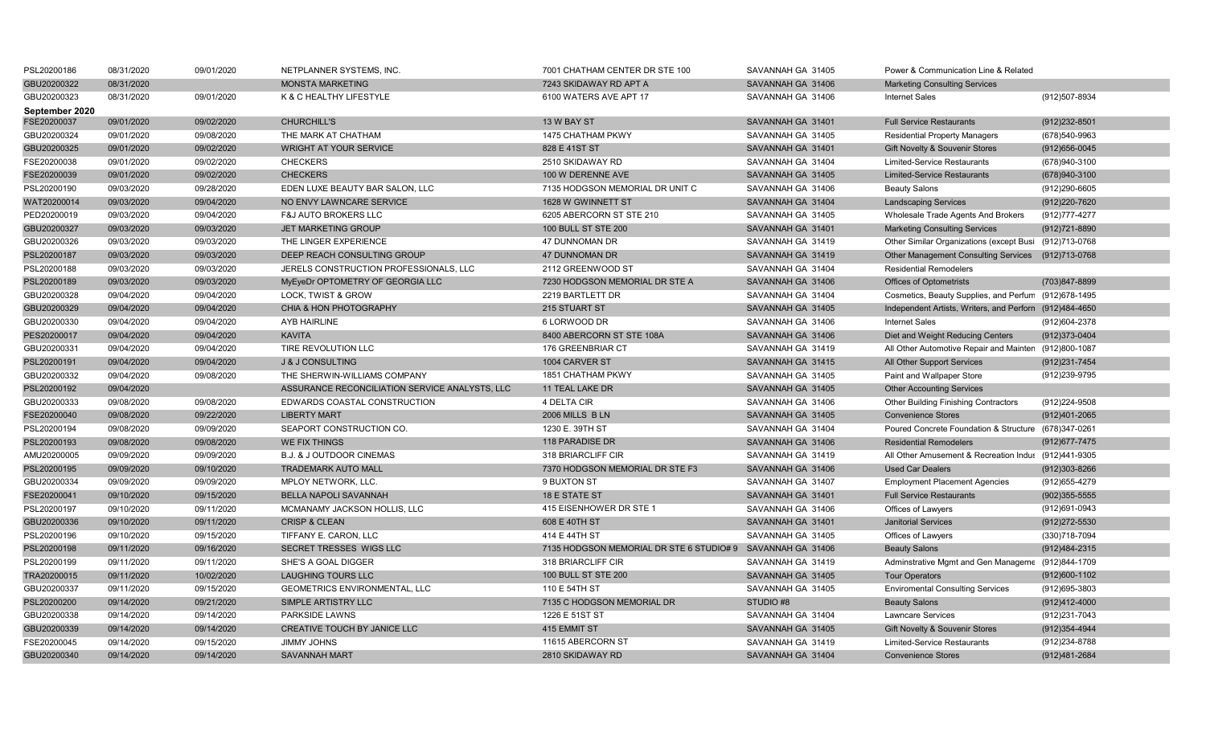| | | | | | | | |
|---|---|---|---|---|---|---|---|
| PSL20200186 | 08/31/2020 | 09/01/2020 | NETPLANNER SYSTEMS, INC. | 7001 CHATHAM CENTER DR STE 100 | SAVANNAH GA 31405 | Power & Communication Line & Related | |
| GBU20200322 | 08/31/2020 | | MONSTA MARKETING | 7243 SKIDAWAY RD APT A | SAVANNAH GA 31406 | Marketing Consulting Services | |
| GBU20200323 | 08/31/2020 | 09/01/2020 | K & C HEALTHY LIFESTYLE | 6100 WATERS AVE APT 17 | SAVANNAH GA 31406 | Internet Sales | (912)507-8934 |
| **September 2020** | | | | | | | |
| FSE20200037 | 09/01/2020 | 09/02/2020 | CHURCHILL'S | 13 W BAY ST | SAVANNAH GA 31401 | Full Service Restaurants | (912)232-8501 |
| GBU20200324 | 09/01/2020 | 09/08/2020 | THE MARK AT CHATHAM | 1475 CHATHAM PKWY | SAVANNAH GA 31405 | Residential Property Managers | (678)540-9963 |
| GBU20200325 | 09/01/2020 | 09/02/2020 | WRIGHT AT YOUR SERVICE | 828 E 41ST ST | SAVANNAH GA 31401 | Gift Novelty & Souvenir Stores | (912)656-0045 |
| FSE20200038 | 09/01/2020 | 09/02/2020 | CHECKERS | 2510 SKIDAWAY RD | SAVANNAH GA 31404 | Limited-Service Restaurants | (678)940-3100 |
| FSE20200039 | 09/01/2020 | 09/02/2020 | CHECKERS | 100 W DERENNE AVE | SAVANNAH GA 31405 | Limited-Service Restaurants | (678)940-3100 |
| PSL20200190 | 09/03/2020 | 09/28/2020 | EDEN LUXE BEAUTY BAR SALON, LLC | 7135 HODGSON MEMORIAL DR UNIT C | SAVANNAH GA 31406 | Beauty Salons | (912)290-6605 |
| WAT20200014 | 09/03/2020 | 09/04/2020 | NO ENVY LAWNCARE SERVICE | 1628 W GWINNETT ST | SAVANNAH GA 31404 | Landscaping Services | (912)220-7620 |
| PED20200019 | 09/03/2020 | 09/04/2020 | F&J AUTO BROKERS LLC | 6205 ABERCORN ST STE 210 | SAVANNAH GA 31405 | Wholesale Trade Agents And Brokers | (912)777-4277 |
| GBU20200327 | 09/03/2020 | 09/03/2020 | JET MARKETING GROUP | 100 BULL ST STE 200 | SAVANNAH GA 31401 | Marketing Consulting Services | (912)721-8890 |
| GBU20200326 | 09/03/2020 | 09/03/2020 | THE LINGER EXPERIENCE | 47 DUNNOMAN DR | SAVANNAH GA 31419 | Other Similar Organizations (except Busi | (912)713-0768 |
| PSL20200187 | 09/03/2020 | 09/03/2020 | DEEP REACH CONSULTING GROUP | 47 DUNNOMAN DR | SAVANNAH GA 31419 | Other Management Consulting Services | (912)713-0768 |
| PSL20200188 | 09/03/2020 | 09/03/2020 | JERELS CONSTRUCTION PROFESSIONALS, LLC | 2112 GREENWOOD ST | SAVANNAH GA 31404 | Residential Remodelers | |
| PSL20200189 | 09/03/2020 | 09/03/2020 | MyEyeDr OPTOMETRY OF GEORGIA LLC | 7230 HODGSON MEMORIAL DR STE A | SAVANNAH GA 31406 | Offices of Optometrists | (703)847-8899 |
| GBU20200328 | 09/04/2020 | 09/04/2020 | LOCK, TWIST & GROW | 2219 BARTLETT DR | SAVANNAH GA 31404 | Cosmetics, Beauty Supplies, and Perfum | (912)678-1495 |
| GBU20200329 | 09/04/2020 | 09/04/2020 | CHIA & HON PHOTOGRAPHY | 215 STUART ST | SAVANNAH GA 31405 | Independent Artists, Writers, and Perforn | (912)484-4650 |
| GBU20200330 | 09/04/2020 | 09/04/2020 | AYB HAIRLINE | 6 LORWOOD DR | SAVANNAH GA 31406 | Internet Sales | (912)604-2378 |
| PES20200017 | 09/04/2020 | 09/04/2020 | KAVITA | 8400 ABERCORN ST STE 108A | SAVANNAH GA 31406 | Diet and Weight Reducing Centers | (912)373-0404 |
| GBU20200331 | 09/04/2020 | 09/04/2020 | TIRE REVOLUTION LLC | 176 GREENBRIAR CT | SAVANNAH GA 31419 | All Other Automotive Repair and Mainten | (912)800-1087 |
| PSL20200191 | 09/04/2020 | 09/04/2020 | J & J CONSULTING | 1004 CARVER ST | SAVANNAH GA 31415 | All Other Support Services | (912)231-7454 |
| GBU20200332 | 09/04/2020 | 09/08/2020 | THE SHERWIN-WILLIAMS COMPANY | 1851 CHATHAM PKWY | SAVANNAH GA 31405 | Paint and Wallpaper Store | (912)239-9795 |
| PSL20200192 | 09/04/2020 | | ASSURANCE RECONCILIATION SERVICE ANALYSTS, LLC | 11 TEAL LAKE DR | SAVANNAH GA 31405 | Other Accounting Services | |
| GBU20200333 | 09/08/2020 | 09/08/2020 | EDWARDS COASTAL CONSTRUCTION | 4 DELTA CIR | SAVANNAH GA 31406 | Other Building Finishing Contractors | (912)224-9508 |
| FSE20200040 | 09/08/2020 | 09/22/2020 | LIBERTY MART | 2006 MILLS B LN | SAVANNAH GA 31405 | Convenience Stores | (912)401-2065 |
| PSL20200194 | 09/08/2020 | 09/09/2020 | SEAPORT CONSTRUCTION CO. | 1230 E. 39TH ST | SAVANNAH GA 31404 | Poured Concrete Foundation & Structure | (678)347-0261 |
| PSL20200193 | 09/08/2020 | 09/08/2020 | WE FIX THINGS | 118 PARADISE DR | SAVANNAH GA 31406 | Residential Remodelers | (912)677-7475 |
| AMU20200005 | 09/09/2020 | 09/09/2020 | B.J. & J OUTDOOR CINEMAS | 318 BRIARCLIFF CIR | SAVANNAH GA 31419 | All Other Amusement & Recreation Indus | (912)441-9305 |
| PSL20200195 | 09/09/2020 | 09/10/2020 | TRADEMARK AUTO MALL | 7370 HODGSON MEMORIAL DR STE F3 | SAVANNAH GA 31406 | Used Car Dealers | (912)303-8266 |
| GBU20200334 | 09/09/2020 | 09/09/2020 | MPLOY NETWORK, LLC. | 9 BUXTON ST | SAVANNAH GA 31407 | Employment Placement Agencies | (912)655-4279 |
| FSE20200041 | 09/10/2020 | 09/15/2020 | BELLA NAPOLI SAVANNAH | 18 E STATE ST | SAVANNAH GA 31401 | Full Service Restaurants | (902)355-5555 |
| PSL20200197 | 09/10/2020 | 09/11/2020 | MCMANAMY JACKSON HOLLIS, LLC | 415 EISENHOWER DR STE 1 | SAVANNAH GA 31406 | Offices of Lawyers | (912)691-0943 |
| GBU20200336 | 09/10/2020 | 09/11/2020 | CRISP & CLEAN | 608 E 40TH ST | SAVANNAH GA 31401 | Janitorial Services | (912)272-5530 |
| PSL20200196 | 09/10/2020 | 09/15/2020 | TIFFANY E. CARON, LLC | 414 E 44TH ST | SAVANNAH GA 31405 | Offices of Lawyers | (330)718-7094 |
| PSL20200198 | 09/11/2020 | 09/16/2020 | SECRET TRESSES WIGS LLC | 7135 HODGSON MEMORIAL DR STE 6 STUDIO# 9 | SAVANNAH GA 31406 | Beauty Salons | (912)484-2315 |
| PSL20200199 | 09/11/2020 | 09/11/2020 | SHE'S A GOAL DIGGER | 318 BRIARCLIFF CIR | SAVANNAH GA 31419 | Adminstrative Mgmt and Gen Manageme | (912)844-1709 |
| TRA20200015 | 09/11/2020 | 10/02/2020 | LAUGHING TOURS LLC | 100 BULL ST STE 200 | SAVANNAH GA 31405 | Tour Operators | (912)600-1102 |
| GBU20200337 | 09/11/2020 | 09/15/2020 | GEOMETRICS ENVIRONMENTAL, LLC | 110 E 54TH ST | SAVANNAH GA 31405 | Enviromental Consulting Services | (912)695-3803 |
| PSL20200200 | 09/14/2020 | 09/21/2020 | SIMPLE ARTISTRY LLC | 7135 C HODGSON MEMORIAL DR | STUDIO #8 | Beauty Salons | (912)412-4000 |
| GBU20200338 | 09/14/2020 | 09/14/2020 | PARKSIDE LAWNS | 1226 E 51ST ST | SAVANNAH GA 31404 | Lawncare Services | (912)231-7043 |
| GBU20200339 | 09/14/2020 | 09/14/2020 | CREATIVE TOUCH BY JANICE LLC | 415 EMMIT ST | SAVANNAH GA 31405 | Gift Novelty & Souvenir Stores | (912)354-4944 |
| FSE20200045 | 09/14/2020 | 09/15/2020 | JIMMY JOHNS | 11615 ABERCORN ST | SAVANNAH GA 31419 | Limited-Service Restaurants | (912)234-8788 |
| GBU20200340 | 09/14/2020 | 09/14/2020 | SAVANNAH MART | 2810 SKIDAWAY RD | SAVANNAH GA 31404 | Convenience Stores | (912)481-2684 |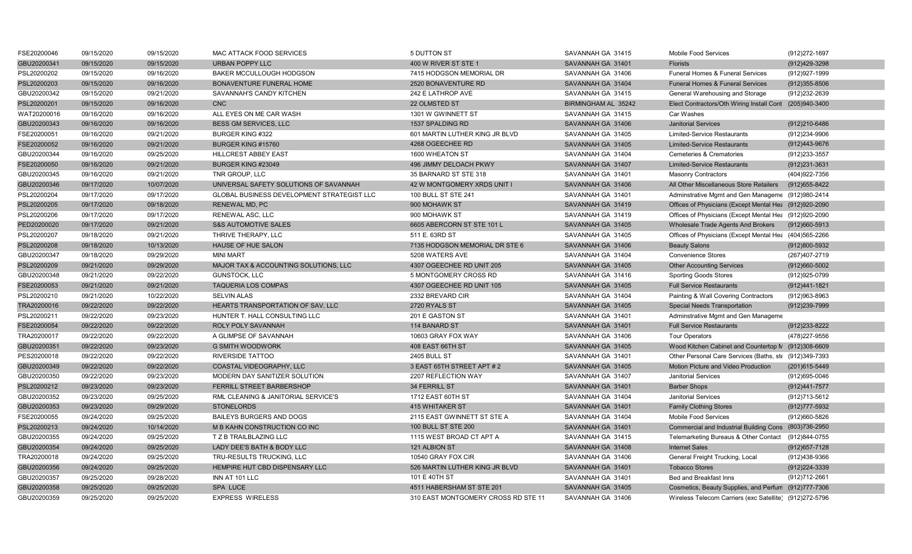| | | | | | | | |
|---|---|---|---|---|---|---|---|
| FSE20200046 | 09/15/2020 | 09/15/2020 | MAC ATTACK FOOD SERVICES | 5 DUTTON ST | SAVANNAH GA 31415 | Mobile Food Services | (912)272-1697 |
| GBU20200341 | 09/15/2020 | 09/15/2020 | URBAN POPPY LLC | 400 W RIVER ST STE 1 | SAVANNAH GA 31401 | Florists | (912)429-3298 |
| PSL20200202 | 09/15/2020 | 09/16/2020 | BAKER MCCULLOUGH HODGSON | 7415 HODGSON MEMORIAL DR | SAVANNAH GA 31406 | Funeral Homes & Funeral Services | (912)927-1999 |
| PSL20200203 | 09/15/2020 | 09/16/2020 | BONAVENTURE FUNERAL HOME | 2520 BONAVENTURE RD | SAVANNAH GA 31404 | Funeral Homes & Funeral Services | (912)355-8506 |
| GBU20200342 | 09/15/2020 | 09/21/2020 | SAVANNAH'S CANDY KITCHEN | 242 E LATHROP AVE | SAVANNAH GA 31415 | General Warehousing and Storage | (912)232-2639 |
| PSL20200201 | 09/15/2020 | 09/16/2020 | CNC | 22 OLMSTED ST | BIRMINGHAM AL 35242 | Elect Contractors/Oth Wiring Install Cont | (205)940-3400 |
| WAT20200016 | 09/16/2020 | 09/16/2020 | ALL EYES ON ME CAR WASH | 1301 W GWINNETT ST | SAVANNAH GA 31415 | Car Washes | |
| GBU20200343 | 09/16/2020 | 09/16/2020 | BESS GM SERVICES, LLC | 1537 SPALDING RD | SAVANNAH GA 31406 | Janitorial Services | (912)210-6486 |
| FSE20200051 | 09/16/2020 | 09/21/2020 | BURGER KING #322 | 601 MARTIN LUTHER KING JR BLVD | SAVANNAH GA 31405 | Limited-Service Restaurants | (912)234-9906 |
| FSE20200052 | 09/16/2020 | 09/21/2020 | BURGER KING #15760 | 4268 OGEECHEE RD | SAVANNAH GA 31405 | Limited-Service Restaurants | (912)443-9676 |
| GBU20200344 | 09/16/2020 | 09/25/2020 | HILLCREST ABBEY EAST | 1600 WHEATON ST | SAVANNAH GA 31404 | Cemeteries & Crematories | (912)233-3557 |
| FSE20200050 | 09/16/2020 | 09/21/2020 | BURGER KING #23049 | 496 JIMMY DELOACH PKWY | SAVANNAH GA 31407 | Limited-Service Restaurants | (912)231-3631 |
| GBU20200345 | 09/16/2020 | 09/21/2020 | TNR GROUP, LLC | 35 BARNARD ST STE 318 | SAVANNAH GA 31401 | Masonry Contractors | (404)922-7356 |
| GBU20200346 | 09/17/2020 | 10/07/2020 | UNIVERSAL SAFETY SOLUTIONS OF SAVANNAH | 42 W MONTGOMERY XRDS UNIT I | SAVANNAH GA 31406 | All Other Miscellaneous Store Retailers | (912)655-8422 |
| PSL20200204 | 09/17/2020 | 09/17/2020 | GLOBAL BUSINESS DEVELOPMENT STRATEGIST LLC | 100 BULL ST STE 241 | SAVANNAH GA 31401 | Adminstrative Mgmt and Gen Manageme | (912)980-2414 |
| PSL20200205 | 09/17/2020 | 09/18/2020 | RENEWAL MD, PC | 900 MOHAWK ST | SAVANNAH GA 31419 | Offices of Physicians (Except Mental Hea | (912)920-2090 |
| PSL20200206 | 09/17/2020 | 09/17/2020 | RENEWAL ASC, LLC | 900 MOHAWK ST | SAVANNAH GA 31419 | Offices of Physicians (Except Mental Hea | (912)920-2090 |
| PED20200020 | 09/17/2020 | 09/21/2020 | S&S AUTOMOTIVE SALES | 6605 ABERCORN ST STE 101 L | SAVANNAH GA 31405 | Wholesale Trade Agents And Brokers | (912)660-5913 |
| PSL20200207 | 09/18/2020 | 09/21/2020 | THRIVE THERAPY, LLC | 511 E. 63RD ST | SAVANNAH GA 31405 | Offices of Physicians (Except Mental Hea | (404)565-2266 |
| PSL20200208 | 09/18/2020 | 10/13/2020 | HAUSE OF HUE SALON | 7135 HODGSON MEMORIAL DR STE 6 | SAVANNAH GA 31406 | Beauty Salons | (912)800-5932 |
| GBU20200347 | 09/18/2020 | 09/29/2020 | MINI MART | 5208 WATERS AVE | SAVANNAH GA 31404 | Convenience Stores | (267)407-2719 |
| PSL20200209 | 09/21/2020 | 09/29/2020 | MAJOR TAX & ACCOUNTING SOLUTIONS, LLC | 4307 OGEECHEE RD UNIT 205 | SAVANNAH GA 31405 | Other Accounting Services | (912)660-5002 |
| GBU20200348 | 09/21/2020 | 09/22/2020 | GUNSTOCK, LLC | 5 MONTGOMERY CROSS RD | SAVANNAH GA 31416 | Sporting Goods Stores | (912)925-0799 |
| FSE20200053 | 09/21/2020 | 09/21/2020 | TAQUERIA LOS COMPAS | 4307 OGEECHEE RD UNIT 105 | SAVANNAH GA 31405 | Full Service Restaurants | (912)441-1821 |
| PSL20200210 | 09/21/2020 | 10/22/2020 | SELVIN ALAS | 2332 BREVARD CIR | SAVANNAH GA 31404 | Painting & Wall Covering Contractors | (912)963-8963 |
| TRA20200016 | 09/22/2020 | 09/22/2020 | HEARTS TRANSPORTATION OF SAV, LLC | 2720 RYALS ST | SAVANNAH GA 31405 | Special Needs Transportation | (912)239-7999 |
| PSL20200211 | 09/22/2020 | 09/23/2020 | HUNTER T. HALL CONSULTING LLC | 201 E GASTON ST | SAVANNAH GA 31401 | Adminstrative Mgmt and Gen Manageme | |
| FSE20200054 | 09/22/2020 | 09/22/2020 | ROLY POLY SAVANNAH | 114 BANARD ST | SAVANNAH GA 31401 | Full Service Restaurants | (912)233-8222 |
| TRA20200017 | 09/22/2020 | 09/22/2020 | A GLIMPSE OF SAVANNAH | 10603 GRAY FOX WAY | SAVANNAH GA 31406 | Tour Operators | (478)227-9556 |
| GBU20200351 | 09/22/2020 | 09/23/2020 | G SMITH WOODWORK | 408 EAST 66TH ST | SAVANNAH GA 31405 | Wood Kitchen Cabinet and Countertop M | (912)308-6609 |
| PES20200018 | 09/22/2020 | 09/22/2020 | RIVERSIDE TATTOO | 2405 BULL ST | SAVANNAH GA 31401 | Other Personal Care Services (Baths, ste | (912)349-7393 |
| GBU20200349 | 09/22/2020 | 09/22/2020 | COASTAL VIDEOGRAPHY, LLC | 3 EAST 65TH STREET APT # 2 | SAVANNAH GA 31405 | Motion Picture and Video Production | (201)615-5449 |
| GBU20200350 | 09/22/2020 | 09/23/2020 | MODERN DAY SANITIZER SOLUTION | 2207 REFLECTION WAY | SAVANNAH GA 31407 | Janitorial Services | (912)695-0046 |
| PSL20200212 | 09/23/2020 | 09/23/2020 | FERRILL STREET BARBERSHOP | 34 FERRILL ST | SAVANNAH GA 31401 | Barber Shops | (912)441-7577 |
| GBU20200352 | 09/23/2020 | 09/25/2020 | RML CLEANING & JANITORIAL SERVICE'S | 1712 EAST 60TH ST | SAVANNAH GA 31404 | Janitorial Services | (912)713-5612 |
| GBU20200353 | 09/23/2020 | 09/29/2020 | STONELORDS | 415 WHITAKER ST | SAVANNAH GA 31401 | Family Clothing Stores | (912)777-5932 |
| FSE20200055 | 09/24/2020 | 09/25/2020 | BAILEYS BURGERS AND DOGS | 2115 EAST GWINNETT ST STE A | SAVANNAH GA 31404 | Mobile Food Services | (912)660-5826 |
| PSL20200213 | 09/24/2020 | 10/14/2020 | M B KAHN CONSTRUCTION CO INC | 100 BULL ST STE 200 | SAVANNAH GA 31401 | Commercial and Industrial Building Cons | (803)736-2950 |
| GBU20200355 | 09/24/2020 | 09/25/2020 | T Z B TRAILBLAZING LLC | 1115 WEST BROAD CT APT A | SAVANNAH GA 31415 | Telemarketing Bureaus & Other Contact | (912)844-0755 |
| GBU20200354 | 09/24/2020 | 09/25/2020 | LADY DEE'S BATH & BODY LLC | 121 ALBION ST | SAVANNAH GA 31408 | Internet Sales | (912)657-7128 |
| TRA20200018 | 09/24/2020 | 09/25/2020 | TRU-RESULTS TRUCKING, LLC | 10540 GRAY FOX CIR | SAVANNAH GA 31406 | General Freight Trucking, Local | (912)438-9366 |
| GBU20200356 | 09/24/2020 | 09/25/2020 | HEMPIRE HUT CBD DISPENSARY LLC | 526 MARTIN LUTHER KING JR BLVD | SAVANNAH GA 31401 | Tobacco Stores | (912)224-3339 |
| GBU20200357 | 09/25/2020 | 09/28/2020 | INN AT 101 LLC | 101 E 40TH ST | SAVANNAH GA 31401 | Bed and Breakfast Inns | (912)712-2661 |
| GBU20200358 | 09/25/2020 | 09/25/2020 | SPA LUCE | 4511 HABERSHAM ST STE 201 | SAVANNAH GA 31405 | Cosmetics, Beauty Supplies, and Perfum | (912)777-7306 |
| GBU20200359 | 09/25/2020 | 09/25/2020 | EXPRESS WIRELESS | 310 EAST MONTGOMERY CROSS RD STE 11 | SAVANNAH GA 31406 | Wireless Telecom Carriers (exc Satellite) | (912)272-5796 |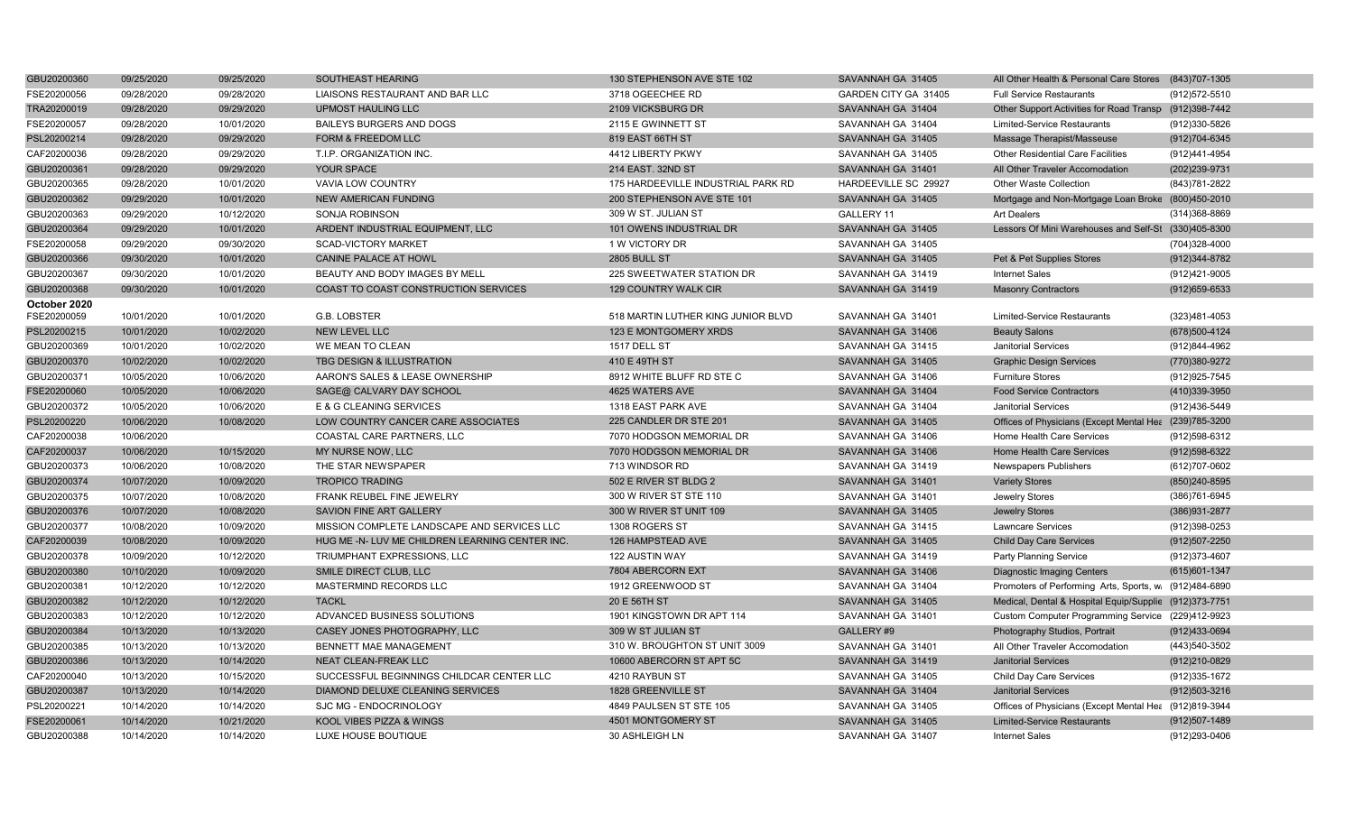| | | | | | | | |
|---|---|---|---|---|---|---|---|
| GBU20200360 | 09/25/2020 | 09/25/2020 | SOUTHEAST HEARING | 130 STEPHENSON AVE STE 102 | SAVANNAH GA 31405 | All Other Health & Personal Care Stores | (843)707-1305 |
| FSE20200056 | 09/28/2020 | 09/28/2020 | LIAISONS RESTAURANT AND BAR LLC | 3718 OGEECHEE RD | GARDEN CITY GA 31405 | Full Service Restaurants | (912)572-5510 |
| TRA20200019 | 09/28/2020 | 09/29/2020 | UPMOST HAULING LLC | 2109 VICKSBURG DR | SAVANNAH GA 31404 | Other Support Activities for Road Transp | (912)398-7442 |
| FSE20200057 | 09/28/2020 | 10/01/2020 | BAILEYS BURGERS AND DOGS | 2115 E GWINNETT ST | SAVANNAH GA 31404 | Limited-Service Restaurants | (912)330-5826 |
| PSL20200214 | 09/28/2020 | 09/29/2020 | FORM & FREEDOM LLC | 819 EAST 66TH ST | SAVANNAH GA 31405 | Massage Therapist/Masseuse | (912)704-6345 |
| CAF20200036 | 09/28/2020 | 09/29/2020 | T.I.P. ORGANIZATION INC. | 4412 LIBERTY PKWY | SAVANNAH GA 31405 | Other Residential Care Facilities | (912)441-4954 |
| GBU20200361 | 09/28/2020 | 09/29/2020 | YOUR SPACE | 214 EAST. 32ND ST | SAVANNAH GA 31401 | All Other Traveler Accomodation | (202)239-9731 |
| GBU20200365 | 09/28/2020 | 10/01/2020 | VAVIA LOW COUNTRY | 175 HARDEEVILLE INDUSTRIAL PARK RD | HARDEEVILLE SC 29927 | Other Waste Collection | (843)781-2822 |
| GBU20200362 | 09/29/2020 | 10/01/2020 | NEW AMERICAN FUNDING | 200 STEPHENSON AVE STE 101 | SAVANNAH GA 31405 | Mortgage and Non-Mortgage Loan Broke | (800)450-2010 |
| GBU20200363 | 09/29/2020 | 10/12/2020 | SONJA ROBINSON | 309 W ST. JULIAN ST | GALLERY 11 | Art Dealers | (314)368-8869 |
| GBU20200364 | 09/29/2020 | 10/01/2020 | ARDENT INDUSTRIAL EQUIPMENT, LLC | 101 OWENS INDUSTRIAL DR | SAVANNAH GA 31405 | Lessors Of Mini Warehouses and Self-St | (330)405-8300 |
| FSE20200058 | 09/29/2020 | 09/30/2020 | SCAD-VICTORY MARKET | 1 W VICTORY DR | SAVANNAH GA 31405 | | (704)328-4000 |
| GBU20200366 | 09/30/2020 | 10/01/2020 | CANINE PALACE AT HOWL | 2805 BULL ST | SAVANNAH GA 31405 | Pet & Pet Supplies Stores | (912)344-8782 |
| GBU20200367 | 09/30/2020 | 10/01/2020 | BEAUTY AND BODY IMAGES BY MELL | 225 SWEETWATER STATION DR | SAVANNAH GA 31419 | Internet Sales | (912)421-9005 |
| GBU20200368 | 09/30/2020 | 10/01/2020 | COAST TO COAST CONSTRUCTION SERVICES | 129 COUNTRY WALK CIR | SAVANNAH GA 31419 | Masonry Contractors | (912)659-6533 |
| **October 2020** | | | | | | | |
| FSE20200059 | 10/01/2020 | 10/01/2020 | G.B. LOBSTER | 518 MARTIN LUTHER KING JUNIOR BLVD | SAVANNAH GA 31401 | Limited-Service Restaurants | (323)481-4053 |
| PSL20200215 | 10/01/2020 | 10/02/2020 | NEW LEVEL LLC | 123 E MONTGOMERY XRDS | SAVANNAH GA 31406 | Beauty Salons | (678)500-4124 |
| GBU20200369 | 10/01/2020 | 10/02/2020 | WE MEAN TO CLEAN | 1517 DELL ST | SAVANNAH GA 31415 | Janitorial Services | (912)844-4962 |
| GBU20200370 | 10/02/2020 | 10/02/2020 | TBG DESIGN & ILLUSTRATION | 410 E 49TH ST | SAVANNAH GA 31405 | Graphic Design Services | (770)380-9272 |
| GBU20200371 | 10/05/2020 | 10/06/2020 | AARON'S SALES & LEASE OWNERSHIP | 8912 WHITE BLUFF RD STE C | SAVANNAH GA 31406 | Furniture Stores | (912)925-7545 |
| FSE20200060 | 10/05/2020 | 10/06/2020 | SAGE@ CALVARY DAY SCHOOL | 4625 WATERS AVE | SAVANNAH GA 31404 | Food Service Contractors | (410)339-3950 |
| GBU20200372 | 10/05/2020 | 10/06/2020 | E & G CLEANING SERVICES | 1318 EAST PARK AVE | SAVANNAH GA 31404 | Janitorial Services | (912)436-5449 |
| PSL20200220 | 10/06/2020 | 10/08/2020 | LOW COUNTRY CANCER CARE ASSOCIATES | 225 CANDLER DR STE 201 | SAVANNAH GA 31405 | Offices of Physicians (Except Mental Hea | (239)785-3200 |
| CAF20200038 | 10/06/2020 | | COASTAL CARE PARTNERS, LLC | 7070 HODGSON MEMORIAL DR | SAVANNAH GA 31406 | Home Health Care Services | (912)598-6312 |
| CAF20200037 | 10/06/2020 | 10/15/2020 | MY NURSE NOW, LLC | 7070 HODGSON MEMORIAL DR | SAVANNAH GA 31406 | Home Health Care Services | (912)598-6322 |
| GBU20200373 | 10/06/2020 | 10/08/2020 | THE STAR NEWSPAPER | 713 WINDSOR RD | SAVANNAH GA 31419 | Newspapers Publishers | (612)707-0602 |
| GBU20200374 | 10/07/2020 | 10/09/2020 | TROPICO TRADING | 502 E RIVER ST BLDG 2 | SAVANNAH GA 31401 | Variety Stores | (850)240-8595 |
| GBU20200375 | 10/07/2020 | 10/08/2020 | FRANK REUBEL FINE JEWELRY | 300 W RIVER ST STE 110 | SAVANNAH GA 31401 | Jewelry Stores | (386)761-6945 |
| GBU20200376 | 10/07/2020 | 10/08/2020 | SAVION FINE ART GALLERY | 300 W RIVER ST UNIT 109 | SAVANNAH GA 31405 | Jewelry Stores | (386)931-2877 |
| GBU20200377 | 10/08/2020 | 10/09/2020 | MISSION COMPLETE LANDSCAPE AND SERVICES LLC | 1308 ROGERS ST | SAVANNAH GA 31415 | Lawncare Services | (912)398-0253 |
| CAF20200039 | 10/08/2020 | 10/09/2020 | HUG ME -N- LUV ME CHILDREN LEARNING CENTER INC. | 126 HAMPSTEAD AVE | SAVANNAH GA 31405 | Child Day Care Services | (912)507-2250 |
| GBU20200378 | 10/09/2020 | 10/12/2020 | TRIUMPHANT EXPRESSIONS, LLC | 122 AUSTIN WAY | SAVANNAH GA 31419 | Party Planning Service | (912)373-4607 |
| GBU20200380 | 10/10/2020 | 10/09/2020 | SMILE DIRECT CLUB, LLC | 7804 ABERCORN EXT | SAVANNAH GA 31406 | Diagnostic Imaging Centers | (615)601-1347 |
| GBU20200381 | 10/12/2020 | 10/12/2020 | MASTERMIND RECORDS LLC | 1912 GREENWOOD ST | SAVANNAH GA 31404 | Promoters of Performing Arts, Sports, w | (912)484-6890 |
| GBU20200382 | 10/12/2020 | 10/12/2020 | TACKL | 20 E 56TH ST | SAVANNAH GA 31405 | Medical, Dental & Hospital Equip/Supplie | (912)373-7751 |
| GBU20200383 | 10/12/2020 | 10/12/2020 | ADVANCED BUSINESS SOLUTIONS | 1901 KINGSTOWN DR APT 114 | SAVANNAH GA 31401 | Custom Computer Programming Service | (229)412-9923 |
| GBU20200384 | 10/13/2020 | 10/13/2020 | CASEY JONES PHOTOGRAPHY, LLC | 309 W ST JULIAN ST | GALLERY #9 | Photography Studios, Portrait | (912)433-0694 |
| GBU20200385 | 10/13/2020 | 10/13/2020 | BENNETT MAE MANAGEMENT | 310 W. BROUGHTON ST UNIT 3009 | SAVANNAH GA 31401 | All Other Traveler Accomodation | (443)540-3502 |
| GBU20200386 | 10/13/2020 | 10/14/2020 | NEAT CLEAN-FREAK LLC | 10600 ABERCORN ST APT 5C | SAVANNAH GA 31419 | Janitorial Services | (912)210-0829 |
| CAF20200040 | 10/13/2020 | 10/15/2020 | SUCCESSFUL BEGINNINGS CHILDCAR CENTER LLC | 4210 RAYBUN ST | SAVANNAH GA 31405 | Child Day Care Services | (912)335-1672 |
| GBU20200387 | 10/13/2020 | 10/14/2020 | DIAMOND DELUXE CLEANING SERVICES | 1828 GREENVILLE ST | SAVANNAH GA 31404 | Janitorial Services | (912)503-3216 |
| PSL20200221 | 10/14/2020 | 10/14/2020 | SJC MG - ENDOCRINOLOGY | 4849 PAULSEN ST STE 105 | SAVANNAH GA 31405 | Offices of Physicians (Except Mental Hea | (912)819-3944 |
| FSE20200061 | 10/14/2020 | 10/21/2020 | KOOL VIBES PIZZA & WINGS | 4501 MONTGOMERY ST | SAVANNAH GA 31405 | Limited-Service Restaurants | (912)507-1489 |
| GBU20200388 | 10/14/2020 | 10/14/2020 | LUXE HOUSE BOUTIQUE | 30 ASHLEIGH LN | SAVANNAH GA 31407 | Internet Sales | (912)293-0406 |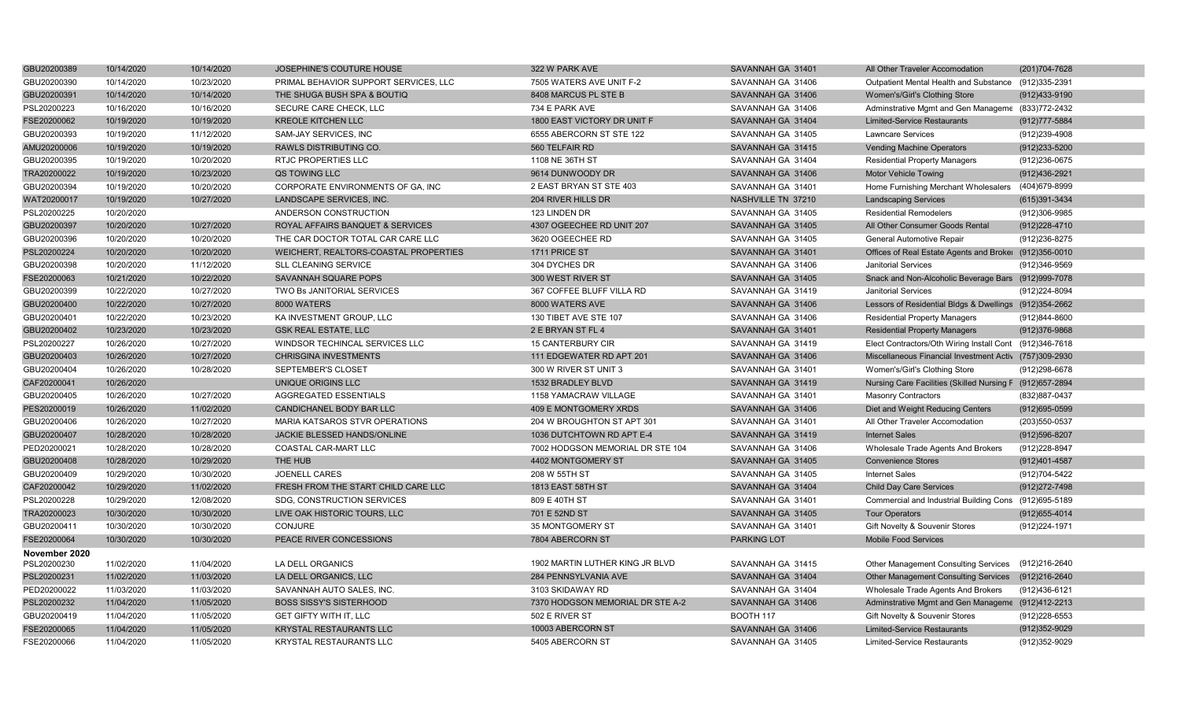| | | | | | | | |
|---|---|---|---|---|---|---|---|
| GBU20200389 | 10/14/2020 | 10/14/2020 | JOSEPHINE'S COUTURE HOUSE | 322 W PARK AVE | SAVANNAH GA 31401 | All Other Traveler Accomodation | (201)704-7628 |
| GBU20200390 | 10/14/2020 | 10/23/2020 | PRIMAL BEHAVIOR SUPPORT SERVICES, LLC | 7505 WATERS AVE UNIT F-2 | SAVANNAH GA 31406 | Outpatient Mental Health and Substance | (912)335-2391 |
| GBU20200391 | 10/14/2020 | 10/14/2020 | THE SHUGA BUSH SPA & BOUTIQ | 8408 MARCUS PL STE B | SAVANNAH GA 31406 | Women's/Girl's Clothing Store | (912)433-9190 |
| PSL20200223 | 10/16/2020 | 10/16/2020 | SECURE CARE CHECK, LLC | 734 E PARK AVE | SAVANNAH GA 31406 | Adminstrative Mgmt and Gen Manageme | (833)772-2432 |
| FSE20200062 | 10/19/2020 | 10/19/2020 | KREOLE KITCHEN LLC | 1800 EAST VICTORY DR UNIT F | SAVANNAH GA 31404 | Limited-Service Restaurants | (912)777-5884 |
| GBU20200393 | 10/19/2020 | 11/12/2020 | SAM-JAY SERVICES, INC | 6555 ABERCORN ST STE 122 | SAVANNAH GA 31405 | Lawncare Services | (912)239-4908 |
| AMU20200006 | 10/19/2020 | 10/19/2020 | RAWLS DISTRIBUTING CO. | 560 TELFAIR RD | SAVANNAH GA 31415 | Vending Machine Operators | (912)233-5200 |
| GBU20200395 | 10/19/2020 | 10/20/2020 | RTJC PROPERTIES LLC | 1108 NE 36TH ST | SAVANNAH GA 31404 | Residential Property Managers | (912)236-0675 |
| TRA20200022 | 10/19/2020 | 10/23/2020 | QS TOWING LLC | 9614 DUNWOODY DR | SAVANNAH GA 31406 | Motor Vehicle Towing | (912)436-2921 |
| GBU20200394 | 10/19/2020 | 10/20/2020 | CORPORATE ENVIRONMENTS OF GA, INC | 2 EAST BRYAN ST STE 403 | SAVANNAH GA 31401 | Home Furnishing Merchant Wholesalers | (404)679-8999 |
| WAT20200017 | 10/19/2020 | 10/27/2020 | LANDSCAPE SERVICES, INC. | 204 RIVER HILLS DR | NASHVILLE TN 37210 | Landscaping Services | (615)391-3434 |
| PSL20200225 | 10/20/2020 | | ANDERSON CONSTRUCTION | 123 LINDEN DR | SAVANNAH GA 31405 | Residential Remodelers | (912)306-9985 |
| GBU20200397 | 10/20/2020 | 10/27/2020 | ROYAL AFFAIRS BANQUET & SERVICES | 4307 OGEECHEE RD UNIT 207 | SAVANNAH GA 31405 | All Other Consumer Goods Rental | (912)228-4710 |
| GBU20200396 | 10/20/2020 | 10/20/2020 | THE CAR DOCTOR TOTAL CAR CARE LLC | 3620 OGEECHEE RD | SAVANNAH GA 31405 | General Automotive Repair | (912)236-8275 |
| PSL20200224 | 10/20/2020 | 10/20/2020 | WEICHERT, REALTORS-COASTAL PROPERTIES | 1711 PRICE ST | SAVANNAH GA 31401 | Offices of Real Estate Agents and Broke | (912)356-0010 |
| GBU20200398 | 10/20/2020 | 11/12/2020 | SLL CLEANING SERVICE | 304 DYCHES DR | SAVANNAH GA 31406 | Janitorial Services | (912)346-9569 |
| FSE20200063 | 10/21/2020 | 10/22/2020 | SAVANNAH SQUARE POPS | 300 WEST RIVER ST | SAVANNAH GA 31405 | Snack and Non-Alcoholic Beverage Bars | (912)999-7078 |
| GBU20200399 | 10/22/2020 | 10/27/2020 | TWO Bs JANITORIAL SERVICES | 367 COFFEE BLUFF VILLA RD | SAVANNAH GA 31419 | Janitorial Services | (912)224-8094 |
| GBU20200400 | 10/22/2020 | 10/27/2020 | 8000 WATERS | 8000 WATERS AVE | SAVANNAH GA 31406 | Lessors of Residential Bldgs & Dwellings | (912)354-2662 |
| GBU20200401 | 10/22/2020 | 10/23/2020 | KA INVESTMENT GROUP, LLC | 130 TIBET AVE STE 107 | SAVANNAH GA 31406 | Residential Property Managers | (912)844-8600 |
| GBU20200402 | 10/23/2020 | 10/23/2020 | GSK REAL ESTATE, LLC | 2 E BRYAN ST FL 4 | SAVANNAH GA 31401 | Residential Property Managers | (912)376-9868 |
| PSL20200227 | 10/26/2020 | 10/27/2020 | WINDSOR TECHINCAL SERVICES LLC | 15 CANTERBURY CIR | SAVANNAH GA 31419 | Elect Contractors/Oth Wiring Install Cont | (912)346-7618 |
| GBU20200403 | 10/26/2020 | 10/27/2020 | CHRISGINA INVESTMENTS | 111 EDGEWATER RD APT 201 | SAVANNAH GA 31406 | Miscellaneous Financial Investment Activ | (757)309-2930 |
| GBU20200404 | 10/26/2020 | 10/28/2020 | SEPTEMBER'S CLOSET | 300 W RIVER ST UNIT 3 | SAVANNAH GA 31401 | Women's/Girl's Clothing Store | (912)298-6678 |
| CAF20200041 | 10/26/2020 | | UNIQUE ORIGINS LLC | 1532 BRADLEY BLVD | SAVANNAH GA 31419 | Nursing Care Facilities (Skilled Nursing F | (912)657-2894 |
| GBU20200405 | 10/26/2020 | 10/27/2020 | AGGREGATED ESSENTIALS | 1158 YAMACRAW VILLAGE | SAVANNAH GA 31401 | Masonry Contractors | (832)887-0437 |
| PES20200019 | 10/26/2020 | 11/02/2020 | CANDICHANEL BODY BAR LLC | 409 E MONTGOMERY XRDS | SAVANNAH GA 31406 | Diet and Weight Reducing Centers | (912)695-0599 |
| GBU20200406 | 10/26/2020 | 10/27/2020 | MARIA KATSAROS STVR OPERATIONS | 204 W BROUGHTON ST APT 301 | SAVANNAH GA 31401 | All Other Traveler Accomodation | (203)550-0537 |
| GBU20200407 | 10/28/2020 | 10/28/2020 | JACKIE BLESSED HANDS/ONLINE | 1036 DUTCHTOWN RD APT E-4 | SAVANNAH GA 31419 | Internet Sales | (912)596-8207 |
| PED20200021 | 10/28/2020 | 10/28/2020 | COASTAL CAR-MART LLC | 7002 HODGSON MEMORIAL DR STE 104 | SAVANNAH GA 31406 | Wholesale Trade Agents And Brokers | (912)228-8947 |
| GBU20200408 | 10/28/2020 | 10/29/2020 | THE HUB | 4402 MONTGOMERY ST | SAVANNAH GA 31405 | Convenience Stores | (912)401-4587 |
| GBU20200409 | 10/29/2020 | 10/30/2020 | JOENELL CARES | 208 W 55TH ST | SAVANNAH GA 31405 | Internet Sales | (912)704-5422 |
| CAF20200042 | 10/29/2020 | 11/02/2020 | FRESH FROM THE START CHILD CARE LLC | 1813 EAST 58TH ST | SAVANNAH GA 31404 | Child Day Care Services | (912)272-7498 |
| PSL20200228 | 10/29/2020 | 12/08/2020 | SDG, CONSTRUCTION SERVICES | 809 E 40TH ST | SAVANNAH GA 31401 | Commercial and Industrial Building Cons | (912)695-5189 |
| TRA20200023 | 10/30/2020 | 10/30/2020 | LIVE OAK HISTORIC TOURS, LLC | 701 E 52ND ST | SAVANNAH GA 31405 | Tour Operators | (912)655-4014 |
| GBU20200411 | 10/30/2020 | 10/30/2020 | CONJURE | 35 MONTGOMERY ST | SAVANNAH GA 31401 | Gift Novelty & Souvenir Stores | (912)224-1971 |
| FSE20200064 | 10/30/2020 | 10/30/2020 | PEACE RIVER CONCESSIONS | 7804 ABERCORN ST | PARKING LOT | Mobile Food Services | |
| **November 2020** | | | | | | | |
| PSL20200230 | 11/02/2020 | 11/04/2020 | LA DELL ORGANICS | 1902 MARTIN LUTHER KING JR BLVD | SAVANNAH GA 31415 | Other Management Consulting Services | (912)216-2640 |
| PSL20200231 | 11/02/2020 | 11/03/2020 | LA DELL ORGANICS, LLC | 284 PENNSYLVANIA AVE | SAVANNAH GA 31404 | Other Management Consulting Services | (912)216-2640 |
| PED20200022 | 11/03/2020 | 11/03/2020 | SAVANNAH AUTO SALES, INC. | 3103 SKIDAWAY RD | SAVANNAH GA 31404 | Wholesale Trade Agents And Brokers | (912)436-6121 |
| PSL20200232 | 11/04/2020 | 11/05/2020 | BOSS SISSY'S SISTERHOOD | 7370 HODGSON MEMORIAL DR STE A-2 | SAVANNAH GA 31406 | Adminstrative Mgmt and Gen Manageme | (912)412-2213 |
| GBU20200419 | 11/04/2020 | 11/05/2020 | GET GIFTY WITH IT, LLC | 502 E RIVER ST | BOOTH 117 | Gift Novelty & Souvenir Stores | (912)228-6553 |
| FSE20200065 | 11/04/2020 | 11/05/2020 | KRYSTAL RESTAURANTS LLC | 10003 ABERCORN ST | SAVANNAH GA 31406 | Limited-Service Restaurants | (912)352-9029 |
| FSE20200066 | 11/04/2020 | 11/05/2020 | KRYSTAL RESTAURANTS LLC | 5405 ABERCORN ST | SAVANNAH GA 31405 | Limited-Service Restaurants | (912)352-9029 |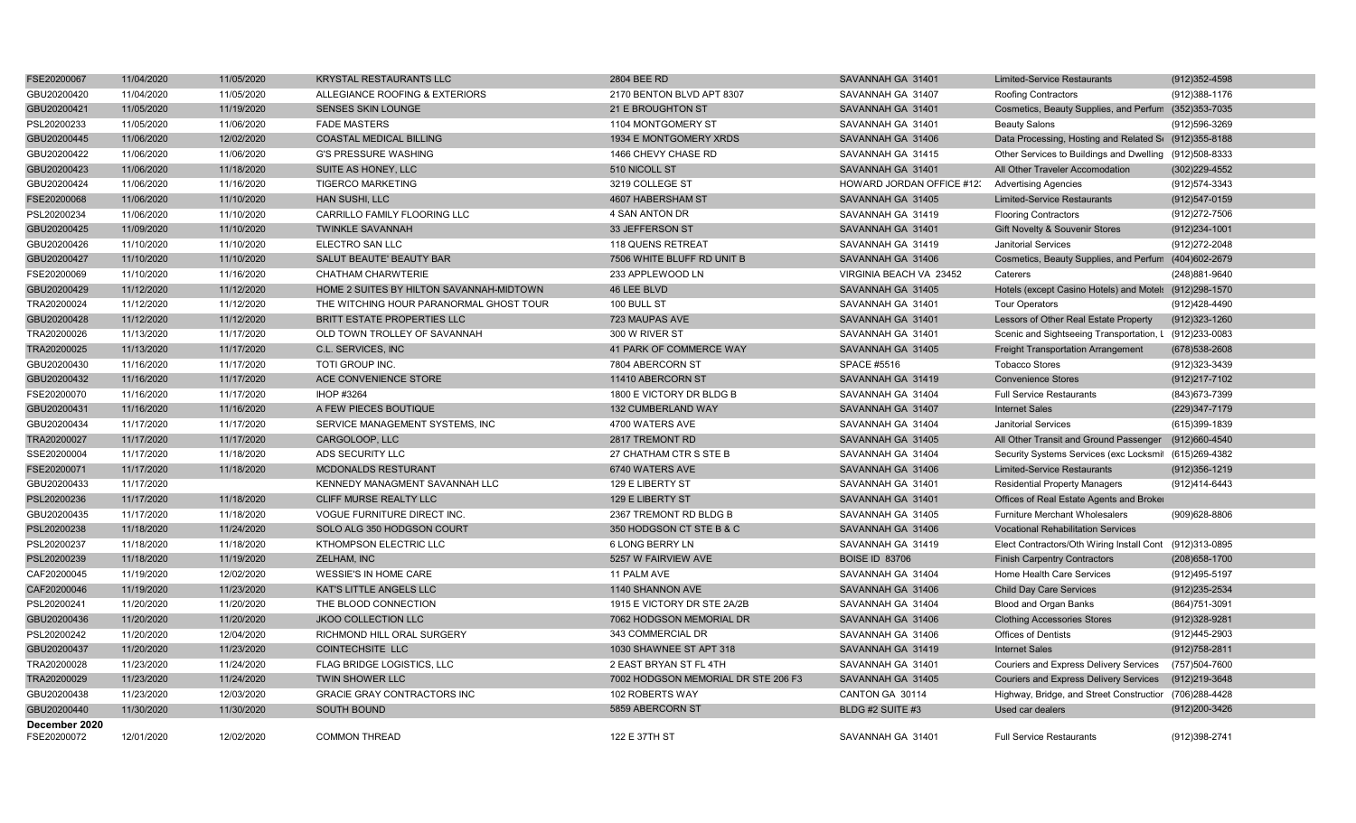| | | | | | | | |
|---|---|---|---|---|---|---|---|
| FSE20200067 | 11/04/2020 | 11/05/2020 | KRYSTAL RESTAURANTS LLC | 2804 BEE RD | SAVANNAH GA 31401 | Limited-Service Restaurants | (912)352-4598 |
| GBU20200420 | 11/04/2020 | 11/05/2020 | ALLEGIANCE ROOFING & EXTERIORS | 2170 BENTON BLVD APT 8307 | SAVANNAH GA 31407 | Roofing Contractors | (912)388-1176 |
| GBU20200421 | 11/05/2020 | 11/19/2020 | SENSES SKIN LOUNGE | 21 E BROUGHTON ST | SAVANNAH GA 31401 | Cosmetics, Beauty Supplies, and Perfum | (352)353-7035 |
| PSL20200233 | 11/05/2020 | 11/06/2020 | FADE MASTERS | 1104 MONTGOMERY ST | SAVANNAH GA 31401 | Beauty Salons | (912)596-3269 |
| GBU20200445 | 11/06/2020 | 12/02/2020 | COASTAL MEDICAL BILLING | 1934 E MONTGOMERY XRDS | SAVANNAH GA 31406 | Data Processing, Hosting and Related Se | (912)355-8188 |
| GBU20200422 | 11/06/2020 | 11/06/2020 | G'S PRESSURE WASHING | 1466 CHEVY CHASE RD | SAVANNAH GA 31415 | Other Services to Buildings and Dwelling | (912)508-8333 |
| GBU20200423 | 11/06/2020 | 11/18/2020 | SUITE AS HONEY, LLC | 510 NICOLL ST | SAVANNAH GA 31401 | All Other Traveler Accomodation | (302)229-4552 |
| GBU20200424 | 11/06/2020 | 11/16/2020 | TIGERCO MARKETING | 3219 COLLEGE ST | HOWARD JORDAN OFFICE #12 | Advertising Agencies | (912)574-3343 |
| FSE20200068 | 11/06/2020 | 11/10/2020 | HAN SUSHI, LLC | 4607 HABERSHAM ST | SAVANNAH GA 31405 | Limited-Service Restaurants | (912)547-0159 |
| PSL20200234 | 11/06/2020 | 11/10/2020 | CARRILLO FAMILY FLOORING LLC | 4 SAN ANTON DR | SAVANNAH GA 31419 | Flooring Contractors | (912)272-7506 |
| GBU20200425 | 11/09/2020 | 11/10/2020 | TWINKLE SAVANNAH | 33 JEFFERSON ST | SAVANNAH GA 31401 | Gift Novelty & Souvenir Stores | (912)234-1001 |
| GBU20200426 | 11/10/2020 | 11/10/2020 | ELECTRO SAN LLC | 118 QUENS RETREAT | SAVANNAH GA 31419 | Janitorial Services | (912)272-2048 |
| GBU20200427 | 11/10/2020 | 11/10/2020 | SALUT BEAUTE' BEAUTY BAR | 7506 WHITE BLUFF RD UNIT B | SAVANNAH GA 31406 | Cosmetics, Beauty Supplies, and Perfum | (404)602-2679 |
| FSE20200069 | 11/10/2020 | 11/16/2020 | CHATHAM CHARWTERIE | 233 APPLEWOOD LN | VIRGINIA BEACH VA 23452 | Caterers | (248)881-9640 |
| GBU20200429 | 11/12/2020 | 11/12/2020 | HOME 2 SUITES BY HILTON SAVANNAH-MIDTOWN | 46 LEE BLVD | SAVANNAH GA 31405 | Hotels (except Casino Hotels) and Motels | (912)298-1570 |
| TRA20200024 | 11/12/2020 | 11/12/2020 | THE WITCHING HOUR PARANORMAL GHOST TOUR | 100 BULL ST | SAVANNAH GA 31401 | Tour Operators | (912)428-4490 |
| GBU20200428 | 11/12/2020 | 11/12/2020 | BRITT ESTATE PROPERTIES LLC | 723 MAUPAS AVE | SAVANNAH GA 31401 | Lessors of Other Real Estate Property | (912)323-1260 |
| TRA20200026 | 11/13/2020 | 11/17/2020 | OLD TOWN TROLLEY OF SAVANNAH | 300 W RIVER ST | SAVANNAH GA 31401 | Scenic and Sightseeing Transportation, L | (912)233-0083 |
| TRA20200025 | 11/13/2020 | 11/17/2020 | C.L. SERVICES, INC | 41 PARK OF COMMERCE WAY | SAVANNAH GA 31405 | Freight Transportation Arrangement | (678)538-2608 |
| GBU20200430 | 11/16/2020 | 11/17/2020 | TOTI GROUP INC. | 7804 ABERCORN ST | SPACE #5516 | Tobacco Stores | (912)323-3439 |
| GBU20200432 | 11/16/2020 | 11/17/2020 | ACE CONVENIENCE STORE | 11410 ABERCORN ST | SAVANNAH GA 31419 | Convenience Stores | (912)217-7102 |
| FSE20200070 | 11/16/2020 | 11/17/2020 | IHOP #3264 | 1800 E VICTORY DR BLDG B | SAVANNAH GA 31404 | Full Service Restaurants | (843)673-7399 |
| GBU20200431 | 11/16/2020 | 11/16/2020 | A FEW PIECES BOUTIQUE | 132 CUMBERLAND WAY | SAVANNAH GA 31407 | Internet Sales | (229)347-7179 |
| GBU20200434 | 11/17/2020 | 11/17/2020 | SERVICE MANAGEMENT SYSTEMS, INC | 4700 WATERS AVE | SAVANNAH GA 31404 | Janitorial Services | (615)399-1839 |
| TRA20200027 | 11/17/2020 | 11/17/2020 | CARGOLOOP, LLC | 2817 TREMONT RD | SAVANNAH GA 31405 | All Other Transit and Ground Passenger | (912)660-4540 |
| SSE20200004 | 11/17/2020 | 11/18/2020 | ADS SECURITY LLC | 27 CHATHAM CTR S STE B | SAVANNAH GA 31404 | Security Systems Services (exc Locksmi | (615)269-4382 |
| FSE20200071 | 11/17/2020 | 11/18/2020 | MCDONALDS RESTURANT | 6740 WATERS AVE | SAVANNAH GA 31406 | Limited-Service Restaurants | (912)356-1219 |
| GBU20200433 | 11/17/2020 | | KENNEDY MANAGMENT SAVANNAH LLC | 129 E LIBERTY ST | SAVANNAH GA 31401 | Residential Property Managers | (912)414-6443 |
| PSL20200236 | 11/17/2020 | 11/18/2020 | CLIFF MURSE REALTY LLC | 129 E LIBERTY ST | SAVANNAH GA 31401 | Offices of Real Estate Agents and Broke | |
| GBU20200435 | 11/17/2020 | 11/18/2020 | VOGUE FURNITURE DIRECT INC. | 2367 TREMONT RD BLDG B | SAVANNAH GA 31405 | Furniture Merchant Wholesalers | (909)628-8806 |
| PSL20200238 | 11/18/2020 | 11/24/2020 | SOLO ALG 350 HODGSON COURT | 350 HODGSON CT STE B & C | SAVANNAH GA 31406 | Vocational Rehabilitation Services | |
| PSL20200237 | 11/18/2020 | 11/18/2020 | KTHOMPSON ELECTRIC LLC | 6 LONG BERRY LN | SAVANNAH GA 31419 | Elect Contractors/Oth Wiring Install Cont | (912)313-0895 |
| PSL20200239 | 11/18/2020 | 11/19/2020 | ZELHAM, INC | 5257 W FAIRVIEW AVE | BOISE ID 83706 | Finish Carpentry Contractors | (208)658-1700 |
| CAF20200045 | 11/19/2020 | 12/02/2020 | WESSIE'S IN HOME CARE | 11 PALM AVE | SAVANNAH GA 31404 | Home Health Care Services | (912)495-5197 |
| CAF20200046 | 11/19/2020 | 11/23/2020 | KAT'S LITTLE ANGELS LLC | 1140 SHANNON AVE | SAVANNAH GA 31406 | Child Day Care Services | (912)235-2534 |
| PSL20200241 | 11/20/2020 | 11/20/2020 | THE BLOOD CONNECTION | 1915 E VICTORY DR STE 2A/2B | SAVANNAH GA 31404 | Blood and Organ Banks | (864)751-3091 |
| GBU20200436 | 11/20/2020 | 11/20/2020 | JKOO COLLECTION LLC | 7062 HODGSON MEMORIAL DR | SAVANNAH GA 31406 | Clothing Accessories Stores | (912)328-9281 |
| PSL20200242 | 11/20/2020 | 12/04/2020 | RICHMOND HILL ORAL SURGERY | 343 COMMERCIAL DR | SAVANNAH GA 31406 | Offices of Dentists | (912)445-2903 |
| GBU20200437 | 11/20/2020 | 11/23/2020 | COINTECHSITE LLC | 1030 SHAWNEE ST APT 318 | SAVANNAH GA 31419 | Internet Sales | (912)758-2811 |
| TRA20200028 | 11/23/2020 | 11/24/2020 | FLAG BRIDGE LOGISTICS, LLC | 2 EAST BRYAN ST FL 4TH | SAVANNAH GA 31401 | Couriers and Express Delivery Services | (757)504-7600 |
| TRA20200029 | 11/23/2020 | 11/24/2020 | TWIN SHOWER LLC | 7002 HODGSON MEMORIAL DR STE 206 F3 | SAVANNAH GA 31405 | Couriers and Express Delivery Services | (912)219-3648 |
| GBU20200438 | 11/23/2020 | 12/03/2020 | GRACIE GRAY CONTRACTORS INC | 102 ROBERTS WAY | CANTON GA 30114 | Highway, Bridge, and Street Constructior | (706)288-4428 |
| GBU20200440 | 11/30/2020 | 11/30/2020 | SOUTH BOUND | 5859 ABERCORN ST | BLDG #2 SUITE #3 | Used car dealers | (912)200-3426 |
| **December 2020** | | | | | | | |
| FSE20200072 | 12/01/2020 | 12/02/2020 | COMMON THREAD | 122 E 37TH ST | SAVANNAH GA 31401 | Full Service Restaurants | (912)398-2741 |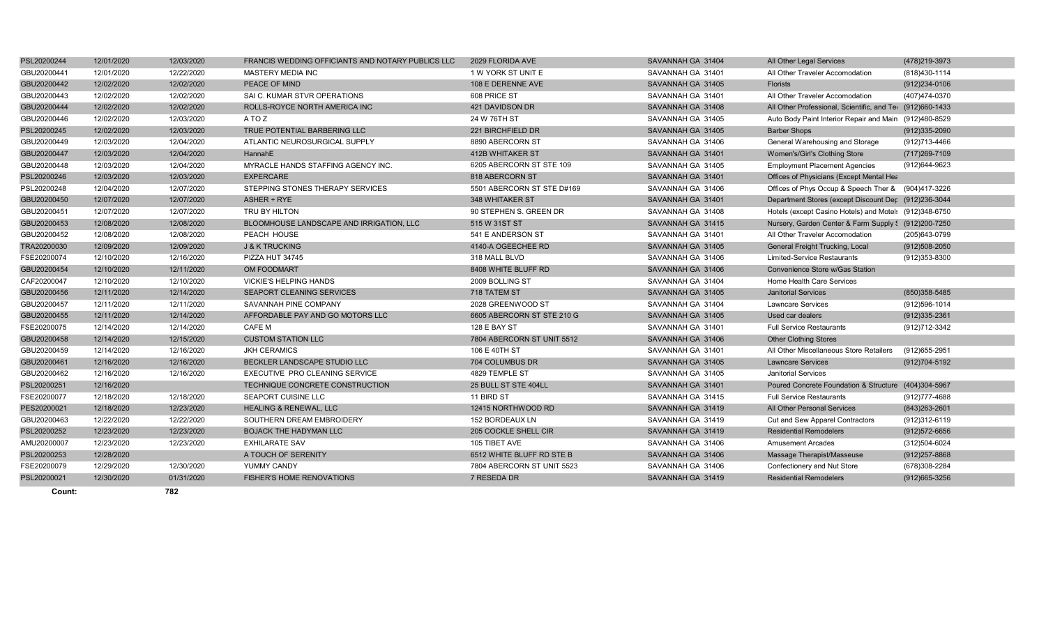| | | | | | | | |
|---|---|---|---|---|---|---|---|
| PSL20200244 | 12/01/2020 | 12/03/2020 | FRANCIS WEDDING OFFICIANTS AND NOTARY PUBLICS LLC | 2029 FLORIDA AVE | SAVANNAH GA 31404 | All Other Legal Services | (478)219-3973 |
| GBU20200441 | 12/01/2020 | 12/22/2020 | MASTERY MEDIA INC | 1 W YORK ST UNIT E | SAVANNAH GA 31401 | All Other Traveler Accomodation | (818)430-1114 |
| GBU20200442 | 12/02/2020 | 12/02/2020 | PEACE OF MIND | 108 E DERENNE AVE | SAVANNAH GA 31405 | Florists | (912)234-0106 |
| GBU20200443 | 12/02/2020 | 12/02/2020 | SAI C. KUMAR STVR OPERATIONS | 608 PRICE ST | SAVANNAH GA 31401 | All Other Traveler Accomodation | (407)474-0370 |
| GBU20200444 | 12/02/2020 | 12/02/2020 | ROLLS-ROYCE NORTH AMERICA INC | 421 DAVIDSON DR | SAVANNAH GA 31408 | All Other Professional, Scientific, and Te | (912)660-1433 |
| GBU20200446 | 12/02/2020 | 12/03/2020 | A TO Z | 24 W 76TH ST | SAVANNAH GA 31405 | Auto Body Paint Interior Repair and Main | (912)480-8529 |
| PSL20200245 | 12/02/2020 | 12/03/2020 | TRUE POTENTIAL BARBERING LLC | 221 BIRCHFIELD DR | SAVANNAH GA 31405 | Barber Shops | (912)335-2090 |
| GBU20200449 | 12/03/2020 | 12/04/2020 | ATLANTIC NEUROSURGICAL SUPPLY | 8890 ABERCORN ST | SAVANNAH GA 31406 | General Warehousing and Storage | (912)713-4466 |
| GBU20200447 | 12/03/2020 | 12/04/2020 | HannahE | 412B WHITAKER ST | SAVANNAH GA 31401 | Women's/Girl's Clothing Store | (717)269-7109 |
| GBU20200448 | 12/03/2020 | 12/04/2020 | MYRACLE HANDS STAFFING AGENCY INC. | 6205 ABERCORN ST STE 109 | SAVANNAH GA 31405 | Employment Placement Agencies | (912)644-9623 |
| PSL20200246 | 12/03/2020 | 12/03/2020 | EXPERCARE | 818 ABERCORN ST | SAVANNAH GA 31401 | Offices of Physicians (Except Mental Hea | |
| PSL20200248 | 12/04/2020 | 12/07/2020 | STEPPING STONES THERAPY SERVICES | 5501 ABERCORN ST STE D#169 | SAVANNAH GA 31406 | Offices of Phys Occup & Speech Ther & | (904)417-3226 |
| GBU20200450 | 12/07/2020 | 12/07/2020 | ASHER + RYE | 348 WHITAKER ST | SAVANNAH GA 31401 | Department Stores (except Discount Dep | (912)236-3044 |
| GBU20200451 | 12/07/2020 | 12/07/2020 | TRU BY HILTON | 90 STEPHEN S. GREEN DR | SAVANNAH GA 31408 | Hotels (except Casino Hotels) and Motels | (912)348-6750 |
| GBU20200453 | 12/08/2020 | 12/08/2020 | BLOOMHOUSE LANDSCAPE AND IRRIGATION, LLC | 515 W 31ST ST | SAVANNAH GA 31415 | Nursery, Garden Center & Farm Supply S | (912)200-7250 |
| GBU20200452 | 12/08/2020 | 12/08/2020 | PEACH HOUSE | 541 E ANDERSON ST | SAVANNAH GA 31401 | All Other Traveler Accomodation | (205)643-0799 |
| TRA20200030 | 12/09/2020 | 12/09/2020 | J & K TRUCKING | 4140-A OGEECHEE RD | SAVANNAH GA 31405 | General Freight Trucking, Local | (912)508-2050 |
| FSE20200074 | 12/10/2020 | 12/16/2020 | PIZZA HUT 34745 | 318 MALL BLVD | SAVANNAH GA 31406 | Limited-Service Restaurants | (912)353-8300 |
| GBU20200454 | 12/10/2020 | 12/11/2020 | OM FOODMART | 8408 WHITE BLUFF RD | SAVANNAH GA 31406 | Convenience Store w/Gas Station | |
| CAF20200047 | 12/10/2020 | 12/10/2020 | VICKIE'S HELPING HANDS | 2009 BOLLING ST | SAVANNAH GA 31404 | Home Health Care Services | |
| GBU20200456 | 12/11/2020 | 12/14/2020 | SEAPORT CLEANING SERVICES | 718 TATEM ST | SAVANNAH GA 31405 | Janitorial Services | (850)358-5485 |
| GBU20200457 | 12/11/2020 | 12/11/2020 | SAVANNAH PINE COMPANY | 2028 GREENWOOD ST | SAVANNAH GA 31404 | Lawncare Services | (912)596-1014 |
| GBU20200455 | 12/11/2020 | 12/14/2020 | AFFORDABLE PAY AND GO MOTORS LLC | 6605 ABERCORN ST STE 210 G | SAVANNAH GA 31405 | Used car dealers | (912)335-2361 |
| FSE20200075 | 12/14/2020 | 12/14/2020 | CAFE M | 128 E BAY ST | SAVANNAH GA 31401 | Full Service Restaurants | (912)712-3342 |
| GBU20200458 | 12/14/2020 | 12/15/2020 | CUSTOM STATION LLC | 7804 ABERCORN ST UNIT 5512 | SAVANNAH GA 31406 | Other Clothing Stores | |
| GBU20200459 | 12/14/2020 | 12/16/2020 | JKH CERAMICS | 106 E 40TH ST | SAVANNAH GA 31401 | All Other Miscellaneous Store Retailers | (912)655-2951 |
| GBU20200461 | 12/16/2020 | 12/16/2020 | BECKLER LANDSCAPE STUDIO LLC | 704 COLUMBUS DR | SAVANNAH GA 31405 | Lawncare Services | (912)704-5192 |
| GBU20200462 | 12/16/2020 | 12/16/2020 | EXECUTIVE PRO CLEANING SERVICE | 4829 TEMPLE ST | SAVANNAH GA 31405 | Janitorial Services | |
| PSL20200251 | 12/16/2020 | | TECHNIQUE CONCRETE CONSTRUCTION | 25 BULL ST STE 404LL | SAVANNAH GA 31401 | Poured Concrete Foundation & Structure | (404)304-5967 |
| FSE20200077 | 12/18/2020 | 12/18/2020 | SEAPORT CUISINE LLC | 11 BIRD ST | SAVANNAH GA 31415 | Full Service Restaurants | (912)777-4688 |
| PES20200021 | 12/18/2020 | 12/23/2020 | HEALING & RENEWAL, LLC | 12415 NORTHWOOD RD | SAVANNAH GA 31419 | All Other Personal Services | (843)263-2601 |
| GBU20200463 | 12/22/2020 | 12/22/2020 | SOUTHERN DREAM EMBROIDERY | 152 BORDEAUX LN | SAVANNAH GA 31419 | Cut and Sew Apparel Contractors | (912)312-6119 |
| PSL20200252 | 12/23/2020 | 12/23/2020 | BOJACK THE HADYMAN LLC | 205 COCKLE SHELL CIR | SAVANNAH GA 31419 | Residential Remodelers | (912)572-6656 |
| AMU20200007 | 12/23/2020 | 12/23/2020 | EXHILARATE SAV | 105 TIBET AVE | SAVANNAH GA 31406 | Amusement Arcades | (312)504-6024 |
| PSL20200253 | 12/28/2020 | | A TOUCH OF SERENITY | 6512 WHITE BLUFF RD STE B | SAVANNAH GA 31406 | Massage Therapist/Masseuse | (912)257-8868 |
| FSE20200079 | 12/29/2020 | 12/30/2020 | YUMMY CANDY | 7804 ABERCORN ST UNIT 5523 | SAVANNAH GA 31406 | Confectionery and Nut Store | (678)308-2284 |
| PSL20200021 | 12/30/2020 | 01/31/2020 | FISHER'S HOME RENOVATIONS | 7 RESEDA DR | SAVANNAH GA 31419 | Residential Remodelers | (912)665-3256 |
| **Count:** | | **782** | | | | | |